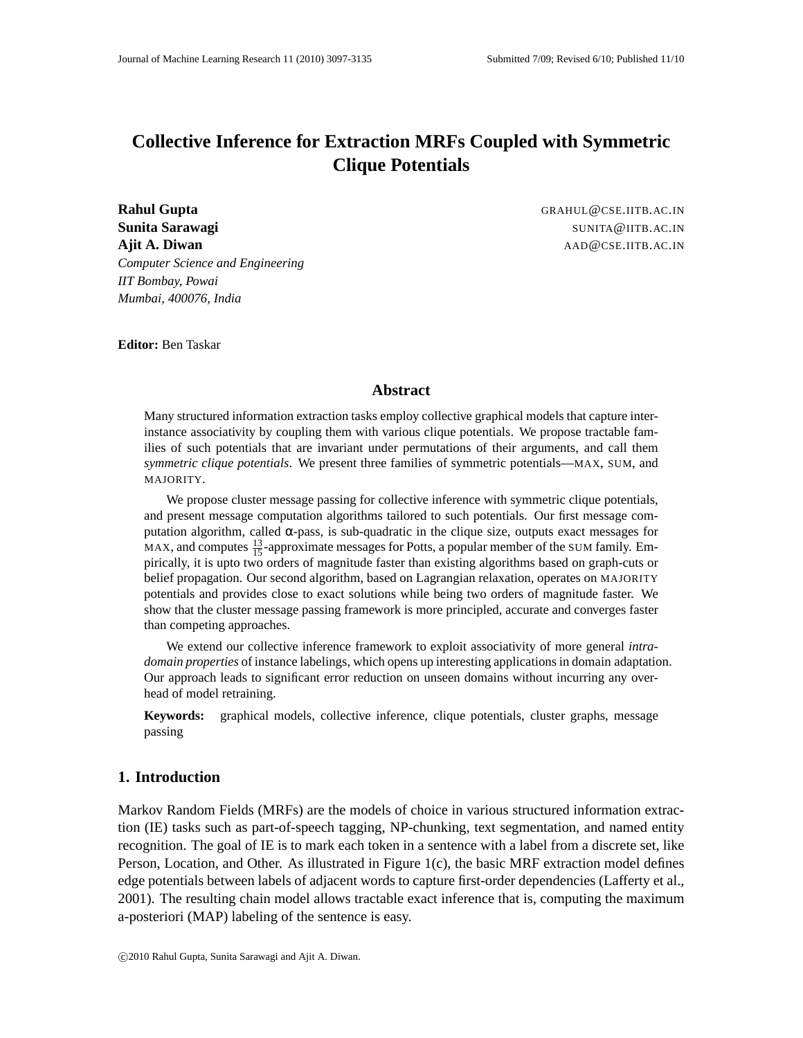# Collective Inference for Extraction MRFs Coupled with Symmetric Clique Potentials

**Rahul Gupta** GRAHUL@CSE.IITB.AC.IN
**Sunita Sarawagi** SUNITA@IITB.AC.IN
**Ajit A. Diwan** AAD@CSE.IITB.AC.IN
*Computer Science and Engineering*
*IIT Bombay, Powai*
*Mumbai, 400076, India*

**Editor:** Ben Taskar

## Abstract

Many structured information extraction tasks employ collective graphical models that capture inter-instance associativity by coupling them with various clique potentials. We propose tractable families of such potentials that are invariant under permutations of their arguments, and call them *symmetric clique potentials*. We present three families of symmetric potentials—MAX, SUM, and MAJORITY.

We propose cluster message passing for collective inference with symmetric clique potentials, and present message computation algorithms tailored to such potentials. Our first message computation algorithm, called α-pass, is sub-quadratic in the clique size, outputs exact messages for MAX, and computes $\frac{13}{15}$-approximate messages for Potts, a popular member of the SUM family. Empirically, it is upto two orders of magnitude faster than existing algorithms based on graph-cuts or belief propagation. Our second algorithm, based on Lagrangian relaxation, operates on MAJORITY potentials and provides close to exact solutions while being two orders of magnitude faster. We show that the cluster message passing framework is more principled, accurate and converges faster than competing approaches.

We extend our collective inference framework to exploit associativity of more general *intra-domain properties* of instance labelings, which opens up interesting applications in domain adaptation. Our approach leads to significant error reduction on unseen domains without incurring any overhead of model retraining.

**Keywords:** graphical models, collective inference, clique potentials, cluster graphs, message passing

## 1. Introduction

Markov Random Fields (MRFs) are the models of choice in various structured information extraction (IE) tasks such as part-of-speech tagging, NP-chunking, text segmentation, and named entity recognition. The goal of IE is to mark each token in a sentence with a label from a discrete set, like Person, Location, and Other. As illustrated in Figure 1(c), the basic MRF extraction model defines edge potentials between labels of adjacent words to capture first-order dependencies (Lafferty et al., 2001). The resulting chain model allows tractable exact inference that is, computing the maximum a-posteriori (MAP) labeling of the sentence is easy.

©2010 Rahul Gupta, Sunita Sarawagi and Ajit A. Diwan.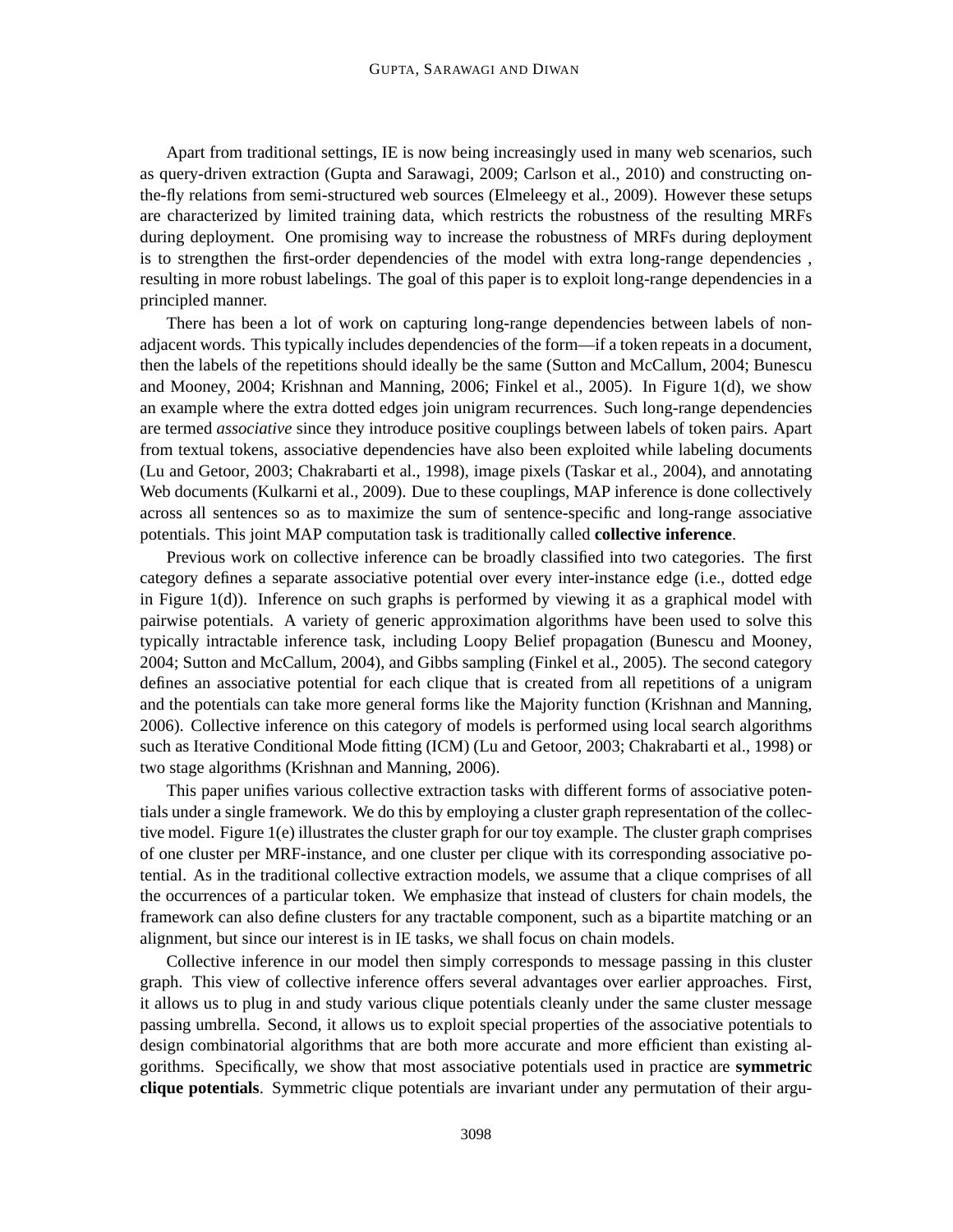Apart from traditional settings, IE is now being increasingly used in many web scenarios, such as query-driven extraction (Gupta and Sarawagi, 2009; Carlson et al., 2010) and constructing on-the-fly relations from semi-structured web sources (Elmeleegy et al., 2009). However these setups are characterized by limited training data, which restricts the robustness of the resulting MRFs during deployment. One promising way to increase the robustness of MRFs during deployment is to strengthen the first-order dependencies of the model with extra long-range dependencies , resulting in more robust labelings. The goal of this paper is to exploit long-range dependencies in a principled manner.

There has been a lot of work on capturing long-range dependencies between labels of non-adjacent words. This typically includes dependencies of the form—if a token repeats in a document, then the labels of the repetitions should ideally be the same (Sutton and McCallum, 2004; Bunescu and Mooney, 2004; Krishnan and Manning, 2006; Finkel et al., 2005). In Figure 1(d), we show an example where the extra dotted edges join unigram recurrences. Such long-range dependencies are termed *associative* since they introduce positive couplings between labels of token pairs. Apart from textual tokens, associative dependencies have also been exploited while labeling documents (Lu and Getoor, 2003; Chakrabarti et al., 1998), image pixels (Taskar et al., 2004), and annotating Web documents (Kulkarni et al., 2009). Due to these couplings, MAP inference is done collectively across all sentences so as to maximize the sum of sentence-specific and long-range associative potentials. This joint MAP computation task is traditionally called **collective inference**.

Previous work on collective inference can be broadly classified into two categories. The first category defines a separate associative potential over every inter-instance edge (i.e., dotted edge in Figure 1(d)). Inference on such graphs is performed by viewing it as a graphical model with pairwise potentials. A variety of generic approximation algorithms have been used to solve this typically intractable inference task, including Loopy Belief propagation (Bunescu and Mooney, 2004; Sutton and McCallum, 2004), and Gibbs sampling (Finkel et al., 2005). The second category defines an associative potential for each clique that is created from all repetitions of a unigram and the potentials can take more general forms like the Majority function (Krishnan and Manning, 2006). Collective inference on this category of models is performed using local search algorithms such as Iterative Conditional Mode fitting (ICM) (Lu and Getoor, 2003; Chakrabarti et al., 1998) or two stage algorithms (Krishnan and Manning, 2006).

This paper unifies various collective extraction tasks with different forms of associative potentials under a single framework. We do this by employing a cluster graph representation of the collective model. Figure 1(e) illustrates the cluster graph for our toy example. The cluster graph comprises of one cluster per MRF-instance, and one cluster per clique with its corresponding associative potential. As in the traditional collective extraction models, we assume that a clique comprises of all the occurrences of a particular token. We emphasize that instead of clusters for chain models, the framework can also define clusters for any tractable component, such as a bipartite matching or an alignment, but since our interest is in IE tasks, we shall focus on chain models.

Collective inference in our model then simply corresponds to message passing in this cluster graph. This view of collective inference offers several advantages over earlier approaches. First, it allows us to plug in and study various clique potentials cleanly under the same cluster message passing umbrella. Second, it allows us to exploit special properties of the associative potentials to design combinatorial algorithms that are both more accurate and more efficient than existing algorithms. Specifically, we show that most associative potentials used in practice are **symmetric clique potentials**. Symmetric clique potentials are invariant under any permutation of their argu-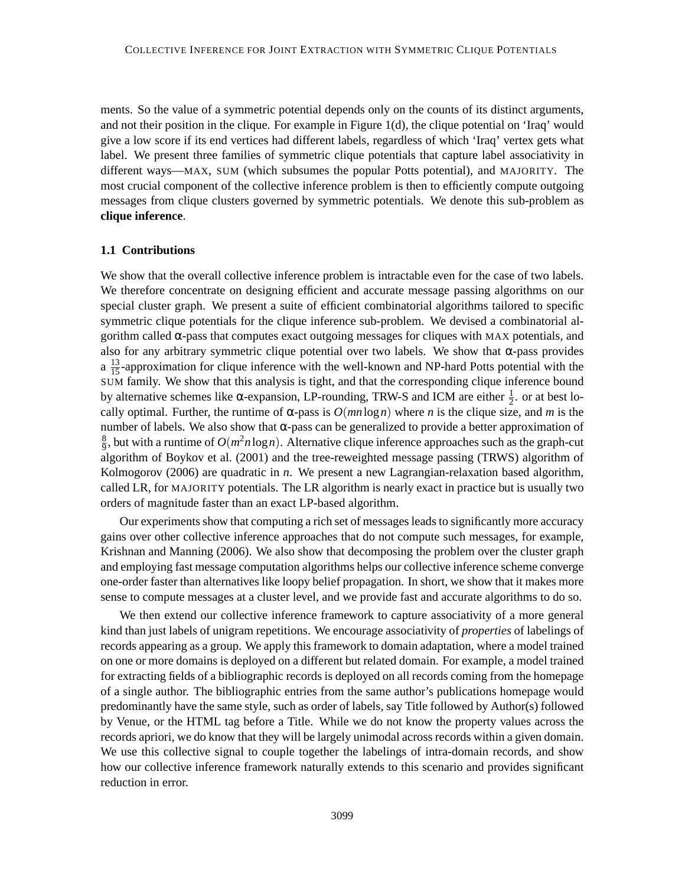ments. So the value of a symmetric potential depends only on the counts of its distinct arguments, and not their position in the clique. For example in Figure 1(d), the clique potential on 'Iraq' would give a low score if its end vertices had different labels, regardless of which 'Iraq' vertex gets what label. We present three families of symmetric clique potentials that capture label associativity in different ways—MAX, SUM (which subsumes the popular Potts potential), and MAJORITY. The most crucial component of the collective inference problem is then to efficiently compute outgoing messages from clique clusters governed by symmetric potentials. We denote this sub-problem as **clique inference**.

### 1.1 Contributions

We show that the overall collective inference problem is intractable even for the case of two labels. We therefore concentrate on designing efficient and accurate message passing algorithms on our special cluster graph. We present a suite of efficient combinatorial algorithms tailored to specific symmetric clique potentials for the clique inference sub-problem. We devised a combinatorial algorithm called $\alpha$-pass that computes exact outgoing messages for cliques with MAX potentials, and also for any arbitrary symmetric clique potential over two labels. We show that $\alpha$-pass provides a $\frac{13}{15}$-approximation for clique inference with the well-known and NP-hard Potts potential with the SUM family. We show that this analysis is tight, and that the corresponding clique inference bound by alternative schemes like $\alpha$-expansion, LP-rounding, TRW-S and ICM are either $\frac{1}{2}$. or at best locally optimal. Further, the runtime of $\alpha$-pass is $O(mn \log n)$ where $n$ is the clique size, and $m$ is the number of labels. We also show that $\alpha$-pass can be generalized to provide a better approximation of $\frac{8}{9}$, but with a runtime of $O(m^2 n \log n)$. Alternative clique inference approaches such as the graph-cut algorithm of Boykov et al. (2001) and the tree-reweighted message passing (TRWS) algorithm of Kolmogorov (2006) are quadratic in $n$. We present a new Lagrangian-relaxation based algorithm, called LR, for MAJORITY potentials. The LR algorithm is nearly exact in practice but is usually two orders of magnitude faster than an exact LP-based algorithm.

Our experiments show that computing a rich set of messages leads to significantly more accuracy gains over other collective inference approaches that do not compute such messages, for example, Krishnan and Manning (2006). We also show that decomposing the problem over the cluster graph and employing fast message computation algorithms helps our collective inference scheme converge one-order faster than alternatives like loopy belief propagation. In short, we show that it makes more sense to compute messages at a cluster level, and we provide fast and accurate algorithms to do so.

We then extend our collective inference framework to capture associativity of a more general kind than just labels of unigram repetitions. We encourage associativity of *properties* of labelings of records appearing as a group. We apply this framework to domain adaptation, where a model trained on one or more domains is deployed on a different but related domain. For example, a model trained for extracting fields of a bibliographic records is deployed on all records coming from the homepage of a single author. The bibliographic entries from the same author's publications homepage would predominantly have the same style, such as order of labels, say Title followed by Author(s) followed by Venue, or the HTML tag before a Title. While we do not know the property values across the records apriori, we do know that they will be largely unimodal across records within a given domain. We use this collective signal to couple together the labelings of intra-domain records, and show how our collective inference framework naturally extends to this scenario and provides significant reduction in error.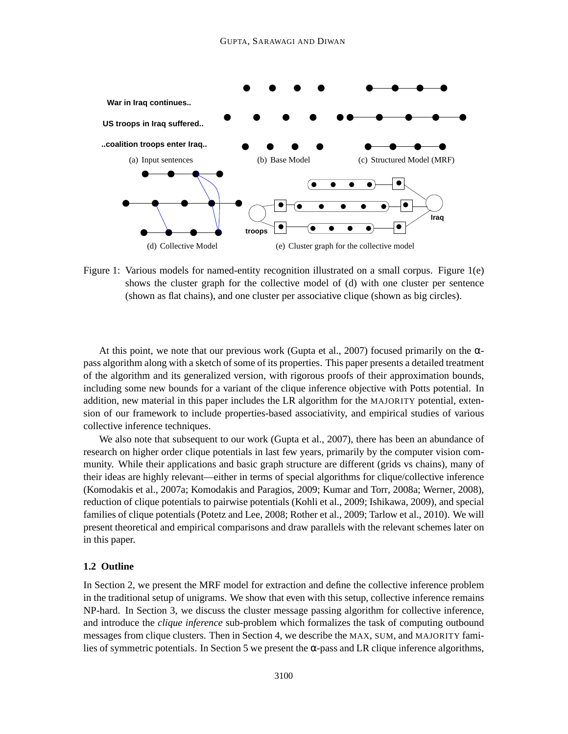War in Iraq continues..

US troops in Iraq suffered..

..coalition troops enter Iraq..

(a) Input sentences

(b) Base Model

(c) Structured Model (MRF)

(d) Collective Model

troops

Iraq

(e) Cluster graph for the collective model

Figure 1: Various models for named-entity recognition illustrated on a small corpus. Figure 1(e) shows the cluster graph for the collective model of (d) with one cluster per sentence (shown as flat chains), and one cluster per associative clique (shown as big circles).

At this point, we note that our previous work (Gupta et al., 2007) focused primarily on the $\alpha$-pass algorithm along with a sketch of some of its properties. This paper presents a detailed treatment of the algorithm and its generalized version, with rigorous proofs of their approximation bounds, including some new bounds for a variant of the clique inference objective with Potts potential. In addition, new material in this paper includes the LR algorithm for the MAJORITY potential, extension of our framework to include properties-based associativity, and empirical studies of various collective inference techniques.

We also note that subsequent to our work (Gupta et al., 2007), there has been an abundance of research on higher order clique potentials in last few years, primarily by the computer vision community. While their applications and basic graph structure are different (grids vs chains), many of their ideas are highly relevant—either in terms of special algorithms for clique/collective inference (Komodakis et al., 2007a; Komodakis and Paragios, 2009; Kumar and Torr, 2008a; Werner, 2008), reduction of clique potentials to pairwise potentials (Kohli et al., 2009; Ishikawa, 2009), and special families of clique potentials (Potetz and Lee, 2008; Rother et al., 2009; Tarlow et al., 2010). We will present theoretical and empirical comparisons and draw parallels with the relevant schemes later on in this paper.

### 1.2 Outline

In Section 2, we present the MRF model for extraction and define the collective inference problem in the traditional setup of unigrams. We show that even with this setup, collective inference remains NP-hard. In Section 3, we discuss the cluster message passing algorithm for collective inference, and introduce the *clique inference* sub-problem which formalizes the task of computing outbound messages from clique clusters. Then in Section 4, we describe the MAX, SUM, and MAJORITY families of symmetric potentials. In Section 5 we present the $\alpha$-pass and LR clique inference algorithms,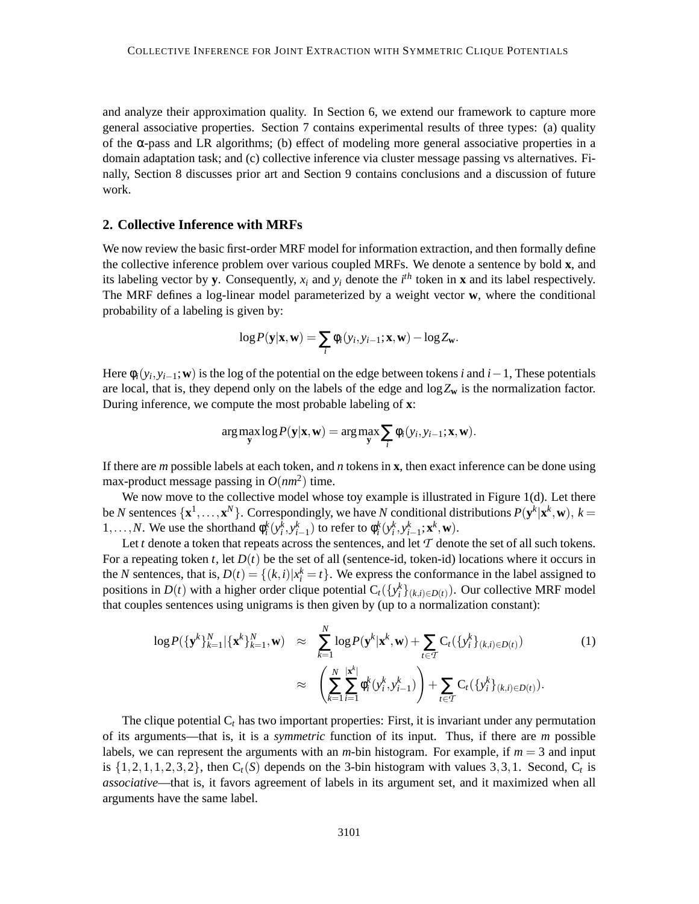and analyze their approximation quality. In Section 6, we extend our framework to capture more general associative properties. Section 7 contains experimental results of three types: (a) quality of the $\alpha$-pass and LR algorithms; (b) effect of modeling more general associative properties in a domain adaptation task; and (c) collective inference via cluster message passing vs alternatives. Finally, Section 8 discusses prior art and Section 9 contains conclusions and a discussion of future work.

## 2. Collective Inference with MRFs

We now review the basic first-order MRF model for information extraction, and then formally define the collective inference problem over various coupled MRFs. We denote a sentence by bold $\mathbf{x}$, and its labeling vector by $\mathbf{y}$. Consequently, $x_i$ and $y_i$ denote the $i^{th}$ token in $\mathbf{x}$ and its label respectively. The MRF defines a log-linear model parameterized by a weight vector $\mathbf{w}$, where the conditional probability of a labeling is given by:

$$\log P(\mathbf{y}|\mathbf{x},\mathbf{w}) = \sum_i \phi_i(y_i, y_{i-1}; \mathbf{x}, \mathbf{w}) - \log Z_{\mathbf{w}}.$$

Here $\phi_i(y_i, y_{i-1}; \mathbf{w})$ is the log of the potential on the edge between tokens $i$ and $i-1$, These potentials are local, that is, they depend only on the labels of the edge and $\log Z_{\mathbf{w}}$ is the normalization factor. During inference, we compute the most probable labeling of $\mathbf{x}$:

$$\arg\max_{\mathbf{y}} \log P(\mathbf{y}|\mathbf{x},\mathbf{w}) = \arg\max_{\mathbf{y}} \sum_i \phi_i(y_i, y_{i-1}; \mathbf{x}, \mathbf{w}).$$

If there are $m$ possible labels at each token, and $n$ tokens in $\mathbf{x}$, then exact inference can be done using max-product message passing in $O(nm^2)$ time.

We now move to the collective model whose toy example is illustrated in Figure 1(d). Let there be $N$ sentences $\{\mathbf{x}^1, \ldots, \mathbf{x}^N\}$. Correspondingly, we have $N$ conditional distributions $P(\mathbf{y}^k|\mathbf{x}^k, \mathbf{w})$, $k = 1, \ldots, N$. We use the shorthand $\phi_i^k(y_i^k, y_{i-1}^k)$ to refer to $\phi_i^k(y_i^k, y_{i-1}^k; \mathbf{x}^k, \mathbf{w})$.

Let $t$ denote a token that repeats across the sentences, and let $\mathcal{T}$ denote the set of all such tokens. For a repeating token $t$, let $D(t)$ be the set of all (sentence-id, token-id) locations where it occurs in the $N$ sentences, that is, $D(t) = \{(k,i)|x_i^k = t\}$. We express the conformance in the label assigned to positions in $D(t)$ with a higher order clique potential $C_t(\{y_i^k\}_{(k,i)\in D(t)})$. Our collective MRF model that couples sentences using unigrams is then given by (up to a normalization constant):

$$\begin{aligned}
\log P(\{\mathbf{y}^k\}_{k=1}^N | \{\mathbf{x}^k\}_{k=1}^N, \mathbf{w}) &\approx \sum_{k=1}^{N} \log P(\mathbf{y}^k|\mathbf{x}^k, \mathbf{w}) + \sum_{t\in\mathcal{T}} C_t(\{y_i^k\}_{(k,i)\in D(t)}) \qquad (1)\\
&\approx \left( \sum_{k=1}^{N} \sum_{i=1}^{|\mathbf{x}^k|} \phi_i^k(y_i^k, y_{i-1}^k) \right) + \sum_{t\in\mathcal{T}} C_t(\{y_i^k\}_{(k,i)\in D(t)}).
\end{aligned}$$

The clique potential $C_t$ has two important properties: First, it is invariant under any permutation of its arguments—that is, it is a *symmetric* function of its input. Thus, if there are $m$ possible labels, we can represent the arguments with an $m$-bin histogram. For example, if $m = 3$ and input is $\{1,2,1,1,2,3,2\}$, then $C_t(S)$ depends on the 3-bin histogram with values $3,3,1$. Second, $C_t$ is *associative*—that is, it favors agreement of labels in its argument set, and it maximized when all arguments have the same label.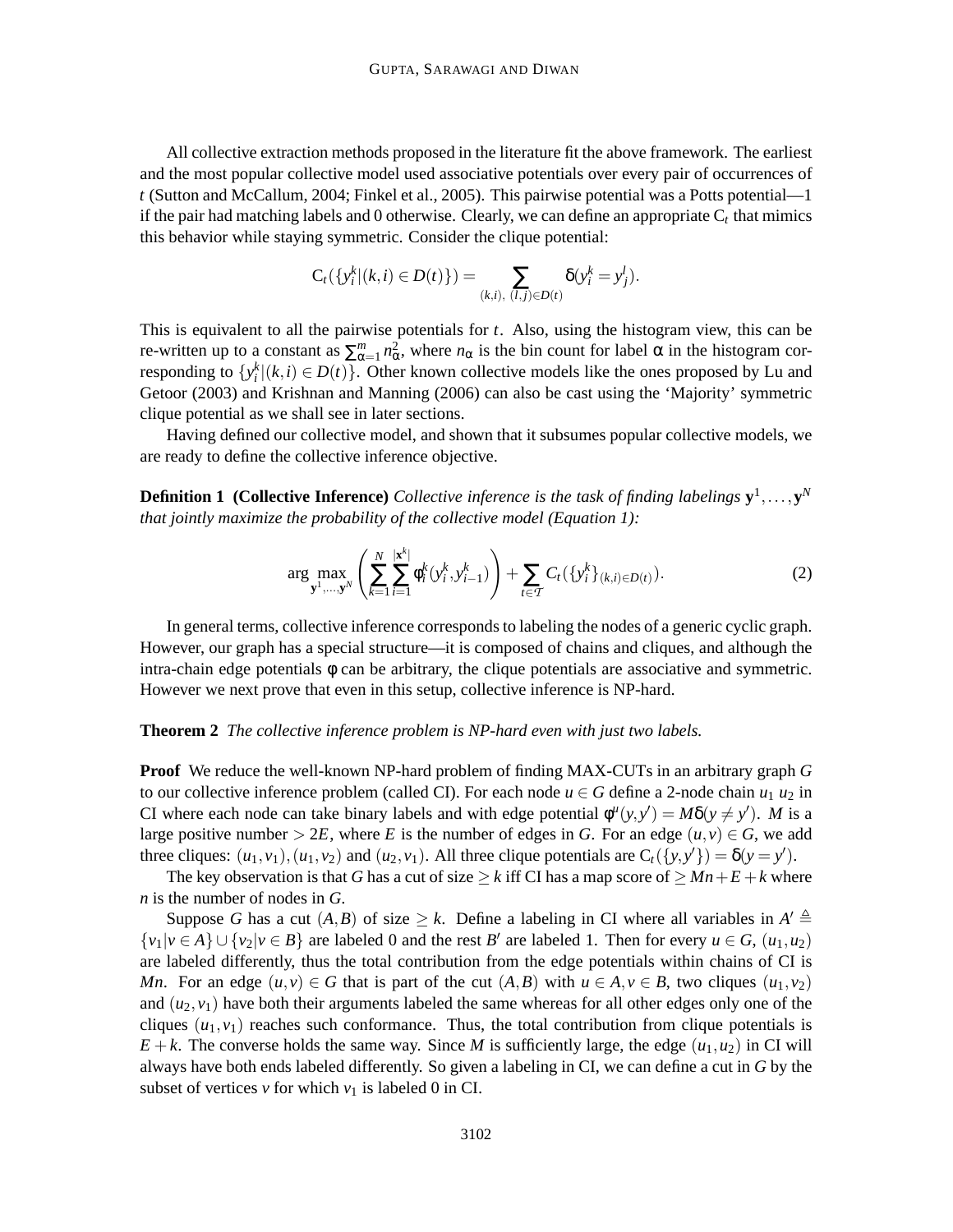All collective extraction methods proposed in the literature fit the above framework. The earliest and the most popular collective model used associative potentials over every pair of occurrences of $t$ (Sutton and McCallum, 2004; Finkel et al., 2005). This pairwise potential was a Potts potential—1 if the pair had matching labels and 0 otherwise. Clearly, we can define an appropriate $C_t$ that mimics this behavior while staying symmetric. Consider the clique potential:

$$C_t(\{y_i^k | (k,i) \in D(t)\}) = \sum_{(k,i),\ (l,j) \in D(t)} \delta(y_i^k = y_j^l).$$

This is equivalent to all the pairwise potentials for $t$. Also, using the histogram view, this can be re-written up to a constant as $\sum_{\alpha=1}^{m} n_\alpha^2$, where $n_\alpha$ is the bin count for label $\alpha$ in the histogram corresponding to $\{y_i^k | (k,i) \in D(t)\}$. Other known collective models like the ones proposed by Lu and Getoor (2003) and Krishnan and Manning (2006) can also be cast using the 'Majority' symmetric clique potential as we shall see in later sections.

Having defined our collective model, and shown that it subsumes popular collective models, we are ready to define the collective inference objective.

**Definition 1 (Collective Inference)** *Collective inference is the task of finding labelings $\mathbf{y}^1, \ldots, \mathbf{y}^N$ that jointly maximize the probability of the collective model (Equation 1):*

$$\arg\max_{\mathbf{y}^1,\ldots,\mathbf{y}^N} \left( \sum_{k=1}^{N} \sum_{i=1}^{|\mathbf{x}^k|} \phi_i^k(y_i^k, y_{i-1}^k) \right) + \sum_{t \in \mathcal{T}} C_t(\{y_i^k\}_{(k,i) \in D(t)}). \tag{2}$$

In general terms, collective inference corresponds to labeling the nodes of a generic cyclic graph. However, our graph has a special structure—it is composed of chains and cliques, and although the intra-chain edge potentials $\phi$ can be arbitrary, the clique potentials are associative and symmetric. However we next prove that even in this setup, collective inference is NP-hard.

**Theorem 2** *The collective inference problem is NP-hard even with just two labels.*

**Proof** We reduce the well-known NP-hard problem of finding MAX-CUTs in an arbitrary graph $G$ to our collective inference problem (called CI). For each node $u \in G$ define a 2-node chain $u_1\ u_2$ in CI where each node can take binary labels and with edge potential $\phi^u(y, y') = M\delta(y \neq y')$. $M$ is a large positive number $> 2E$, where $E$ is the number of edges in $G$. For an edge $(u, v) \in G$, we add three cliques: $(u_1, v_1), (u_1, v_2)$ and $(u_2, v_1)$. All three clique potentials are $C_t(\{y, y'\}) = \delta(y = y')$.

The key observation is that $G$ has a cut of size $\geq k$ iff CI has a map score of $\geq Mn + E + k$ where $n$ is the number of nodes in $G$.

Suppose $G$ has a cut $(A, B)$ of size $\geq k$. Define a labeling in CI where all variables in $A' \triangleq \{v_1 | v \in A\} \cup \{v_2 | v \in B\}$ are labeled 0 and the rest $B'$ are labeled 1. Then for every $u \in G$, $(u_1, u_2)$ are labeled differently, thus the total contribution from the edge potentials within chains of CI is $Mn$. For an edge $(u, v) \in G$ that is part of the cut $(A, B)$ with $u \in A, v \in B$, two cliques $(u_1, v_2)$ and $(u_2, v_1)$ have both their arguments labeled the same whereas for all other edges only one of the cliques $(u_1, v_1)$ reaches such conformance. Thus, the total contribution from clique potentials is $E + k$. The converse holds the same way. Since $M$ is sufficiently large, the edge $(u_1, u_2)$ in CI will always have both ends labeled differently. So given a labeling in CI, we can define a cut in $G$ by the subset of vertices $v$ for which $v_1$ is labeled 0 in CI.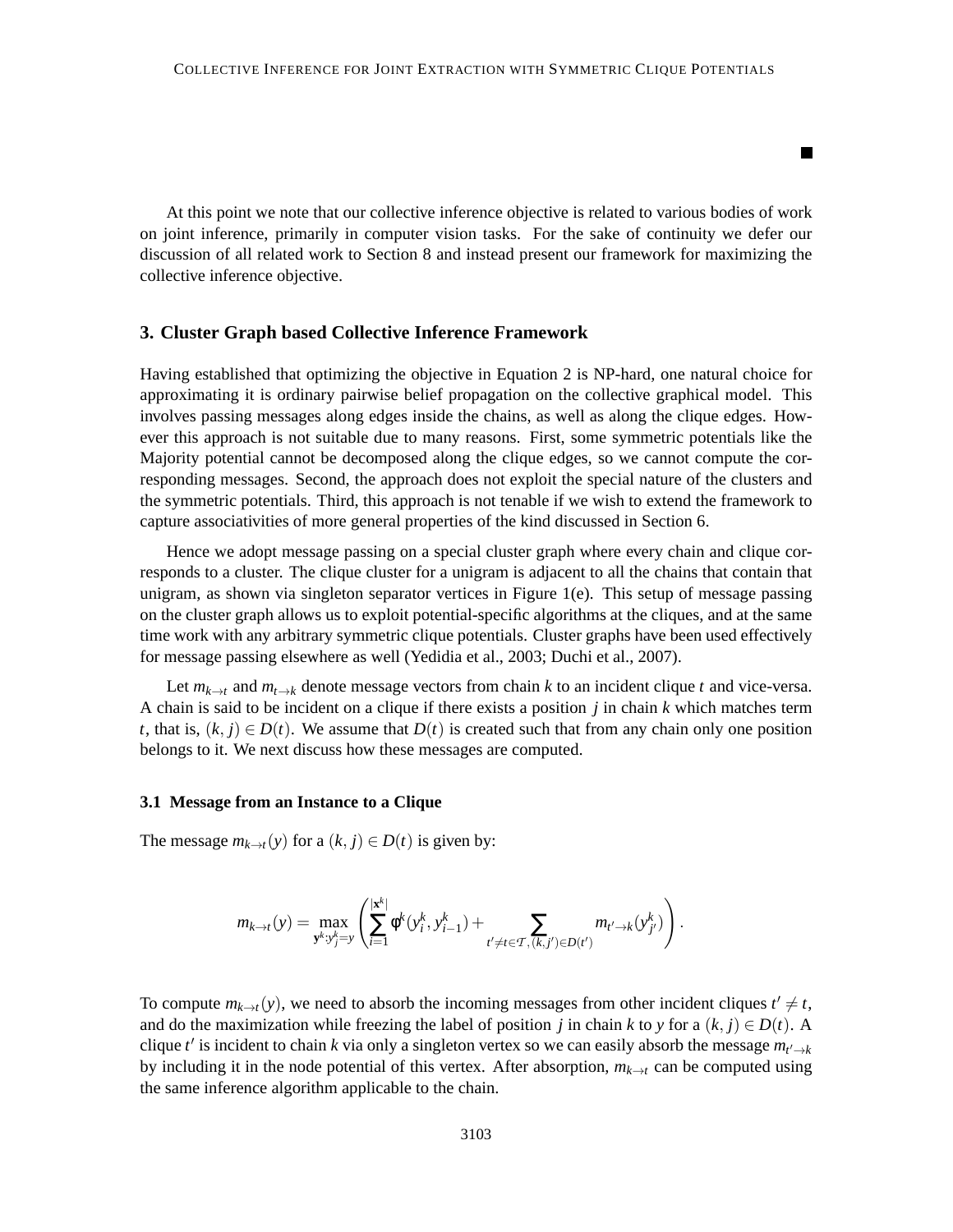■

At this point we note that our collective inference objective is related to various bodies of work on joint inference, primarily in computer vision tasks. For the sake of continuity we defer our discussion of all related work to Section 8 and instead present our framework for maximizing the collective inference objective.

## 3. Cluster Graph based Collective Inference Framework

Having established that optimizing the objective in Equation 2 is NP-hard, one natural choice for approximating it is ordinary pairwise belief propagation on the collective graphical model. This involves passing messages along edges inside the chains, as well as along the clique edges. However this approach is not suitable due to many reasons. First, some symmetric potentials like the Majority potential cannot be decomposed along the clique edges, so we cannot compute the corresponding messages. Second, the approach does not exploit the special nature of the clusters and the symmetric potentials. Third, this approach is not tenable if we wish to extend the framework to capture associativities of more general properties of the kind discussed in Section 6.

Hence we adopt message passing on a special cluster graph where every chain and clique corresponds to a cluster. The clique cluster for a unigram is adjacent to all the chains that contain that unigram, as shown via singleton separator vertices in Figure 1(e). This setup of message passing on the cluster graph allows us to exploit potential-specific algorithms at the cliques, and at the same time work with any arbitrary symmetric clique potentials. Cluster graphs have been used effectively for message passing elsewhere as well (Yedidia et al., 2003; Duchi et al., 2007).

Let $m_{k \to t}$ and $m_{t \to k}$ denote message vectors from chain $k$ to an incident clique $t$ and vice-versa. A chain is said to be incident on a clique if there exists a position $j$ in chain $k$ which matches term $t$, that is, $(k, j) \in D(t)$. We assume that $D(t)$ is created such that from any chain only one position belongs to it. We next discuss how these messages are computed.

### 3.1 Message from an Instance to a Clique

The message $m_{k \to t}(y)$ for a $(k, j) \in D(t)$ is given by:

$$m_{k \to t}(y) = \max_{\mathbf{y}^k : y^k_j = y} \left( \sum_{i=1}^{|\mathbf{x}^k|} \phi^k(y^k_i, y^k_{i-1}) + \sum_{t' \neq t \in \mathcal{T}, (k, j') \in D(t')} m_{t' \to k}(y^k_{j'}) \right).$$

To compute $m_{k \to t}(y)$, we need to absorb the incoming messages from other incident cliques $t' \neq t$, and do the maximization while freezing the label of position $j$ in chain $k$ to $y$ for a $(k, j) \in D(t)$. A clique $t'$ is incident to chain $k$ via only a singleton vertex so we can easily absorb the message $m_{t' \to k}$ by including it in the node potential of this vertex. After absorption, $m_{k \to t}$ can be computed using the same inference algorithm applicable to the chain.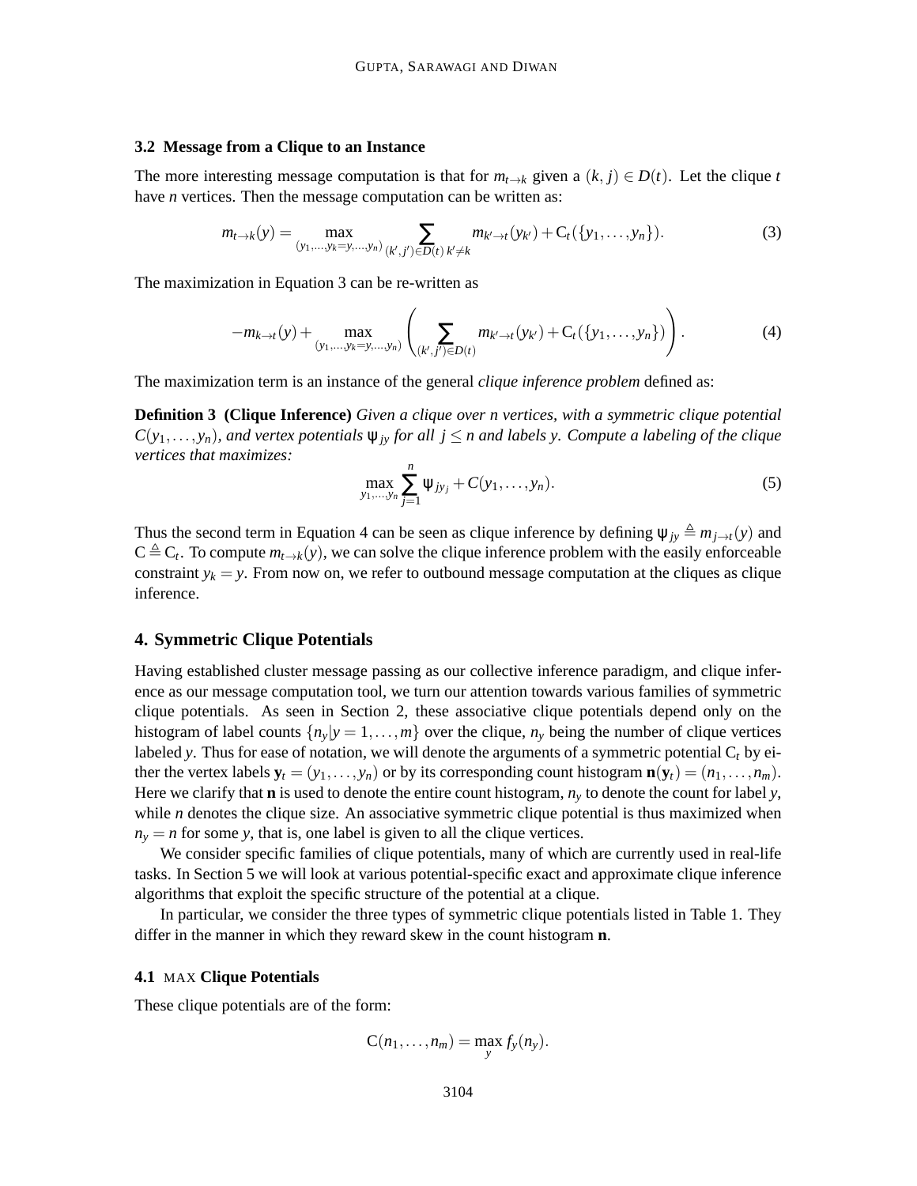### 3.2 Message from a Clique to an Instance

The more interesting message computation is that for $m_{t\to k}$ given a $(k, j) \in D(t)$. Let the clique $t$ have $n$ vertices. Then the message computation can be written as:

$$m_{t\to k}(y) = \max_{(y_1,\ldots,y_k=y,\ldots,y_n)} \sum_{(k',j')\in D(t)\, k'\neq k} m_{k'\to t}(y_{k'}) + \mathrm{C}_t(\{y_1,\ldots,y_n\}). \tag{3}$$

The maximization in Equation 3 can be re-written as

$$-m_{k\to t}(y) + \max_{(y_1,\ldots,y_k=y,\ldots,y_n)} \left( \sum_{(k',j')\in D(t)} m_{k'\to t}(y_{k'}) + \mathrm{C}_t(\{y_1,\ldots,y_n\}) \right). \tag{4}$$

The maximization term is an instance of the general *clique inference problem* defined as:

**Definition 3 (Clique Inference)** *Given a clique over n vertices, with a symmetric clique potential $C(y_1,\ldots,y_n)$, and vertex potentials $\psi_{jy}$ for all $j \leq n$ and labels $y$. Compute a labeling of the clique vertices that maximizes:*

$$\max_{y_1,\ldots,y_n} \sum_{j=1}^{n} \psi_{jy_j} + C(y_1,\ldots,y_n). \tag{5}$$

Thus the second term in Equation 4 can be seen as clique inference by defining $\psi_{jy} \triangleq m_{j\to t}(y)$ and $\mathrm{C} \triangleq \mathrm{C}_t$. To compute $m_{t\to k}(y)$, we can solve the clique inference problem with the easily enforceable constraint $y_k = y$. From now on, we refer to outbound message computation at the cliques as clique inference.

## 4. Symmetric Clique Potentials

Having established cluster message passing as our collective inference paradigm, and clique inference as our message computation tool, we turn our attention towards various families of symmetric clique potentials. As seen in Section 2, these associative clique potentials depend only on the histogram of label counts $\{n_y | y = 1,\ldots,m\}$ over the clique, $n_y$ being the number of clique vertices labeled $y$. Thus for ease of notation, we will denote the arguments of a symmetric potential $\mathrm{C}_t$ by either the vertex labels $\mathbf{y}_t = (y_1,\ldots,y_n)$ or by its corresponding count histogram $\mathbf{n}(\mathbf{y}_t) = (n_1,\ldots,n_m)$. Here we clarify that $\mathbf{n}$ is used to denote the entire count histogram, $n_y$ to denote the count for label $y$, while $n$ denotes the clique size. An associative symmetric clique potential is thus maximized when $n_y = n$ for some $y$, that is, one label is given to all the clique vertices.

We consider specific families of clique potentials, many of which are currently used in real-life tasks. In Section 5 we will look at various potential-specific exact and approximate clique inference algorithms that exploit the specific structure of the potential at a clique.

In particular, we consider the three types of symmetric clique potentials listed in Table 1. They differ in the manner in which they reward skew in the count histogram $\mathbf{n}$.

### 4.1 MAX Clique Potentials

These clique potentials are of the form:

$$\mathrm{C}(n_1,\ldots,n_m) = \max_y f_y(n_y).$$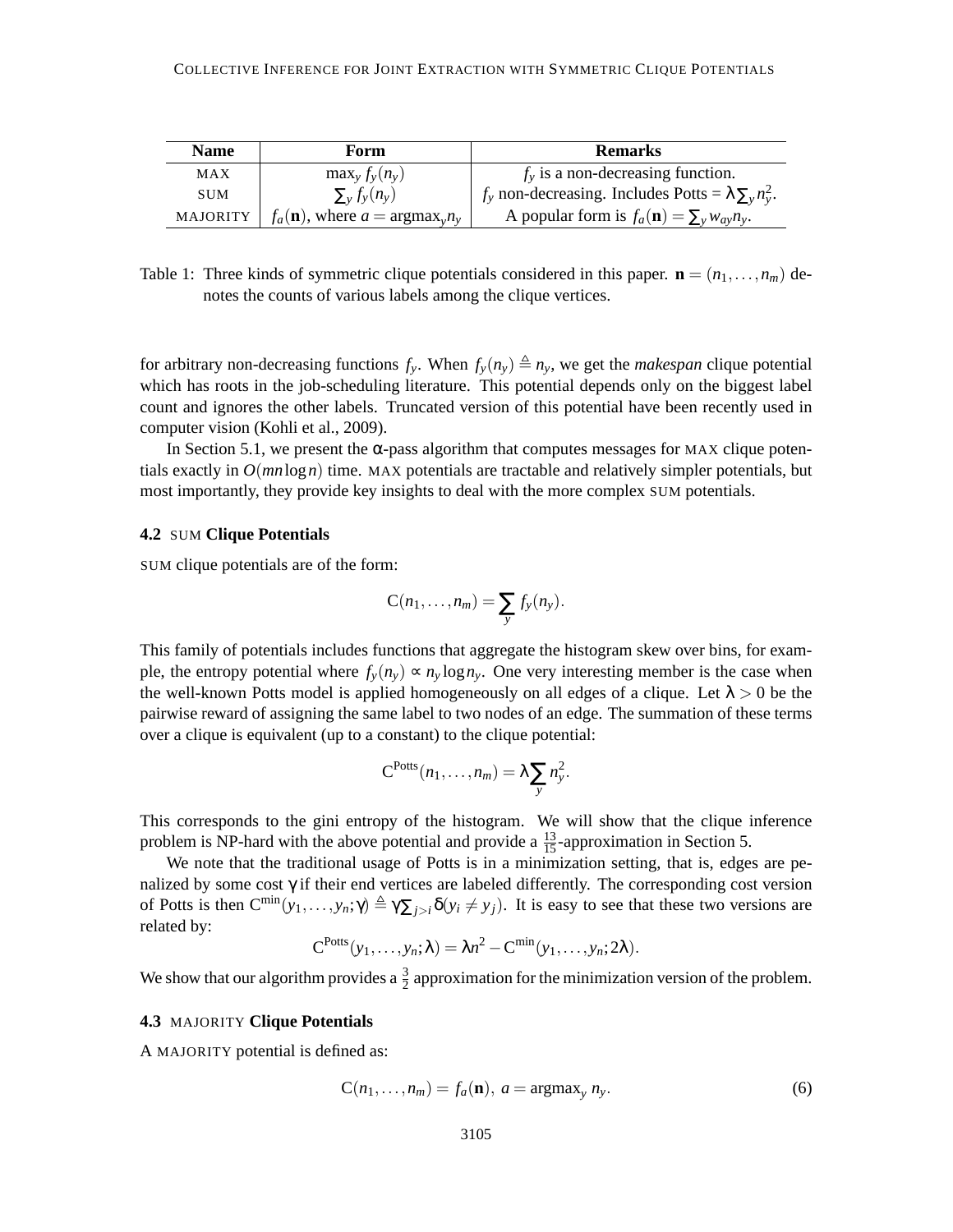| Name | Form | Remarks |
|---|---|---|
| MAX | $\max_y f_y(n_y)$ | $f_y$ is a non-decreasing function. |
| SUM | $\sum_y f_y(n_y)$ | $f_y$ non-decreasing. Includes Potts = $\lambda \sum_y n_y^2$. |
| MAJORITY | $f_a(\mathbf{n})$, where $a = \text{argmax}_y n_y$ | A popular form is $f_a(\mathbf{n}) = \sum_y w_{ay} n_y$. |

Table 1: Three kinds of symmetric clique potentials considered in this paper. $\mathbf{n} = (n_1, \ldots, n_m)$ denotes the counts of various labels among the clique vertices.

for arbitrary non-decreasing functions $f_y$. When $f_y(n_y) \triangleq n_y$, we get the *makespan* clique potential which has roots in the job-scheduling literature. This potential depends only on the biggest label count and ignores the other labels. Truncated version of this potential have been recently used in computer vision (Kohli et al., 2009).

In Section 5.1, we present the $\alpha$-pass algorithm that computes messages for MAX clique potentials exactly in $O(mn \log n)$ time. MAX potentials are tractable and relatively simpler potentials, but most importantly, they provide key insights to deal with the more complex SUM potentials.

### 4.2 SUM Clique Potentials

SUM clique potentials are of the form:

$$\mathrm{C}(n_1, \ldots, n_m) = \sum_y f_y(n_y).$$

This family of potentials includes functions that aggregate the histogram skew over bins, for example, the entropy potential where $f_y(n_y) \propto n_y \log n_y$. One very interesting member is the case when the well-known Potts model is applied homogeneously on all edges of a clique. Let $\lambda > 0$ be the pairwise reward of assigning the same label to two nodes of an edge. The summation of these terms over a clique is equivalent (up to a constant) to the clique potential:

$$\mathrm{C}^{\text{Potts}}(n_1, \ldots, n_m) = \lambda \sum_y n_y^2.$$

This corresponds to the gini entropy of the histogram. We will show that the clique inference problem is NP-hard with the above potential and provide a $\frac{13}{15}$-approximation in Section 5.

We note that the traditional usage of Potts is in a minimization setting, that is, edges are penalized by some cost $\gamma$ if their end vertices are labeled differently. The corresponding cost version of Potts is then $\mathrm{C}^{\min}(y_1, \ldots, y_n; \gamma) \triangleq \gamma \sum_{j>i} \delta(y_i \neq y_j)$. It is easy to see that these two versions are related by:

$$\mathrm{C}^{\text{Potts}}(y_1, \ldots, y_n; \lambda) = \lambda n^2 - \mathrm{C}^{\min}(y_1, \ldots, y_n; 2\lambda).$$

We show that our algorithm provides a $\frac{3}{2}$ approximation for the minimization version of the problem.

### 4.3 MAJORITY Clique Potentials

A MAJORITY potential is defined as:

$$\mathrm{C}(n_1, \ldots, n_m) = f_a(\mathbf{n}),\ a = \text{argmax}_y\ n_y. \tag{6}$$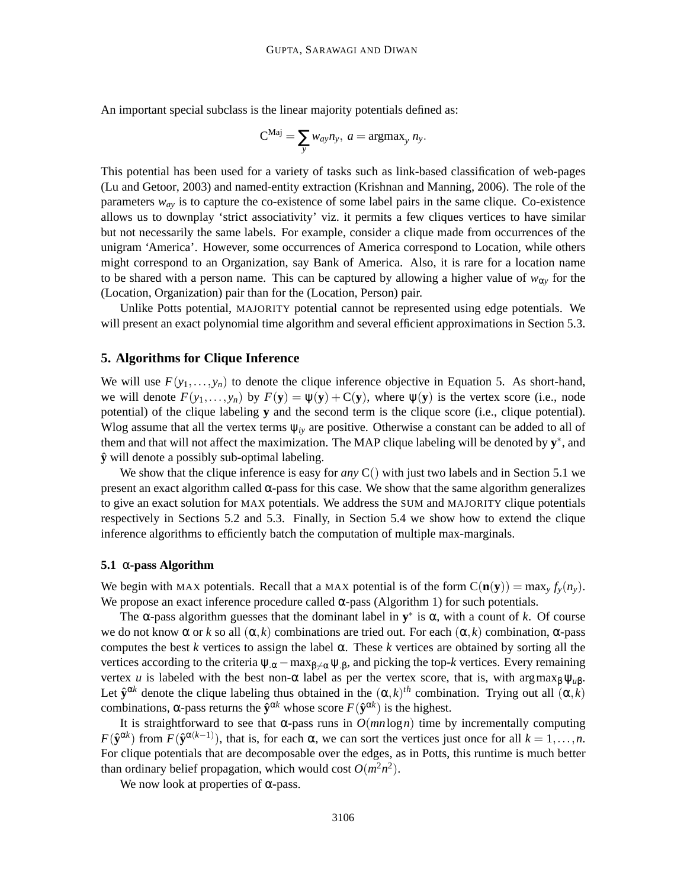An important special subclass is the linear majority potentials defined as:

$$\mathrm{C}^{\mathrm{Maj}} = \sum_y w_{ay} n_y, \; a = \mathrm{argmax}_y \; n_y.$$

This potential has been used for a variety of tasks such as link-based classification of web-pages (Lu and Getoor, 2003) and named-entity extraction (Krishnan and Manning, 2006). The role of the parameters $w_{ay}$ is to capture the co-existence of some label pairs in the same clique. Co-existence allows us to downplay 'strict associativity' viz. it permits a few cliques vertices to have similar but not necessarily the same labels. For example, consider a clique made from occurrences of the unigram 'America'. However, some occurrences of America correspond to Location, while others might correspond to an Organization, say Bank of America. Also, it is rare for a location name to be shared with a person name. This can be captured by allowing a higher value of $w_{\alpha y}$ for the (Location, Organization) pair than for the (Location, Person) pair.

Unlike Potts potential, MAJORITY potential cannot be represented using edge potentials. We will present an exact polynomial time algorithm and several efficient approximations in Section 5.3.

## 5. Algorithms for Clique Inference

We will use $F(y_1,\dots,y_n)$ to denote the clique inference objective in Equation 5. As short-hand, we will denote $F(y_1,\dots,y_n)$ by $F(\mathbf{y}) = \psi(\mathbf{y}) + \mathrm{C}(\mathbf{y})$, where $\psi(\mathbf{y})$ is the vertex score (i.e., node potential) of the clique labeling $\mathbf{y}$ and the second term is the clique score (i.e., clique potential). Wlog assume that all the vertex terms $\psi_{iy}$ are positive. Otherwise a constant can be added to all of them and that will not affect the maximization. The MAP clique labeling will be denoted by $\mathbf{y}^*$, and $\hat{\mathbf{y}}$ will denote a possibly sub-optimal labeling.

We show that the clique inference is easy for *any* $\mathrm{C}()$ with just two labels and in Section 5.1 we present an exact algorithm called $\alpha$-pass for this case. We show that the same algorithm generalizes to give an exact solution for MAX potentials. We address the SUM and MAJORITY clique potentials respectively in Sections 5.2 and 5.3. Finally, in Section 5.4 we show how to extend the clique inference algorithms to efficiently batch the computation of multiple max-marginals.

### 5.1 $\alpha$-pass Algorithm

We begin with MAX potentials. Recall that a MAX potential is of the form $\mathrm{C}(\mathbf{n}(\mathbf{y})) = \max_y f_y(n_y)$. We propose an exact inference procedure called $\alpha$-pass (Algorithm 1) for such potentials.

The $\alpha$-pass algorithm guesses that the dominant label in $\mathbf{y}^*$ is $\alpha$, with a count of $k$. Of course we do not know $\alpha$ or $k$ so all $(\alpha,k)$ combinations are tried out. For each $(\alpha,k)$ combination, $\alpha$-pass computes the best $k$ vertices to assign the label $\alpha$. These $k$ vertices are obtained by sorting all the vertices according to the criteria $\psi_{.\alpha} - \max_{\beta \neq \alpha} \psi_{.\beta}$, and picking the top-$k$ vertices. Every remaining vertex $u$ is labeled with the best non-$\alpha$ label as per the vertex score, that is, with $\mathrm{argmax}_\beta \psi_{u\beta}$. Let $\hat{\mathbf{y}}^{\alpha k}$ denote the clique labeling thus obtained in the $(\alpha,k)^{th}$ combination. Trying out all $(\alpha,k)$ combinations, $\alpha$-pass returns the $\hat{\mathbf{y}}^{\alpha k}$ whose score $F(\hat{\mathbf{y}}^{\alpha k})$ is the highest.

It is straightforward to see that $\alpha$-pass runs in $O(mn\log n)$ time by incrementally computing $F(\hat{\mathbf{y}}^{\alpha k})$ from $F(\hat{\mathbf{y}}^{\alpha(k-1)})$, that is, for each $\alpha$, we can sort the vertices just once for all $k = 1,\dots,n$. For clique potentials that are decomposable over the edges, as in Potts, this runtime is much better than ordinary belief propagation, which would cost $O(m^2n^2)$.

We now look at properties of $\alpha$-pass.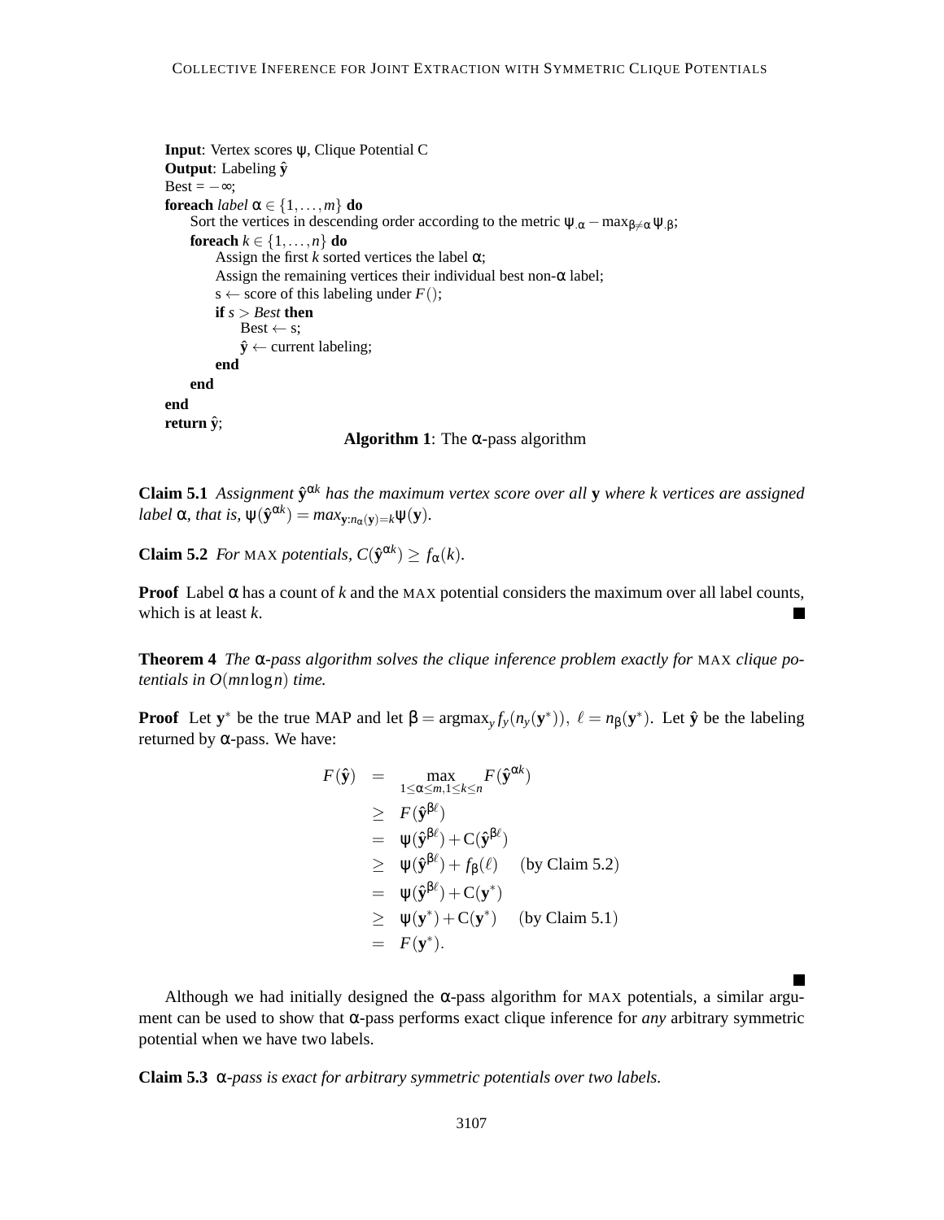```
Input: Vertex scores ψ, Clique Potential C
Output: Labeling ŷ
Best = −∞;
foreach label α ∈ {1,...,m} do
    Sort the vertices in descending order according to the metric ψ.α − max_{β≠α} ψ.β;
    foreach k ∈ {1,...,n} do
        Assign the first k sorted vertices the label α;
        Assign the remaining vertices their individual best non-α label;
        s ← score of this labeling under F();
        if s > Best then
            Best ← s;
            ŷ ← current labeling;
        end
    end
end
return ŷ;
```

**Algorithm 1**: The α-pass algorithm

**Claim 5.1** *Assignment $\hat{\mathbf{y}}^{\alpha k}$ has the maximum vertex score over all* $\mathbf{y}$ *where k vertices are assigned label* $\alpha$*, that is,* $\psi(\hat{\mathbf{y}}^{\alpha k}) = max_{\mathbf{y}:n_\alpha(\mathbf{y})=k}\psi(\mathbf{y})$.

**Claim 5.2** *For* MAX *potentials,* $C(\hat{\mathbf{y}}^{\alpha k}) \geq f_\alpha(k)$.

**Proof** Label $\alpha$ has a count of $k$ and the MAX potential considers the maximum over all label counts, which is at least $k$. ■

**Theorem 4** *The* $\alpha$*-pass algorithm solves the clique inference problem exactly for* MAX *clique potentials in* $O(mn\log n)$ *time.*

**Proof** Let $\mathbf{y}^*$ be the true MAP and let $\beta = \text{argmax}_y f_y(n_y(\mathbf{y}^*)),\ \ell = n_\beta(\mathbf{y}^*)$. Let $\hat{\mathbf{y}}$ be the labeling returned by $\alpha$-pass. We have:

$$
\begin{aligned}
F(\hat{\mathbf{y}}) &= \max_{1\leq\alpha\leq m, 1\leq k\leq n} F(\hat{\mathbf{y}}^{\alpha k}) \\
&\geq F(\hat{\mathbf{y}}^{\beta\ell}) \\
&= \psi(\hat{\mathbf{y}}^{\beta\ell}) + C(\hat{\mathbf{y}}^{\beta\ell}) \\
&\geq \psi(\hat{\mathbf{y}}^{\beta\ell}) + f_\beta(\ell) \quad \text{(by Claim 5.2)} \\
&= \psi(\hat{\mathbf{y}}^{\beta\ell}) + C(\mathbf{y}^*) \\
&\geq \psi(\mathbf{y}^*) + C(\mathbf{y}^*) \quad \text{(by Claim 5.1)} \\
&= F(\mathbf{y}^*).
\end{aligned}
$$

■

Although we had initially designed the $\alpha$-pass algorithm for MAX potentials, a similar argument can be used to show that $\alpha$-pass performs exact clique inference for *any* arbitrary symmetric potential when we have two labels.

**Claim 5.3** $\alpha$*-pass is exact for arbitrary symmetric potentials over two labels.*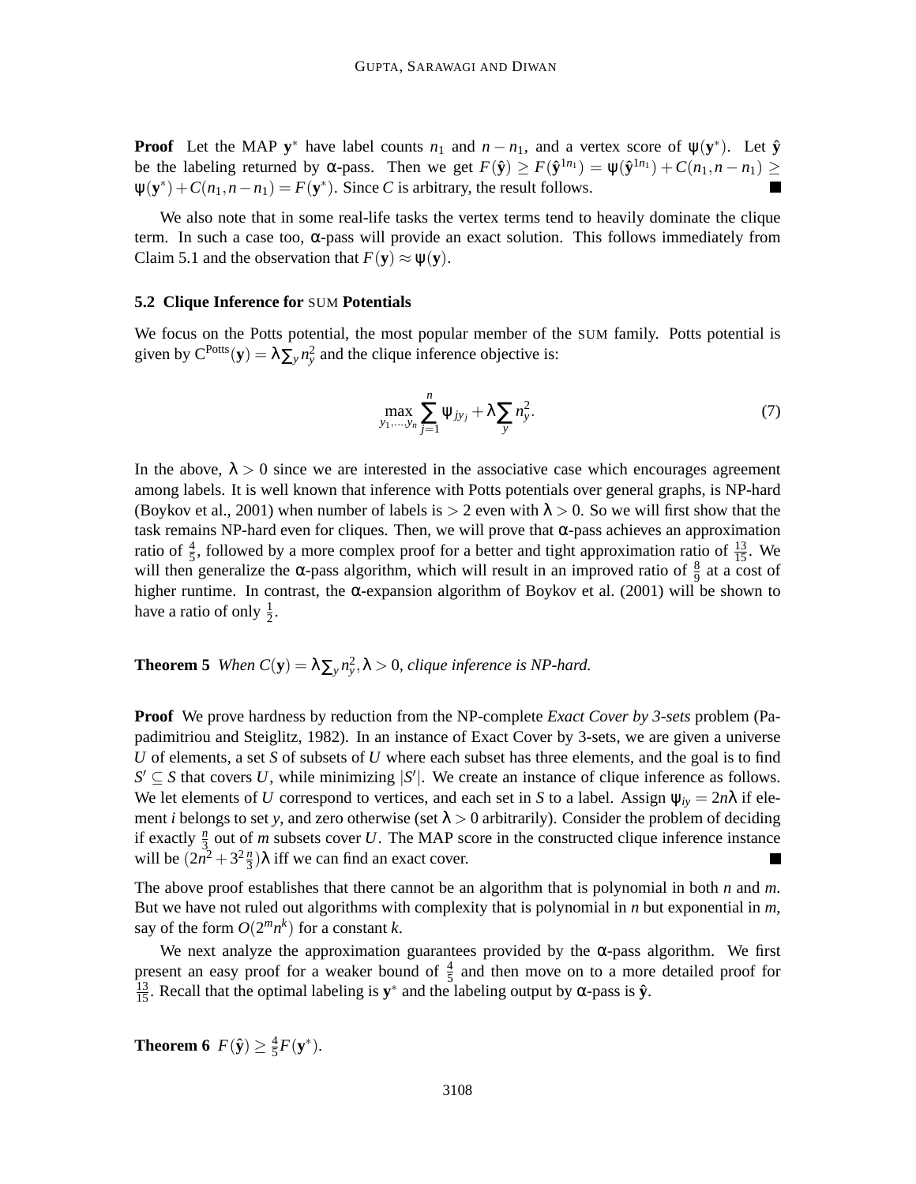**Proof** Let the MAP $\mathbf{y}^*$ have label counts $n_1$ and $n - n_1$, and a vertex score of $\psi(\mathbf{y}^*)$. Let $\hat{\mathbf{y}}$ be the labeling returned by $\alpha$-pass. Then we get $F(\hat{\mathbf{y}}) \geq F(\hat{\mathbf{y}}^{1n_1}) = \psi(\hat{\mathbf{y}}^{1n_1}) + C(n_1, n - n_1) \geq \psi(\mathbf{y}^*) + C(n_1, n - n_1) = F(\mathbf{y}^*)$. Since $C$ is arbitrary, the result follows. ∎

We also note that in some real-life tasks the vertex terms tend to heavily dominate the clique term. In such a case too, $\alpha$-pass will provide an exact solution. This follows immediately from Claim 5.1 and the observation that $F(\mathbf{y}) \approx \psi(\mathbf{y})$.

### 5.2 Clique Inference for SUM Potentials

We focus on the Potts potential, the most popular member of the SUM family. Potts potential is given by $\mathrm{C}^{\text{Potts}}(\mathbf{y}) = \lambda \sum_y n_y^2$ and the clique inference objective is:

$$\max_{y_1,\ldots,y_n} \sum_{j=1}^{n} \psi_{jy_j} + \lambda \sum_y n_y^2. \tag{7}$$

In the above, $\lambda > 0$ since we are interested in the associative case which encourages agreement among labels. It is well known that inference with Potts potentials over general graphs, is NP-hard (Boykov et al., 2001) when number of labels is $> 2$ even with $\lambda > 0$. So we will first show that the task remains NP-hard even for cliques. Then, we will prove that $\alpha$-pass achieves an approximation ratio of $\frac{4}{5}$, followed by a more complex proof for a better and tight approximation ratio of $\frac{13}{15}$. We will then generalize the $\alpha$-pass algorithm, which will result in an improved ratio of $\frac{8}{9}$ at a cost of higher runtime. In contrast, the $\alpha$-expansion algorithm of Boykov et al. (2001) will be shown to have a ratio of only $\frac{1}{2}$.

**Theorem 5** *When $C(\mathbf{y}) = \lambda \sum_y n_y^2, \lambda > 0$, clique inference is NP-hard.*

**Proof** We prove hardness by reduction from the NP-complete *Exact Cover by 3-sets* problem (Papadimitriou and Steiglitz, 1982). In an instance of Exact Cover by 3-sets, we are given a universe $U$ of elements, a set $S$ of subsets of $U$ where each subset has three elements, and the goal is to find $S' \subseteq S$ that covers $U$, while minimizing $|S'|$. We create an instance of clique inference as follows. We let elements of $U$ correspond to vertices, and each set in $S$ to a label. Assign $\psi_{iy} = 2n\lambda$ if element $i$ belongs to set $y$, and zero otherwise (set $\lambda > 0$ arbitrarily). Consider the problem of deciding if exactly $\frac{n}{3}$ out of $m$ subsets cover $U$. The MAP score in the constructed clique inference instance will be $(2n^2 + 3^2 \frac{n}{3})\lambda$ iff we can find an exact cover. ∎

The above proof establishes that there cannot be an algorithm that is polynomial in both $n$ and $m$. But we have not ruled out algorithms with complexity that is polynomial in $n$ but exponential in $m$, say of the form $O(2^m n^k)$ for a constant $k$.

We next analyze the approximation guarantees provided by the $\alpha$-pass algorithm. We first present an easy proof for a weaker bound of $\frac{4}{5}$ and then move on to a more detailed proof for $\frac{13}{15}$. Recall that the optimal labeling is $\mathbf{y}^*$ and the labeling output by $\alpha$-pass is $\hat{\mathbf{y}}$.

**Theorem 6** $F(\hat{\mathbf{y}}) \geq \frac{4}{5} F(\mathbf{y}^*)$.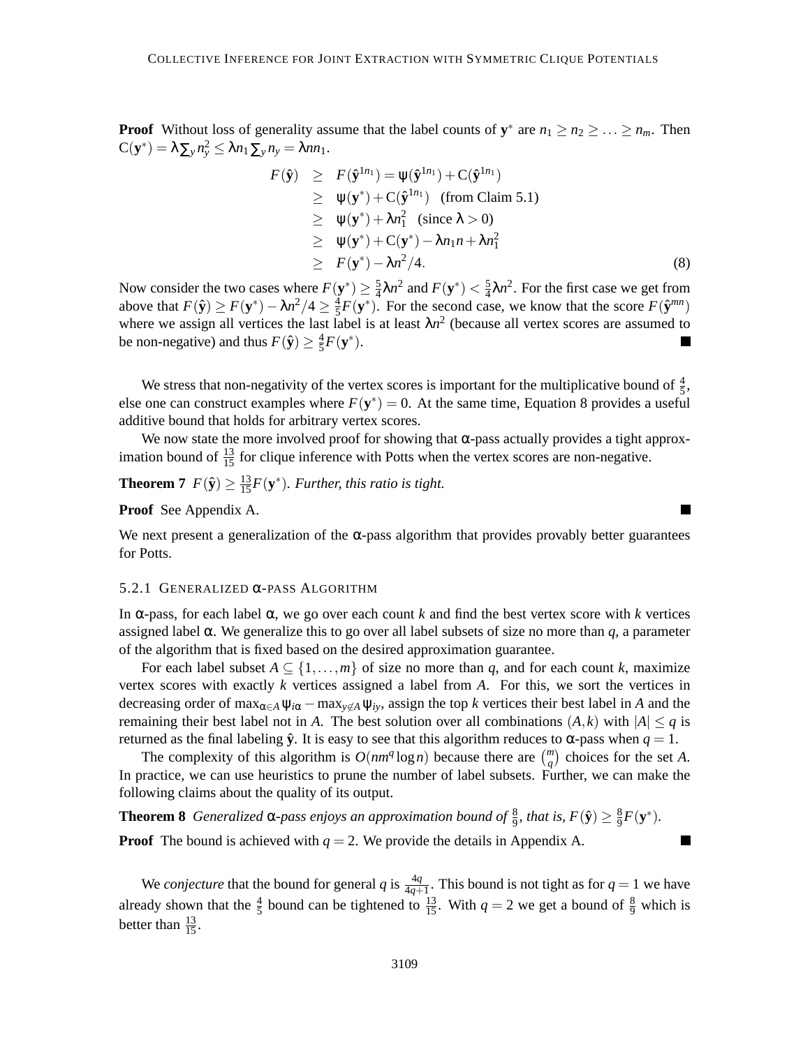**Proof** Without loss of generality assume that the label counts of $\mathbf{y}^*$ are $n_1 \geq n_2 \geq \ldots \geq n_m$. Then $\mathrm{C}(\mathbf{y}^*) = \lambda \sum_y n_y^2 \leq \lambda n_1 \sum_y n_y = \lambda n n_1$.

$$
\begin{aligned}
F(\hat{\mathbf{y}}) &\geq F(\hat{\mathbf{y}}^{1n_1}) = \psi(\hat{\mathbf{y}}^{1n_1}) + \mathrm{C}(\hat{\mathbf{y}}^{1n_1}) \\
&\geq \psi(\mathbf{y}^*) + \mathrm{C}(\hat{\mathbf{y}}^{1n_1}) \quad \text{(from Claim 5.1)} \\
&\geq \psi(\mathbf{y}^*) + \lambda n_1^2 \quad (\text{since } \lambda > 0) \\
&\geq \psi(\mathbf{y}^*) + \mathrm{C}(\mathbf{y}^*) - \lambda n_1 n + \lambda n_1^2 \\
&\geq F(\mathbf{y}^*) - \lambda n^2/4. \qquad (8)
\end{aligned}
$$

Now consider the two cases where $F(\mathbf{y}^*) \geq \frac{5}{4}\lambda n^2$ and $F(\mathbf{y}^*) < \frac{5}{4}\lambda n^2$. For the first case we get from above that $F(\hat{\mathbf{y}}) \geq F(\mathbf{y}^*) - \lambda n^2/4 \geq \frac{4}{5}F(\mathbf{y}^*)$. For the second case, we know that the score $F(\hat{\mathbf{y}}^{mn})$ where we assign all vertices the last label is at least $\lambda n^2$ (because all vertex scores are assumed to be non-negative) and thus $F(\hat{\mathbf{y}}) \geq \frac{4}{5}F(\mathbf{y}^*)$. ∎

We stress that non-negativity of the vertex scores is important for the multiplicative bound of $\frac{4}{5}$, else one can construct examples where $F(\mathbf{y}^*) = 0$. At the same time, Equation 8 provides a useful additive bound that holds for arbitrary vertex scores.

We now state the more involved proof for showing that $\alpha$-pass actually provides a tight approximation bound of $\frac{13}{15}$ for clique inference with Potts when the vertex scores are non-negative.

**Theorem 7** *$F(\hat{\mathbf{y}}) \geq \frac{13}{15}F(\mathbf{y}^*)$. Further, this ratio is tight.*

**Proof** See Appendix A. ∎

We next present a generalization of the $\alpha$-pass algorithm that provides provably better guarantees for Potts.

#### 5.2.1 Generalized $\alpha$-pass Algorithm

In $\alpha$-pass, for each label $\alpha$, we go over each count $k$ and find the best vertex score with $k$ vertices assigned label $\alpha$. We generalize this to go over all label subsets of size no more than $q$, a parameter of the algorithm that is fixed based on the desired approximation guarantee.

For each label subset $A \subseteq \{1, \ldots, m\}$ of size no more than $q$, and for each count $k$, maximize vertex scores with exactly $k$ vertices assigned a label from $A$. For this, we sort the vertices in decreasing order of $\max_{\alpha \in A} \psi_{i\alpha} - \max_{y \notin A} \psi_{iy}$, assign the top $k$ vertices their best label in $A$ and the remaining their best label not in $A$. The best solution over all combinations $(A, k)$ with $|A| \leq q$ is returned as the final labeling $\hat{\mathbf{y}}$. It is easy to see that this algorithm reduces to $\alpha$-pass when $q = 1$.

The complexity of this algorithm is $O(nm^q \log n)$ because there are $\binom{m}{q}$ choices for the set $A$. In practice, we can use heuristics to prune the number of label subsets. Further, we can make the following claims about the quality of its output.

**Theorem 8** *Generalized $\alpha$-pass enjoys an approximation bound of $\frac{8}{9}$, that is, $F(\hat{\mathbf{y}}) \geq \frac{8}{9}F(\mathbf{y}^*)$.*

**Proof** The bound is achieved with $q = 2$. We provide the details in Appendix A. ∎

We *conjecture* that the bound for general $q$ is $\frac{4q}{4q+1}$. This bound is not tight as for $q = 1$ we have already shown that the $\frac{4}{5}$ bound can be tightened to $\frac{13}{15}$. With $q = 2$ we get a bound of $\frac{8}{9}$ which is better than $\frac{13}{15}$.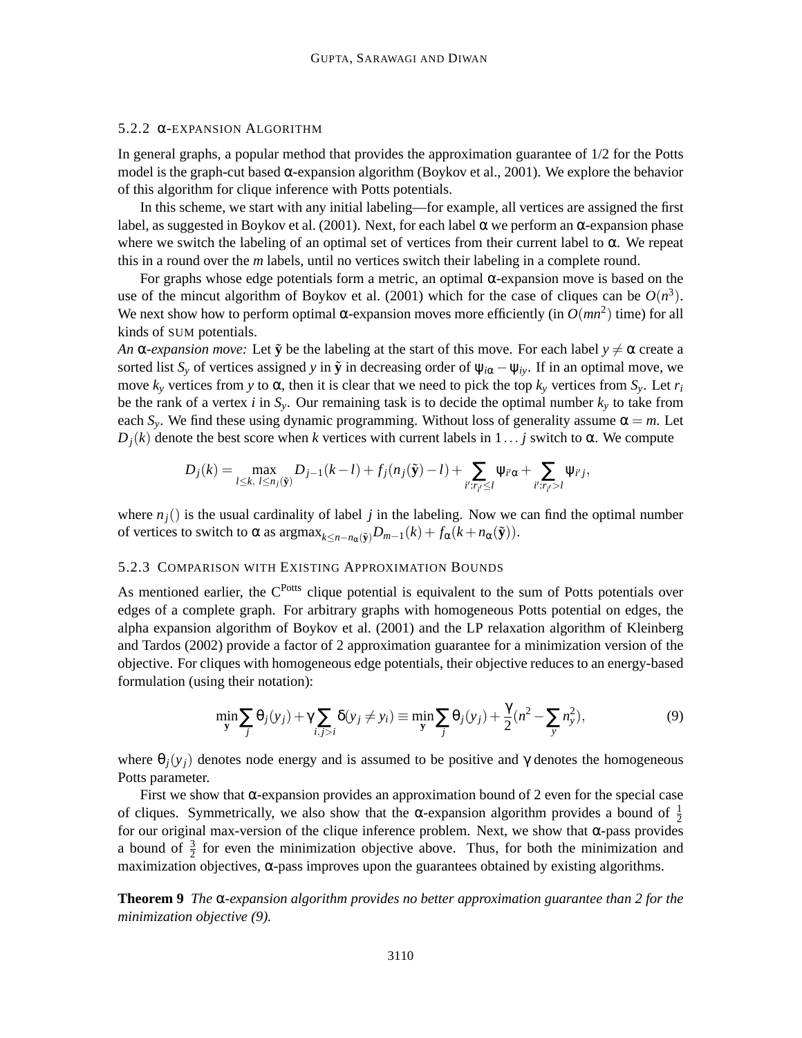#### 5.2.2 α-EXPANSION ALGORITHM

In general graphs, a popular method that provides the approximation guarantee of 1/2 for the Potts model is the graph-cut based α-expansion algorithm (Boykov et al., 2001). We explore the behavior of this algorithm for clique inference with Potts potentials.

In this scheme, we start with any initial labeling—for example, all vertices are assigned the first label, as suggested in Boykov et al. (2001). Next, for each label α we perform an α-expansion phase where we switch the labeling of an optimal set of vertices from their current label to α. We repeat this in a round over the $m$ labels, until no vertices switch their labeling in a complete round.

For graphs whose edge potentials form a metric, an optimal α-expansion move is based on the use of the mincut algorithm of Boykov et al. (2001) which for the case of cliques can be $O(n^3)$. We next show how to perform optimal α-expansion moves more efficiently (in $O(mn^2)$ time) for all kinds of SUM potentials.

*An α-expansion move:* Let $\tilde{\mathbf{y}}$ be the labeling at the start of this move. For each label $y \neq \alpha$ create a sorted list $S_y$ of vertices assigned $y$ in $\tilde{\mathbf{y}}$ in decreasing order of $\psi_{i\alpha} - \psi_{iy}$. If in an optimal move, we move $k_y$ vertices from $y$ to α, then it is clear that we need to pick the top $k_y$ vertices from $S_y$. Let $r_i$ be the rank of a vertex $i$ in $S_y$. Our remaining task is to decide the optimal number $k_y$ to take from each $S_y$. We find these using dynamic programming. Without loss of generality assume $\alpha = m$. Let $D_j(k)$ denote the best score when $k$ vertices with current labels in $1 \dots j$ switch to α. We compute

$$D_j(k) = \max_{l \leq k,\ l \leq n_j(\tilde{\mathbf{y}})} D_{j-1}(k-l) + f_j(n_j(\tilde{\mathbf{y}}) - l) + \sum_{i': r_{i'} \leq l} \psi_{i'\alpha} + \sum_{i': r_{i'} > l} \psi_{i'j},$$

where $n_j()$ is the usual cardinality of label $j$ in the labeling. Now we can find the optimal number of vertices to switch to α as $\text{argmax}_{k \leq n - n_\alpha(\tilde{\mathbf{y}})} D_{m-1}(k) + f_\alpha(k + n_\alpha(\tilde{\mathbf{y}}))$.

#### 5.2.3 COMPARISON WITH EXISTING APPROXIMATION BOUNDS

As mentioned earlier, the $\text{C}^{\text{Potts}}$ clique potential is equivalent to the sum of Potts potentials over edges of a complete graph. For arbitrary graphs with homogeneous Potts potential on edges, the alpha expansion algorithm of Boykov et al. (2001) and the LP relaxation algorithm of Kleinberg and Tardos (2002) provide a factor of 2 approximation guarantee for a minimization version of the objective. For cliques with homogeneous edge potentials, their objective reduces to an energy-based formulation (using their notation):

$$\min_{\mathbf{y}} \sum_j \theta_j(y_j) + \gamma \sum_{i, j > i} \delta(y_j \neq y_i) \equiv \min_{\mathbf{y}} \sum_j \theta_j(y_j) + \frac{\gamma}{2}(n^2 - \sum_y n_y^2), \tag{9}$$

where $\theta_j(y_j)$ denotes node energy and is assumed to be positive and γ denotes the homogeneous Potts parameter.

First we show that α-expansion provides an approximation bound of 2 even for the special case of cliques. Symmetrically, we also show that the α-expansion algorithm provides a bound of $\frac{1}{2}$ for our original max-version of the clique inference problem. Next, we show that α-pass provides a bound of $\frac{3}{2}$ for even the minimization objective above. Thus, for both the minimization and maximization objectives, α-pass improves upon the guarantees obtained by existing algorithms.

**Theorem 9** *The α-expansion algorithm provides no better approximation guarantee than 2 for the minimization objective (9).*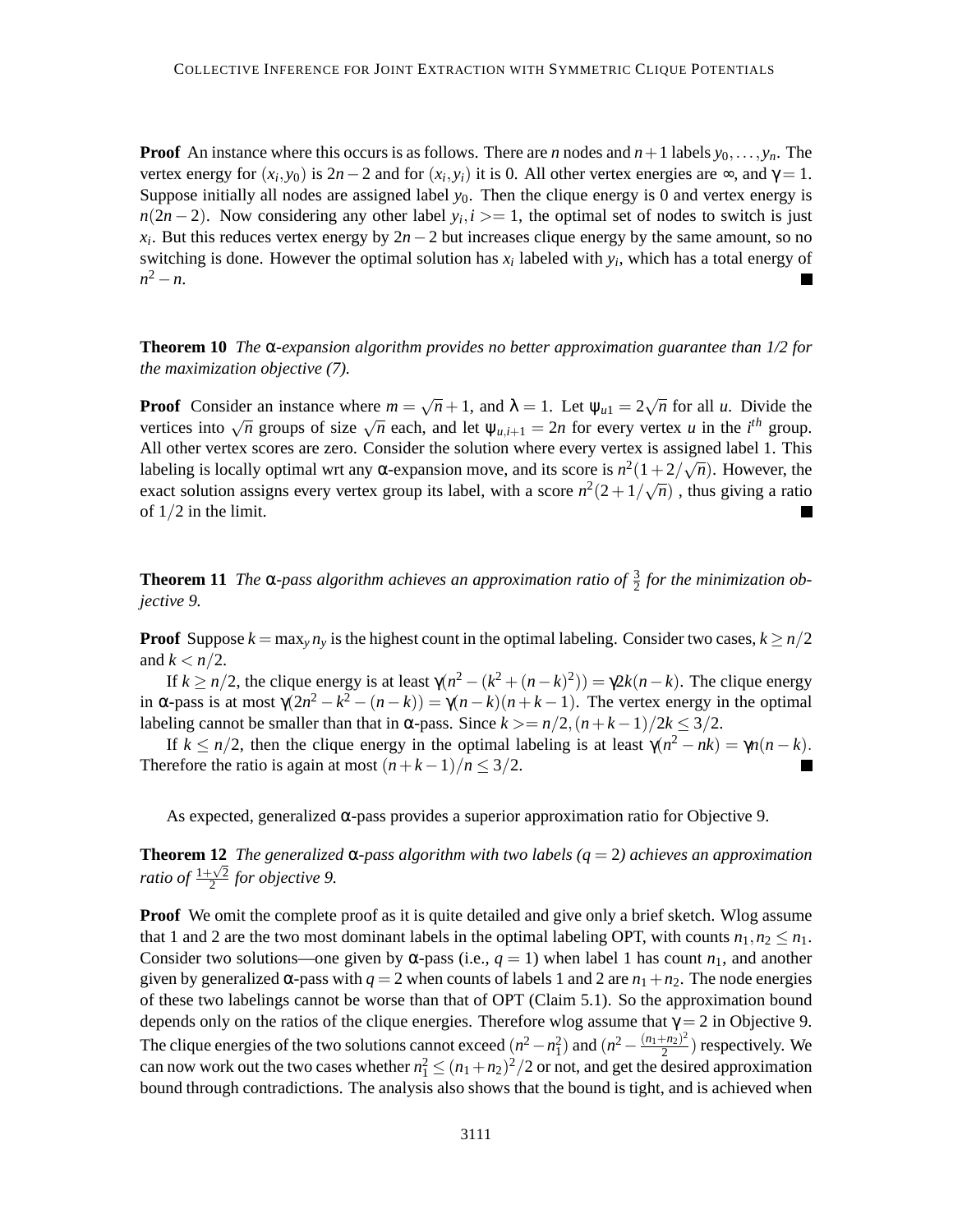**Proof** An instance where this occurs is as follows. There are $n$ nodes and $n+1$ labels $y_0, \ldots, y_n$. The vertex energy for $(x_i, y_0)$ is $2n-2$ and for $(x_i, y_i)$ it is 0. All other vertex energies are $\infty$, and $\gamma = 1$. Suppose initially all nodes are assigned label $y_0$. Then the clique energy is 0 and vertex energy is $n(2n-2)$. Now considering any other label $y_i, i >= 1$, the optimal set of nodes to switch is just $x_i$. But this reduces vertex energy by $2n-2$ but increases clique energy by the same amount, so no switching is done. However the optimal solution has $x_i$ labeled with $y_i$, which has a total energy of $n^2 - n$. ∎

**Theorem 10** *The $\alpha$-expansion algorithm provides no better approximation guarantee than 1/2 for the maximization objective (7).*

**Proof** Consider an instance where $m = \sqrt{n}+1$, and $\lambda = 1$. Let $\psi_{u1} = 2\sqrt{n}$ for all $u$. Divide the vertices into $\sqrt{n}$ groups of size $\sqrt{n}$ each, and let $\psi_{u,i+1} = 2n$ for every vertex $u$ in the $i^{th}$ group. All other vertex scores are zero. Consider the solution where every vertex is assigned label 1. This labeling is locally optimal wrt any $\alpha$-expansion move, and its score is $n^2(1+2/\sqrt{n})$. However, the exact solution assigns every vertex group its label, with a score $n^2(2+1/\sqrt{n})$ , thus giving a ratio of $1/2$ in the limit. ∎

**Theorem 11** *The $\alpha$-pass algorithm achieves an approximation ratio of $\frac{3}{2}$ for the minimization objective 9.*

**Proof** Suppose $k = \max_y n_y$ is the highest count in the optimal labeling. Consider two cases, $k \geq n/2$ and $k < n/2$.

If $k \geq n/2$, the clique energy is at least $\gamma(n^2 - (k^2 + (n-k)^2)) = \gamma 2k(n-k)$. The clique energy in $\alpha$-pass is at most $\gamma(2n^2 - k^2 - (n-k)) = \gamma(n-k)(n+k-1)$. The vertex energy in the optimal labeling cannot be smaller than that in $\alpha$-pass. Since $k >= n/2, (n+k-1)/2k \leq 3/2$.

If $k \leq n/2$, then the clique energy in the optimal labeling is at least $\gamma(n^2 - nk) = \gamma n(n-k)$. Therefore the ratio is again at most $(n+k-1)/n \leq 3/2$. ∎

As expected, generalized $\alpha$-pass provides a superior approximation ratio for Objective 9.

**Theorem 12** *The generalized $\alpha$-pass algorithm with two labels ($q = 2$) achieves an approximation ratio of $\frac{1+\sqrt{2}}{2}$ for objective 9.*

**Proof** We omit the complete proof as it is quite detailed and give only a brief sketch. Wlog assume that 1 and 2 are the two most dominant labels in the optimal labeling OPT, with counts $n_1, n_2 \leq n_1$. Consider two solutions—one given by $\alpha$-pass (i.e., $q = 1$) when label 1 has count $n_1$, and another given by generalized $\alpha$-pass with $q = 2$ when counts of labels 1 and 2 are $n_1 + n_2$. The node energies of these two labelings cannot be worse than that of OPT (Claim 5.1). So the approximation bound depends only on the ratios of the clique energies. Therefore wlog assume that $\gamma = 2$ in Objective 9. The clique energies of the two solutions cannot exceed $(n^2 - n_1^2)$ and $(n^2 - \frac{(n_1+n_2)^2}{2})$ respectively. We can now work out the two cases whether $n_1^2 \leq (n_1+n_2)^2/2$ or not, and get the desired approximation bound through contradictions. The analysis also shows that the bound is tight, and is achieved when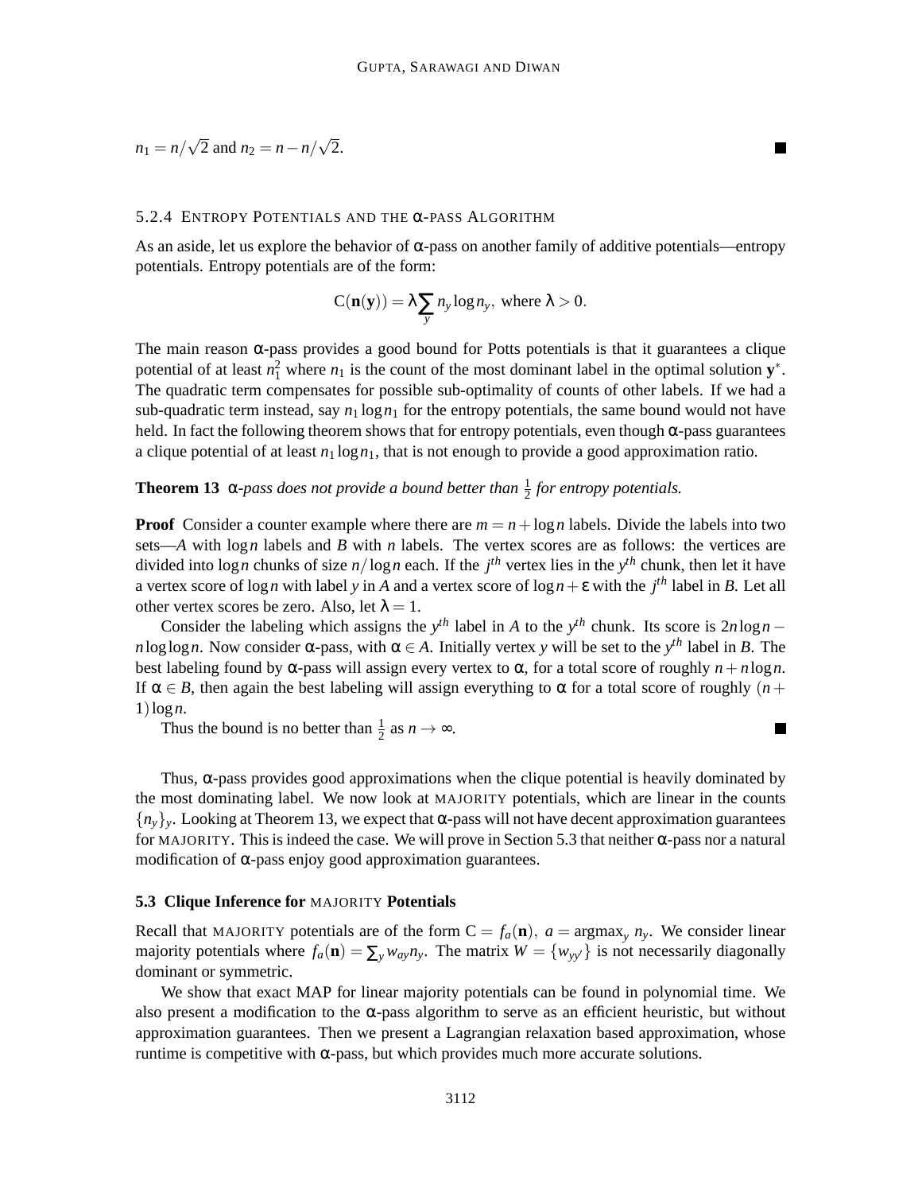$n_1 = n/\sqrt{2}$ and $n_2 = n - n/\sqrt{2}$. ∎

#### 5.2.4 Entropy Potentials and the α-pass Algorithm

As an aside, let us explore the behavior of α-pass on another family of additive potentials—entropy potentials. Entropy potentials are of the form:

$$\mathrm{C}(\mathbf{n}(\mathbf{y})) = \lambda \sum_y n_y \log n_y, \text{ where } \lambda > 0.$$

The main reason α-pass provides a good bound for Potts potentials is that it guarantees a clique potential of at least $n_1^2$ where $n_1$ is the count of the most dominant label in the optimal solution $\mathbf{y}^*$. The quadratic term compensates for possible sub-optimality of counts of other labels. If we had a sub-quadratic term instead, say $n_1 \log n_1$ for the entropy potentials, the same bound would not have held. In fact the following theorem shows that for entropy potentials, even though α-pass guarantees a clique potential of at least $n_1 \log n_1$, that is not enough to provide a good approximation ratio.

**Theorem 13** *α-pass does not provide a bound better than $\frac{1}{2}$ for entropy potentials.*

**Proof** Consider a counter example where there are $m = n + \log n$ labels. Divide the labels into two sets—$A$ with $\log n$ labels and $B$ with $n$ labels. The vertex scores are as follows: the vertices are divided into $\log n$ chunks of size $n/\log n$ each. If the $j^{th}$ vertex lies in the $y^{th}$ chunk, then let it have a vertex score of $\log n$ with label $y$ in $A$ and a vertex score of $\log n + \varepsilon$ with the $j^{th}$ label in $B$. Let all other vertex scores be zero. Also, let $\lambda = 1$.

Consider the labeling which assigns the $y^{th}$ label in $A$ to the $y^{th}$ chunk. Its score is $2n \log n - n \log \log n$. Now consider α-pass, with $\alpha \in A$. Initially vertex $y$ will be set to the $y^{th}$ label in $B$. The best labeling found by α-pass will assign every vertex to α, for a total score of roughly $n + n \log n$. If $\alpha \in B$, then again the best labeling will assign everything to α for a total score of roughly $(n+1)\log n$.

Thus the bound is no better than $\frac{1}{2}$ as $n \to \infty$. ∎

Thus, α-pass provides good approximations when the clique potential is heavily dominated by the most dominating label. We now look at MAJORITY potentials, which are linear in the counts $\{n_y\}_y$. Looking at Theorem 13, we expect that α-pass will not have decent approximation guarantees for MAJORITY. This is indeed the case. We will prove in Section 5.3 that neither α-pass nor a natural modification of α-pass enjoy good approximation guarantees.

### 5.3 Clique Inference for MAJORITY Potentials

Recall that MAJORITY potentials are of the form $\mathrm{C} = f_a(\mathbf{n}),\ a = \mathrm{argmax}_y\ n_y$. We consider linear majority potentials where $f_a(\mathbf{n}) = \sum_y w_{ay} n_y$. The matrix $W = \{w_{yy'}\}$ is not necessarily diagonally dominant or symmetric.

We show that exact MAP for linear majority potentials can be found in polynomial time. We also present a modification to the α-pass algorithm to serve as an efficient heuristic, but without approximation guarantees. Then we present a Lagrangian relaxation based approximation, whose runtime is competitive with α-pass, but which provides much more accurate solutions.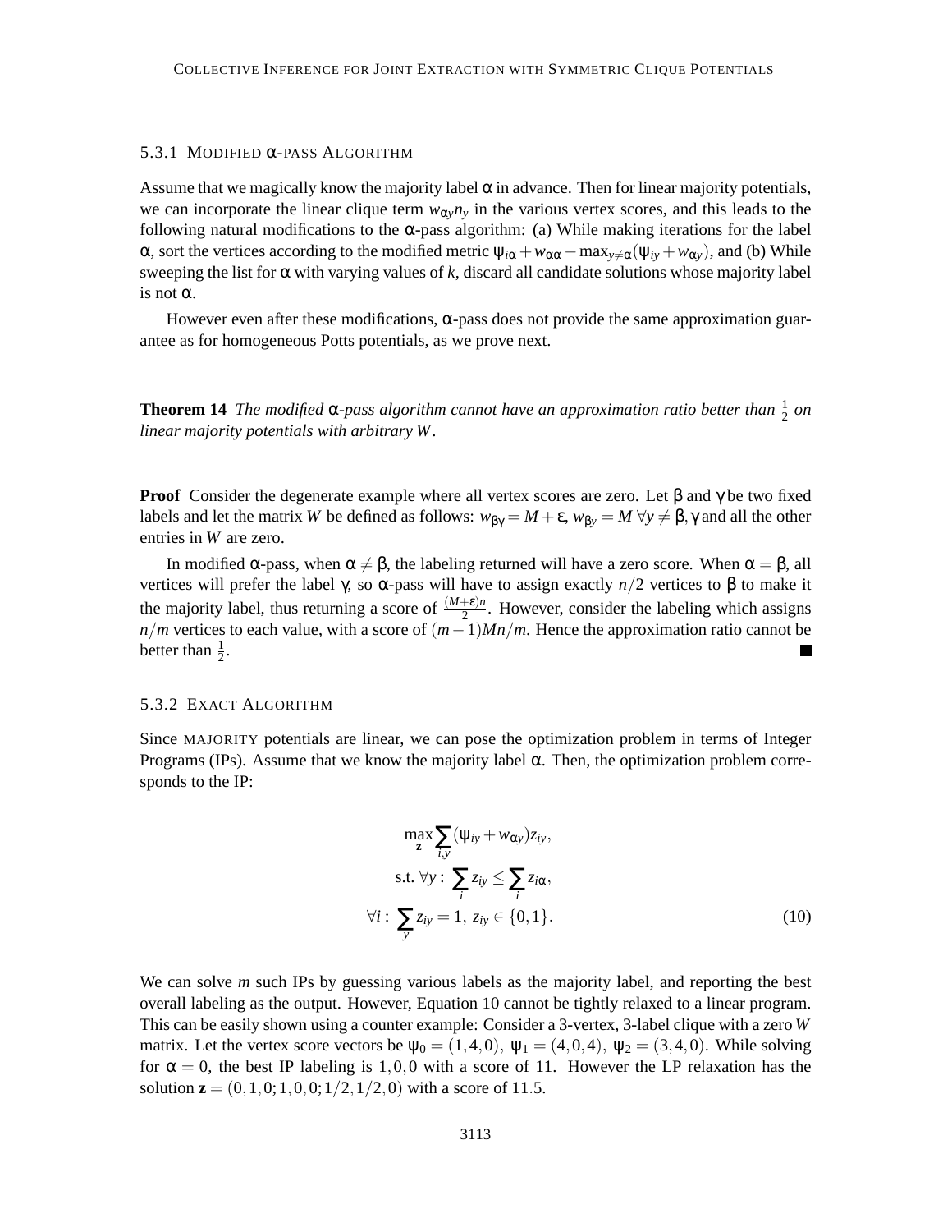#### 5.3.1 MODIFIED α-PASS ALGORITHM

Assume that we magically know the majority label $\alpha$ in advance. Then for linear majority potentials, we can incorporate the linear clique term $w_{\alpha y} n_y$ in the various vertex scores, and this leads to the following natural modifications to the $\alpha$-pass algorithm: (a) While making iterations for the label $\alpha$, sort the vertices according to the modified metric $\psi_{i\alpha} + w_{\alpha\alpha} - \max_{y \neq \alpha}(\psi_{iy} + w_{\alpha y})$, and (b) While sweeping the list for $\alpha$ with varying values of $k$, discard all candidate solutions whose majority label is not $\alpha$.

However even after these modifications, $\alpha$-pass does not provide the same approximation guarantee as for homogeneous Potts potentials, as we prove next.

**Theorem 14** *The modified $\alpha$-pass algorithm cannot have an approximation ratio better than $\frac{1}{2}$ on linear majority potentials with arbitrary $W$.*

**Proof** Consider the degenerate example where all vertex scores are zero. Let $\beta$ and $\gamma$ be two fixed labels and let the matrix $W$ be defined as follows: $w_{\beta\gamma} = M + \varepsilon$, $w_{\beta y} = M \; \forall y \neq \beta, \gamma$ and all the other entries in $W$ are zero.

In modified $\alpha$-pass, when $\alpha \neq \beta$, the labeling returned will have a zero score. When $\alpha = \beta$, all vertices will prefer the label $\gamma$, so $\alpha$-pass will have to assign exactly $n/2$ vertices to $\beta$ to make it the majority label, thus returning a score of $\frac{(M+\varepsilon)n}{2}$. However, consider the labeling which assigns $n/m$ vertices to each value, with a score of $(m-1)Mn/m$. Hence the approximation ratio cannot be better than $\frac{1}{2}$. ■

#### 5.3.2 EXACT ALGORITHM

Since MAJORITY potentials are linear, we can pose the optimization problem in terms of Integer Programs (IPs). Assume that we know the majority label $\alpha$. Then, the optimization problem corresponds to the IP:

$$
\begin{aligned}
\max_{\mathbf{z}} \sum_{i,y} (\psi_{iy} + w_{\alpha y}) z_{iy}, \\
\text{s.t. } \forall y: \sum_i z_{iy} \leq \sum_i z_{i\alpha}, \\
\forall i: \sum_y z_{iy} = 1, \; z_{iy} \in \{0, 1\}.
\end{aligned}
\tag{10}
$$

We can solve $m$ such IPs by guessing various labels as the majority label, and reporting the best overall labeling as the output. However, Equation 10 cannot be tightly relaxed to a linear program. This can be easily shown using a counter example: Consider a 3-vertex, 3-label clique with a zero $W$ matrix. Let the vertex score vectors be $\psi_0 = (1,4,0)$, $\psi_1 = (4,0,4)$, $\psi_2 = (3,4,0)$. While solving for $\alpha = 0$, the best IP labeling is $1,0,0$ with a score of 11. However the LP relaxation has the solution $\mathbf{z} = (0,1,0;1,0,0;1/2,1/2,0)$ with a score of 11.5.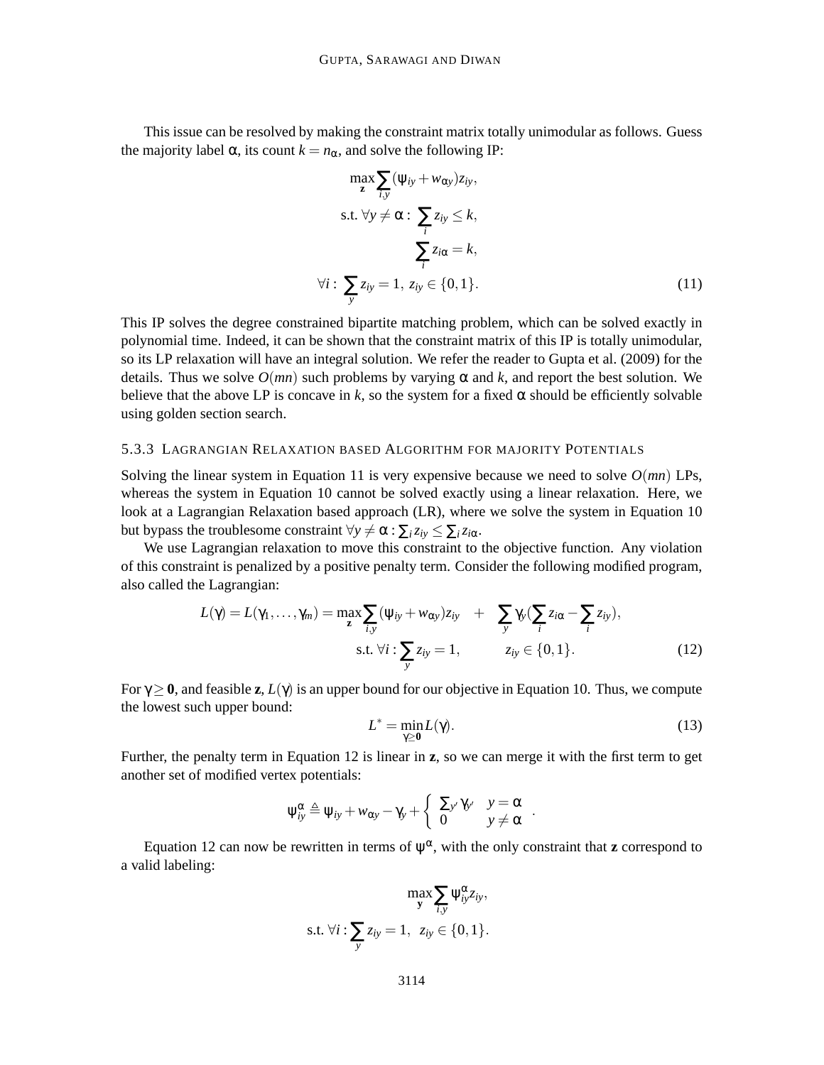This issue can be resolved by making the constraint matrix totally unimodular as follows. Guess the majority label $\alpha$, its count $k = n_\alpha$, and solve the following IP:

$$
\begin{aligned}
\max_{\mathbf{z}} \sum_{i,y} (\psi_{iy} + w_{\alpha y}) z_{iy}, \\
\text{s.t. } \forall y \neq \alpha: \sum_i z_{iy} \leq k, \\
\sum_i z_{i\alpha} = k, \\
\forall i: \sum_y z_{iy} = 1,\ z_{iy} \in \{0,1\}.
\end{aligned} \tag{11}
$$

This IP solves the degree constrained bipartite matching problem, which can be solved exactly in polynomial time. Indeed, it can be shown that the constraint matrix of this IP is totally unimodular, so its LP relaxation will have an integral solution. We refer the reader to Gupta et al. (2009) for the details. Thus we solve $O(mn)$ such problems by varying $\alpha$ and $k$, and report the best solution. We believe that the above LP is concave in $k$, so the system for a fixed $\alpha$ should be efficiently solvable using golden section search.

#### 5.3.3 Lagrangian Relaxation based Algorithm for Majority Potentials

Solving the linear system in Equation 11 is very expensive because we need to solve $O(mn)$ LPs, whereas the system in Equation 10 cannot be solved exactly using a linear relaxation. Here, we look at a Lagrangian Relaxation based approach (LR), where we solve the system in Equation 10 but bypass the troublesome constraint $\forall y \neq \alpha: \sum_i z_{iy} \leq \sum_i z_{i\alpha}$.

We use Lagrangian relaxation to move this constraint to the objective function. Any violation of this constraint is penalized by a positive penalty term. Consider the following modified program, also called the Lagrangian:

$$
\begin{aligned}
L(\gamma) = L(\gamma_1, \ldots, \gamma_m) = \max_{\mathbf{z}} \sum_{i,y} (\psi_{iy} + w_{\alpha y}) z_{iy} \quad + \quad \sum_y \gamma_y \left(\sum_i z_{i\alpha} - \sum_i z_{iy}\right), \\
\text{s.t. } \forall i: \sum_y z_{iy} = 1, \qquad z_{iy} \in \{0,1\}.
\end{aligned} \tag{12}
$$

For $\gamma \geq \mathbf{0}$, and feasible $\mathbf{z}$, $L(\gamma)$ is an upper bound for our objective in Equation 10. Thus, we compute the lowest such upper bound:

$$
L^* = \min_{\gamma \geq \mathbf{0}} L(\gamma). \tag{13}
$$

Further, the penalty term in Equation 12 is linear in $\mathbf{z}$, so we can merge it with the first term to get another set of modified vertex potentials:

$$
\psi_{iy}^{\alpha} \triangleq \psi_{iy} + w_{\alpha y} - \gamma_y + \begin{cases} \sum_{y'} \gamma_{y'} & y = \alpha \\ 0 & y \neq \alpha \end{cases}.
$$

Equation 12 can now be rewritten in terms of $\psi^{\alpha}$, with the only constraint that $\mathbf{z}$ correspond to a valid labeling:

$$
\begin{aligned}
\max_{\mathbf{y}} \sum_{i,y} \psi_{iy}^{\alpha} z_{iy}, \\
\text{s.t. } \forall i: \sum_y z_{iy} = 1,\ z_{iy} \in \{0,1\}.
\end{aligned}
$$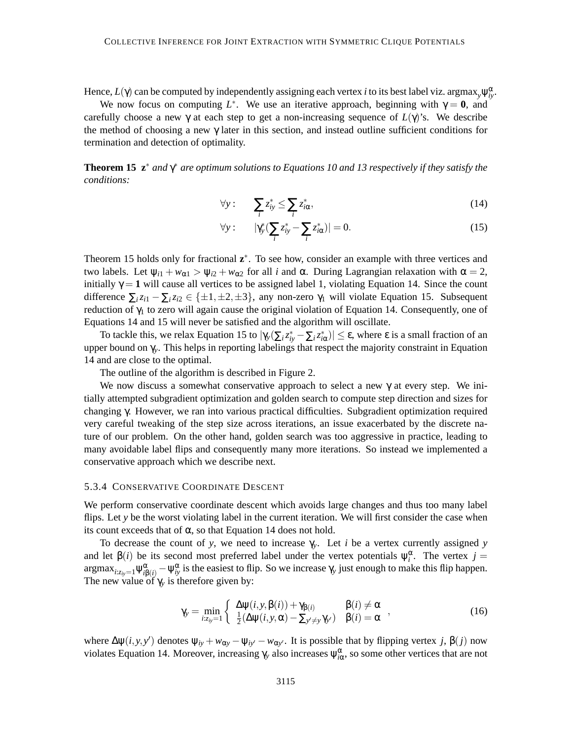Hence, $L(\gamma)$ can be computed by independently assigning each vertex $i$ to its best label viz. $\text{argmax}_y \psi^{\alpha}_{iy}$.

We now focus on computing $L^*$. We use an iterative approach, beginning with $\gamma = \mathbf{0}$, and carefully choose a new $\gamma$ at each step to get a non-increasing sequence of $L(\gamma)$'s. We describe the method of choosing a new $\gamma$ later in this section, and instead outline sufficient conditions for termination and detection of optimality.

**Theorem 15** *$\mathbf{z}^*$ and $\gamma^*$ are optimum solutions to Equations 10 and 13 respectively if they satisfy the conditions:*

$$\forall y: \quad \sum_i z^*_{iy} \leq \sum_i z^*_{i\alpha}, \tag{14}$$

$$\forall y: \quad |\gamma^*_y(\sum_i z^*_{iy} - \sum_i z^*_{i\alpha})| = 0. \tag{15}$$

Theorem 15 holds only for fractional $\mathbf{z}^*$. To see how, consider an example with three vertices and two labels. Let $\psi_{i1} + w_{\alpha 1} > \psi_{i2} + w_{\alpha 2}$ for all $i$ and $\alpha$. During Lagrangian relaxation with $\alpha = 2$, initially $\gamma = \mathbf{1}$ will cause all vertices to be assigned label 1, violating Equation 14. Since the count difference $\sum_i z_{i1} - \sum_i z_{i2} \in \{\pm 1, \pm 2, \pm 3\}$, any non-zero $\gamma_1$ will violate Equation 15. Subsequent reduction of $\gamma_1$ to zero will again cause the original violation of Equation 14. Consequently, one of Equations 14 and 15 will never be satisfied and the algorithm will oscillate.

To tackle this, we relax Equation 15 to $|\gamma_y(\sum_i z^*_{iy} - \sum_i z^*_{i\alpha})| \leq \epsilon$, where $\epsilon$ is a small fraction of an upper bound on $\gamma_y$. This helps in reporting labelings that respect the majority constraint in Equation 14 and are close to the optimal.

The outline of the algorithm is described in Figure 2.

We now discuss a somewhat conservative approach to select a new $\gamma$ at every step. We initially attempted subgradient optimization and golden search to compute step direction and sizes for changing $\gamma$. However, we ran into various practical difficulties. Subgradient optimization required very careful tweaking of the step size across iterations, an issue exacerbated by the discrete nature of our problem. On the other hand, golden search was too aggressive in practice, leading to many avoidable label flips and consequently many more iterations. So instead we implemented a conservative approach which we describe next.

#### 5.3.4 Conservative Coordinate Descent

We perform conservative coordinate descent which avoids large changes and thus too many label flips. Let $y$ be the worst violating label in the current iteration. We will first consider the case when its count exceeds that of $\alpha$, so that Equation 14 does not hold.

To decrease the count of $y$, we need to increase $\gamma_y$. Let $i$ be a vertex currently assigned $y$ and let $\beta(i)$ be its second most preferred label under the vertex potentials $\psi^{\alpha}_i$. The vertex $j = \text{argmax}_{i:z_{iy}=1} \psi^{\alpha}_{i\beta(i)} - \psi^{\alpha}_{iy}$ is the easiest to flip. So we increase $\gamma_y$ just enough to make this flip happen. The new value of $\gamma_y$ is therefore given by:

$$\gamma_y = \min_{i:z_{iy}=1} \begin{cases} \Delta\psi(i,y,\beta(i)) + \gamma_{\beta(i)} & \beta(i) \neq \alpha \\ \frac{1}{2}(\Delta\psi(i,y,\alpha) - \sum_{y' \neq y} \gamma_{y'}) & \beta(i) = \alpha \end{cases}, \tag{16}$$

where $\Delta\psi(i,y,y')$ denotes $\psi_{iy} + w_{\alpha y} - \psi_{iy'} - w_{\alpha y'}$. It is possible that by flipping vertex $j$, $\beta(j)$ now violates Equation 14. Moreover, increasing $\gamma_y$ also increases $\psi^{\alpha}_{i\alpha}$, so some other vertices that are not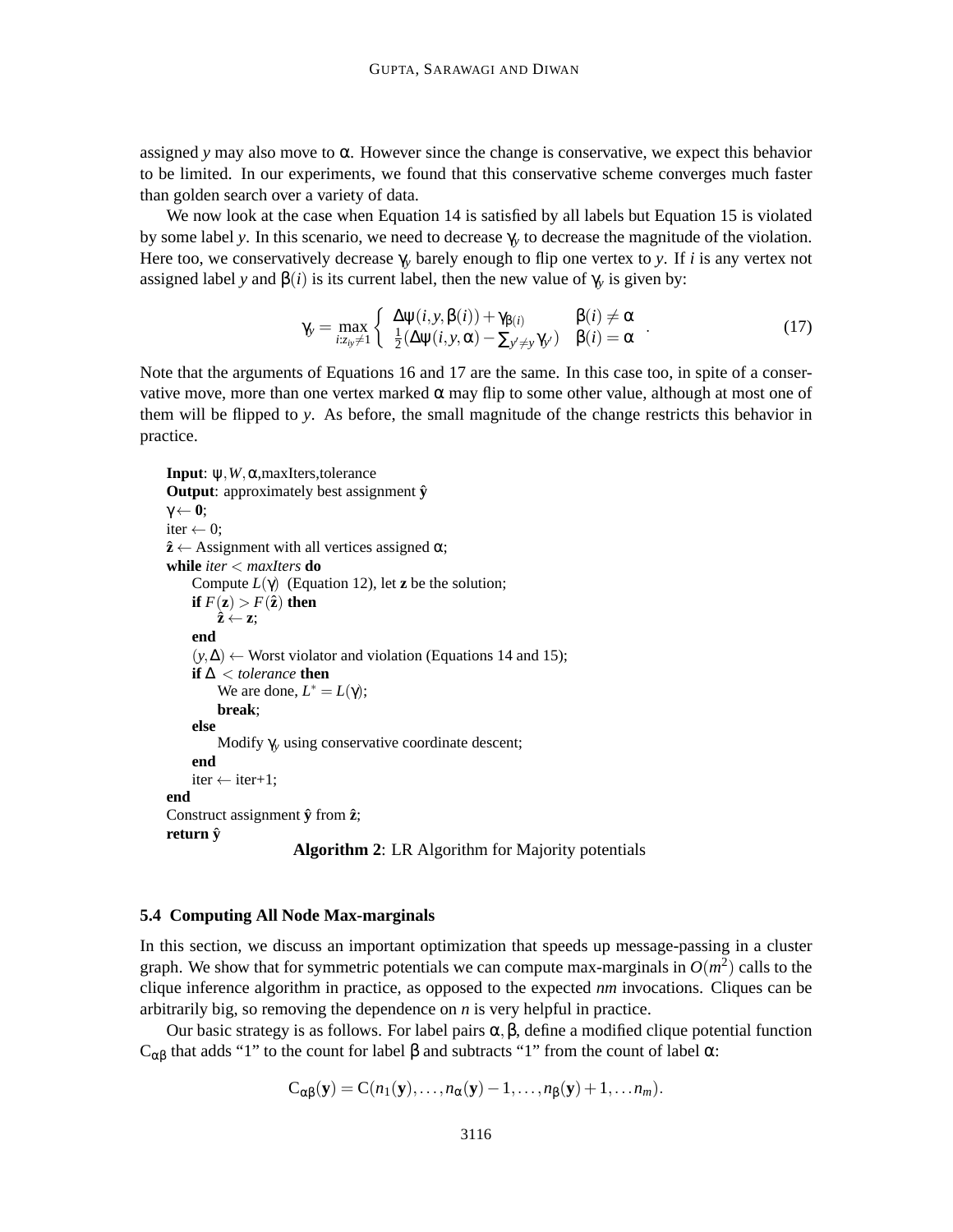assigned $y$ may also move to $\alpha$. However since the change is conservative, we expect this behavior to be limited. In our experiments, we found that this conservative scheme converges much faster than golden search over a variety of data.

We now look at the case when Equation 14 is satisfied by all labels but Equation 15 is violated by some label $y$. In this scenario, we need to decrease $\gamma_y$ to decrease the magnitude of the violation. Here too, we conservatively decrease $\gamma_y$ barely enough to flip one vertex to $y$. If $i$ is any vertex not assigned label $y$ and $\beta(i)$ is its current label, then the new value of $\gamma_y$ is given by:

$$\gamma_y = \max_{i:z_{iy}\neq 1} \begin{cases} \Delta\psi(i,y,\beta(i)) + \gamma_{\beta(i)} & \beta(i) \neq \alpha \\ \frac{1}{2}(\Delta\psi(i,y,\alpha) - \sum_{y' \neq y} \gamma_{y'}) & \beta(i) = \alpha \end{cases}. \tag{17}$$

Note that the arguments of Equations 16 and 17 are the same. In this case too, in spite of a conservative move, more than one vertex marked $\alpha$ may flip to some other value, although at most one of them will be flipped to $y$. As before, the small magnitude of the change restricts this behavior in practice.

```
Input: ψ, W, α, maxIters, tolerance
Output: approximately best assignment ŷ
γ ← 0;
iter ← 0;
ẑ ← Assignment with all vertices assigned α;
while iter < maxIters do
    Compute L(γ) (Equation 12), let z be the solution;
    if F(z) > F(ẑ) then
        ẑ ← z;
    end
    (y, Δ) ← Worst violator and violation (Equations 14 and 15);
    if Δ < tolerance then
        We are done, L* = L(γ);
        break;
    else
        Modify γ_y using conservative coordinate descent;
    end
    iter ← iter+1;
end
Construct assignment ŷ from ẑ;
return ŷ
```

**Algorithm 2**: LR Algorithm for Majority potentials

### 5.4 Computing All Node Max-marginals

In this section, we discuss an important optimization that speeds up message-passing in a cluster graph. We show that for symmetric potentials we can compute max-marginals in $O(m^2)$ calls to the clique inference algorithm in practice, as opposed to the expected $nm$ invocations. Cliques can be arbitrarily big, so removing the dependence on $n$ is very helpful in practice.

Our basic strategy is as follows. For label pairs $\alpha, \beta$, define a modified clique potential function $C_{\alpha\beta}$ that adds "1" to the count for label $\beta$ and subtracts "1" from the count of label $\alpha$:

$$C_{\alpha\beta}(\mathbf{y}) = C(n_1(\mathbf{y}), \ldots, n_\alpha(\mathbf{y}) - 1, \ldots, n_\beta(\mathbf{y}) + 1, \ldots n_m).$$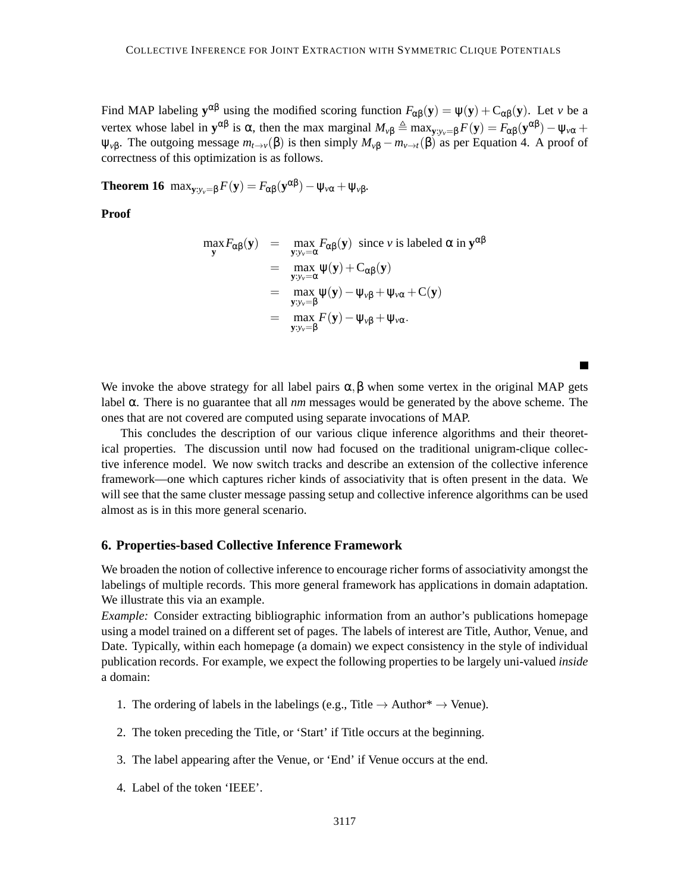Find MAP labeling $\mathbf{y}^{\alpha\beta}$ using the modified scoring function $F_{\alpha\beta}(\mathbf{y}) = \psi(\mathbf{y}) + \mathrm{C}_{\alpha\beta}(\mathbf{y})$. Let $v$ be a vertex whose label in $\mathbf{y}^{\alpha\beta}$ is $\alpha$, then the max marginal $M_{v\beta} \triangleq \max_{\mathbf{y}:y_v=\beta} F(\mathbf{y}) = F_{\alpha\beta}(\mathbf{y}^{\alpha\beta}) - \psi_{v\alpha} + \psi_{v\beta}$. The outgoing message $m_{t\to v}(\beta)$ is then simply $M_{v\beta} - m_{v\to t}(\beta)$ as per Equation 4. A proof of correctness of this optimization is as follows.

**Theorem 16** $\max_{\mathbf{y}:y_v=\beta} F(\mathbf{y}) = F_{\alpha\beta}(\mathbf{y}^{\alpha\beta}) - \psi_{v\alpha} + \psi_{v\beta}$.

**Proof**

$$
\begin{aligned}
\max_{\mathbf{y}} F_{\alpha\beta}(\mathbf{y}) &= \max_{\mathbf{y}:y_v=\alpha} F_{\alpha\beta}(\mathbf{y}) \text{ since } v \text{ is labeled } \alpha \text{ in } \mathbf{y}^{\alpha\beta} \\
&= \max_{\mathbf{y}:y_v=\alpha} \psi(\mathbf{y}) + \mathrm{C}_{\alpha\beta}(\mathbf{y}) \\
&= \max_{\mathbf{y}:y_v=\beta} \psi(\mathbf{y}) - \psi_{v\beta} + \psi_{v\alpha} + \mathrm{C}(\mathbf{y}) \\
&= \max_{\mathbf{y}:y_v=\beta} F(\mathbf{y}) - \psi_{v\beta} + \psi_{v\alpha}.
\end{aligned}
$$

■

We invoke the above strategy for all label pairs $\alpha, \beta$ when some vertex in the original MAP gets label $\alpha$. There is no guarantee that all $nm$ messages would be generated by the above scheme. The ones that are not covered are computed using separate invocations of MAP.

This concludes the description of our various clique inference algorithms and their theoretical properties. The discussion until now had focused on the traditional unigram-clique collective inference model. We now switch tracks and describe an extension of the collective inference framework—one which captures richer kinds of associativity that is often present in the data. We will see that the same cluster message passing setup and collective inference algorithms can be used almost as is in this more general scenario.

## 6. Properties-based Collective Inference Framework

We broaden the notion of collective inference to encourage richer forms of associativity amongst the labelings of multiple records. This more general framework has applications in domain adaptation. We illustrate this via an example.

*Example:* Consider extracting bibliographic information from an author's publications homepage using a model trained on a different set of pages. The labels of interest are Title, Author, Venue, and Date. Typically, within each homepage (a domain) we expect consistency in the style of individual publication records. For example, we expect the following properties to be largely uni-valued *inside* a domain:

1. The ordering of labels in the labelings (e.g., Title → Author* → Venue).
2. The token preceding the Title, or 'Start' if Title occurs at the beginning.
3. The label appearing after the Venue, or 'End' if Venue occurs at the end.
4. Label of the token 'IEEE'.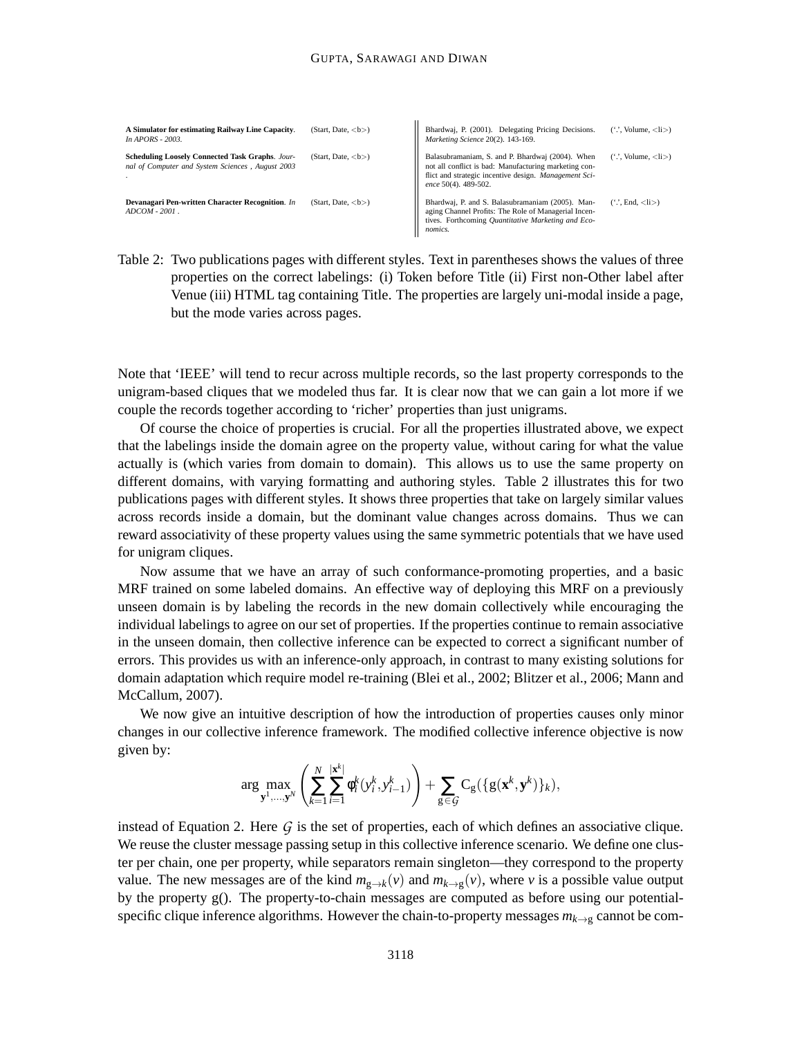| | | | |
|---|---|---|---|
| **A Simulator for estimating Railway Line Capacity**. *In APORS - 2003.* | (Start, Date, <b>) | Bhardwaj, P. (2001). Delegating Pricing Decisions. *Marketing Science* 20(2). 143-169. | ('.', Volume, <li>) |
| **Scheduling Loosely Connected Task Graphs**. *Journal of Computer and System Sciences , August 2003* . | (Start, Date, <b>) | Balasubramaniam, S. and P. Bhardwaj (2004). When not all conflict is bad: Manufacturing marketing conflict and strategic incentive design. *Management Science* 50(4). 489-502. | ('.', Volume, <li>) |
| **Devanagari Pen-written Character Recognition**. *In ADCOM - 2001* . | (Start, Date, <b>) | Bhardwaj, P. and S. Balasubramaniam (2005). Managing Channel Profits: The Role of Managerial Incentives. Forthcoming *Quantitative Marketing and Economics.* | ('.', End, <li>) |

Table 2: Two publications pages with different styles. Text in parentheses shows the values of three properties on the correct labelings: (i) Token before Title (ii) First non-Other label after Venue (iii) HTML tag containing Title. The properties are largely uni-modal inside a page, but the mode varies across pages.

Note that 'IEEE' will tend to recur across multiple records, so the last property corresponds to the unigram-based cliques that we modeled thus far. It is clear now that we can gain a lot more if we couple the records together according to 'richer' properties than just unigrams.

Of course the choice of properties is crucial. For all the properties illustrated above, we expect that the labelings inside the domain agree on the property value, without caring for what the value actually is (which varies from domain to domain). This allows us to use the same property on different domains, with varying formatting and authoring styles. Table 2 illustrates this for two publications pages with different styles. It shows three properties that take on largely similar values across records inside a domain, but the dominant value changes across domains. Thus we can reward associativity of these property values using the same symmetric potentials that we have used for unigram cliques.

Now assume that we have an array of such conformance-promoting properties, and a basic MRF trained on some labeled domains. An effective way of deploying this MRF on a previously unseen domain is by labeling the records in the new domain collectively while encouraging the individual labelings to agree on our set of properties. If the properties continue to remain associative in the unseen domain, then collective inference can be expected to correct a significant number of errors. This provides us with an inference-only approach, in contrast to many existing solutions for domain adaptation which require model re-training (Blei et al., 2002; Blitzer et al., 2006; Mann and McCallum, 2007).

We now give an intuitive description of how the introduction of properties causes only minor changes in our collective inference framework. The modified collective inference objective is now given by:

$$\arg\max_{\mathbf{y}^1,\ldots,\mathbf{y}^N} \left( \sum_{k=1}^{N} \sum_{i=1}^{|\mathbf{x}^k|} \phi_i^k(y_i^k, y_{i-1}^k) \right) + \sum_{\mathrm{g} \in \mathcal{G}} \mathrm{C_g}(\{\mathrm{g}(\mathbf{x}^k, \mathbf{y}^k)\}_k),$$

instead of Equation 2. Here $\mathcal{G}$ is the set of properties, each of which defines an associative clique. We reuse the cluster message passing setup in this collective inference scenario. We define one cluster per chain, one per property, while separators remain singleton—they correspond to the property value. The new messages are of the kind $m_{\mathrm{g}\to k}(v)$ and $m_{k\to \mathrm{g}}(v)$, where $v$ is a possible value output by the property g(). The property-to-chain messages are computed as before using our potential-specific clique inference algorithms. However the chain-to-property messages $m_{k\to \mathrm{g}}$ cannot be com-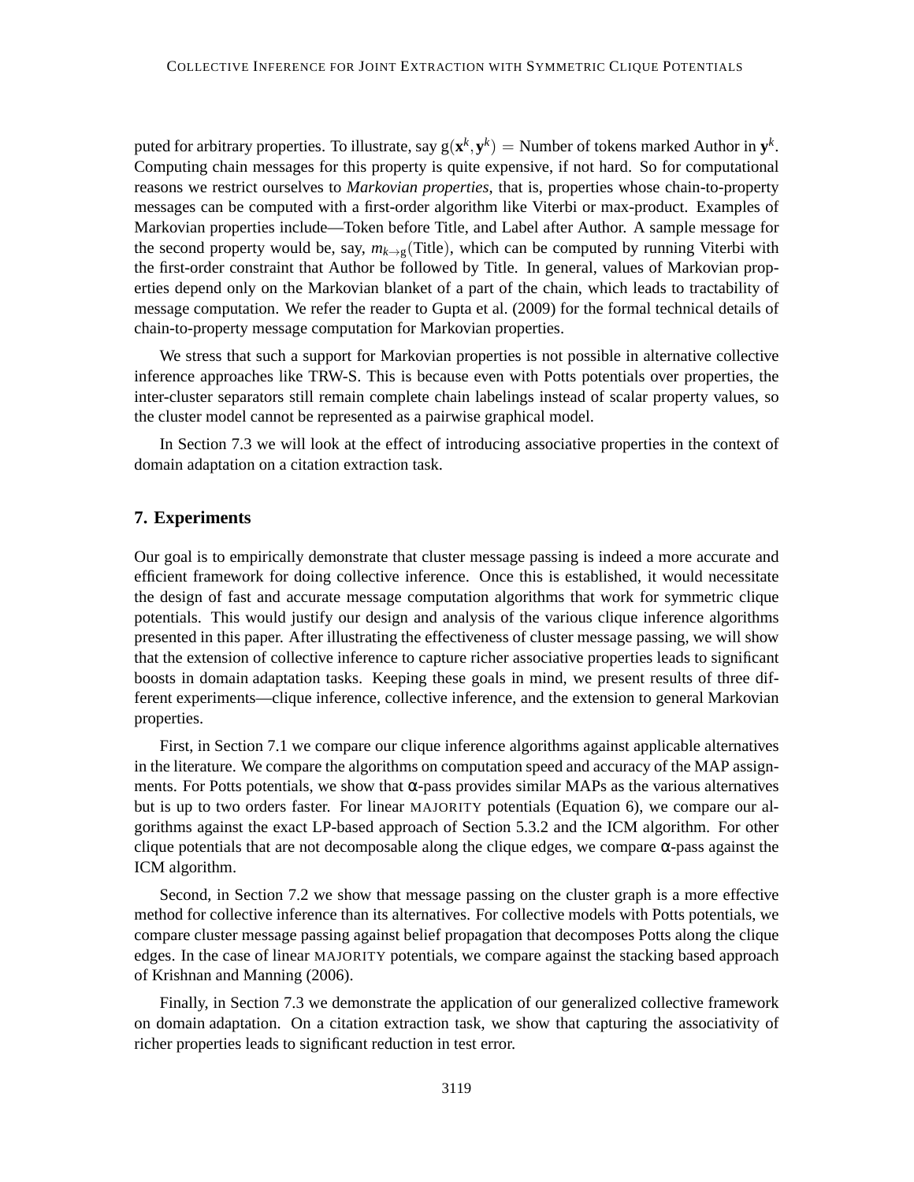puted for arbitrary properties. To illustrate, say $\mathrm{g}(\mathbf{x}^k, \mathbf{y}^k) =$ Number of tokens marked Author in $\mathbf{y}^k$. Computing chain messages for this property is quite expensive, if not hard. So for computational reasons we restrict ourselves to *Markovian properties*, that is, properties whose chain-to-property messages can be computed with a first-order algorithm like Viterbi or max-product. Examples of Markovian properties include—Token before Title, and Label after Author. A sample message for the second property would be, say, $m_{k\to \mathrm{g}}(\mathrm{Title})$, which can be computed by running Viterbi with the first-order constraint that Author be followed by Title. In general, values of Markovian properties depend only on the Markovian blanket of a part of the chain, which leads to tractability of message computation. We refer the reader to Gupta et al. (2009) for the formal technical details of chain-to-property message computation for Markovian properties.

We stress that such a support for Markovian properties is not possible in alternative collective inference approaches like TRW-S. This is because even with Potts potentials over properties, the inter-cluster separators still remain complete chain labelings instead of scalar property values, so the cluster model cannot be represented as a pairwise graphical model.

In Section 7.3 we will look at the effect of introducing associative properties in the context of domain adaptation on a citation extraction task.

## 7. Experiments

Our goal is to empirically demonstrate that cluster message passing is indeed a more accurate and efficient framework for doing collective inference. Once this is established, it would necessitate the design of fast and accurate message computation algorithms that work for symmetric clique potentials. This would justify our design and analysis of the various clique inference algorithms presented in this paper. After illustrating the effectiveness of cluster message passing, we will show that the extension of collective inference to capture richer associative properties leads to significant boosts in domain adaptation tasks. Keeping these goals in mind, we present results of three different experiments—clique inference, collective inference, and the extension to general Markovian properties.

First, in Section 7.1 we compare our clique inference algorithms against applicable alternatives in the literature. We compare the algorithms on computation speed and accuracy of the MAP assignments. For Potts potentials, we show that $\alpha$-pass provides similar MAPs as the various alternatives but is up to two orders faster. For linear MAJORITY potentials (Equation 6), we compare our algorithms against the exact LP-based approach of Section 5.3.2 and the ICM algorithm. For other clique potentials that are not decomposable along the clique edges, we compare $\alpha$-pass against the ICM algorithm.

Second, in Section 7.2 we show that message passing on the cluster graph is a more effective method for collective inference than its alternatives. For collective models with Potts potentials, we compare cluster message passing against belief propagation that decomposes Potts along the clique edges. In the case of linear MAJORITY potentials, we compare against the stacking based approach of Krishnan and Manning (2006).

Finally, in Section 7.3 we demonstrate the application of our generalized collective framework on domain adaptation. On a citation extraction task, we show that capturing the associativity of richer properties leads to significant reduction in test error.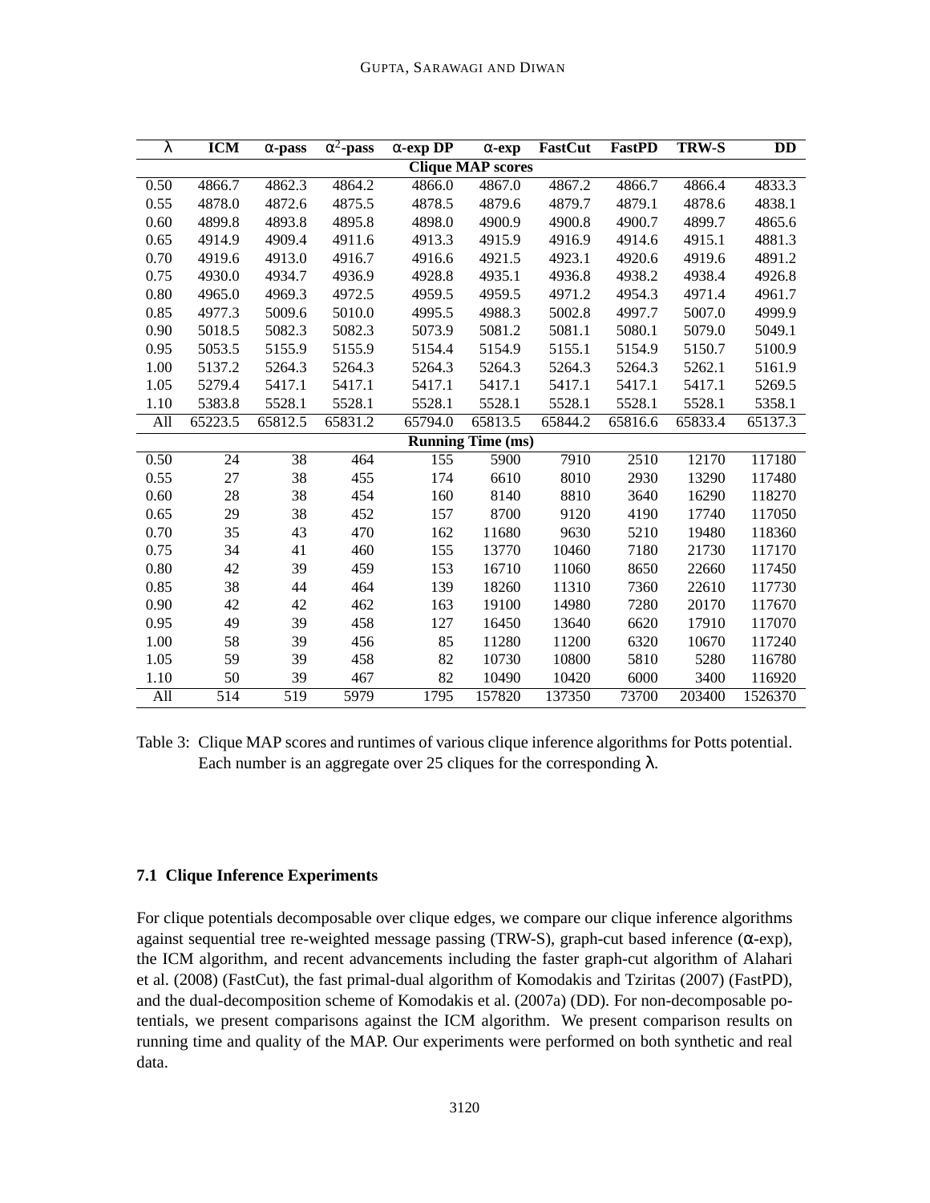| $\lambda$ | ICM | $\alpha$-pass | $\alpha^2$-pass | $\alpha$-exp DP | $\alpha$-exp | FastCut | FastPD | TRW-S | DD |
|---|---|---|---|---|---|---|---|---|---|
| **Clique MAP scores** | | | | | | | | | |
| 0.50 | 4866.7 | 4862.3 | 4864.2 | 4866.0 | 4867.0 | 4867.2 | 4866.7 | 4866.4 | 4833.3 |
| 0.55 | 4878.0 | 4872.6 | 4875.5 | 4878.5 | 4879.6 | 4879.7 | 4879.1 | 4878.6 | 4838.1 |
| 0.60 | 4899.8 | 4893.8 | 4895.8 | 4898.0 | 4900.9 | 4900.8 | 4900.7 | 4899.7 | 4865.6 |
| 0.65 | 4914.9 | 4909.4 | 4911.6 | 4913.3 | 4915.9 | 4916.9 | 4914.6 | 4915.1 | 4881.3 |
| 0.70 | 4919.6 | 4913.0 | 4916.7 | 4916.6 | 4921.5 | 4923.1 | 4920.6 | 4919.6 | 4891.2 |
| 0.75 | 4930.0 | 4934.7 | 4936.9 | 4928.8 | 4935.1 | 4936.8 | 4938.2 | 4938.4 | 4926.8 |
| 0.80 | 4965.0 | 4969.3 | 4972.5 | 4959.5 | 4959.5 | 4971.2 | 4954.3 | 4971.4 | 4961.7 |
| 0.85 | 4977.3 | 5009.6 | 5010.0 | 4995.5 | 4988.3 | 5002.8 | 4997.7 | 5007.0 | 4999.9 |
| 0.90 | 5018.5 | 5082.3 | 5082.3 | 5073.9 | 5081.2 | 5081.1 | 5080.1 | 5079.0 | 5049.1 |
| 0.95 | 5053.5 | 5155.9 | 5155.9 | 5154.4 | 5154.9 | 5155.1 | 5154.9 | 5150.7 | 5100.9 |
| 1.00 | 5137.2 | 5264.3 | 5264.3 | 5264.3 | 5264.3 | 5264.3 | 5264.3 | 5262.1 | 5161.9 |
| 1.05 | 5279.4 | 5417.1 | 5417.1 | 5417.1 | 5417.1 | 5417.1 | 5417.1 | 5417.1 | 5269.5 |
| 1.10 | 5383.8 | 5528.1 | 5528.1 | 5528.1 | 5528.1 | 5528.1 | 5528.1 | 5528.1 | 5358.1 |
| All | 65223.5 | 65812.5 | 65831.2 | 65794.0 | 65813.5 | 65844.2 | 65816.6 | 65833.4 | 65137.3 |
| **Running Time (ms)** | | | | | | | | | |
| 0.50 | 24 | 38 | 464 | 155 | 5900 | 7910 | 2510 | 12170 | 117180 |
| 0.55 | 27 | 38 | 455 | 174 | 6610 | 8010 | 2930 | 13290 | 117480 |
| 0.60 | 28 | 38 | 454 | 160 | 8140 | 8810 | 3640 | 16290 | 118270 |
| 0.65 | 29 | 38 | 452 | 157 | 8700 | 9120 | 4190 | 17740 | 117050 |
| 0.70 | 35 | 43 | 470 | 162 | 11680 | 9630 | 5210 | 19480 | 118360 |
| 0.75 | 34 | 41 | 460 | 155 | 13770 | 10460 | 7180 | 21730 | 117170 |
| 0.80 | 42 | 39 | 459 | 153 | 16710 | 11060 | 8650 | 22660 | 117450 |
| 0.85 | 38 | 44 | 464 | 139 | 18260 | 11310 | 7360 | 22610 | 117730 |
| 0.90 | 42 | 42 | 462 | 163 | 19100 | 14980 | 7280 | 20170 | 117670 |
| 0.95 | 49 | 39 | 458 | 127 | 16450 | 13640 | 6620 | 17910 | 117070 |
| 1.00 | 58 | 39 | 456 | 85 | 11280 | 11200 | 6320 | 10670 | 117240 |
| 1.05 | 59 | 39 | 458 | 82 | 10730 | 10800 | 5810 | 5280 | 116780 |
| 1.10 | 50 | 39 | 467 | 82 | 10490 | 10420 | 6000 | 3400 | 116920 |
| All | 514 | 519 | 5979 | 1795 | 157820 | 137350 | 73700 | 203400 | 1526370 |

Table 3: Clique MAP scores and runtimes of various clique inference algorithms for Potts potential. Each number is an aggregate over 25 cliques for the corresponding $\lambda$.

### 7.1 Clique Inference Experiments

For clique potentials decomposable over clique edges, we compare our clique inference algorithms against sequential tree re-weighted message passing (TRW-S), graph-cut based inference ($\alpha$-exp), the ICM algorithm, and recent advancements including the faster graph-cut algorithm of Alahari et al. (2008) (FastCut), the fast primal-dual algorithm of Komodakis and Tziritas (2007) (FastPD), and the dual-decomposition scheme of Komodakis et al. (2007a) (DD). For non-decomposable potentials, we present comparisons against the ICM algorithm. We present comparison results on running time and quality of the MAP. Our experiments were performed on both synthetic and real data.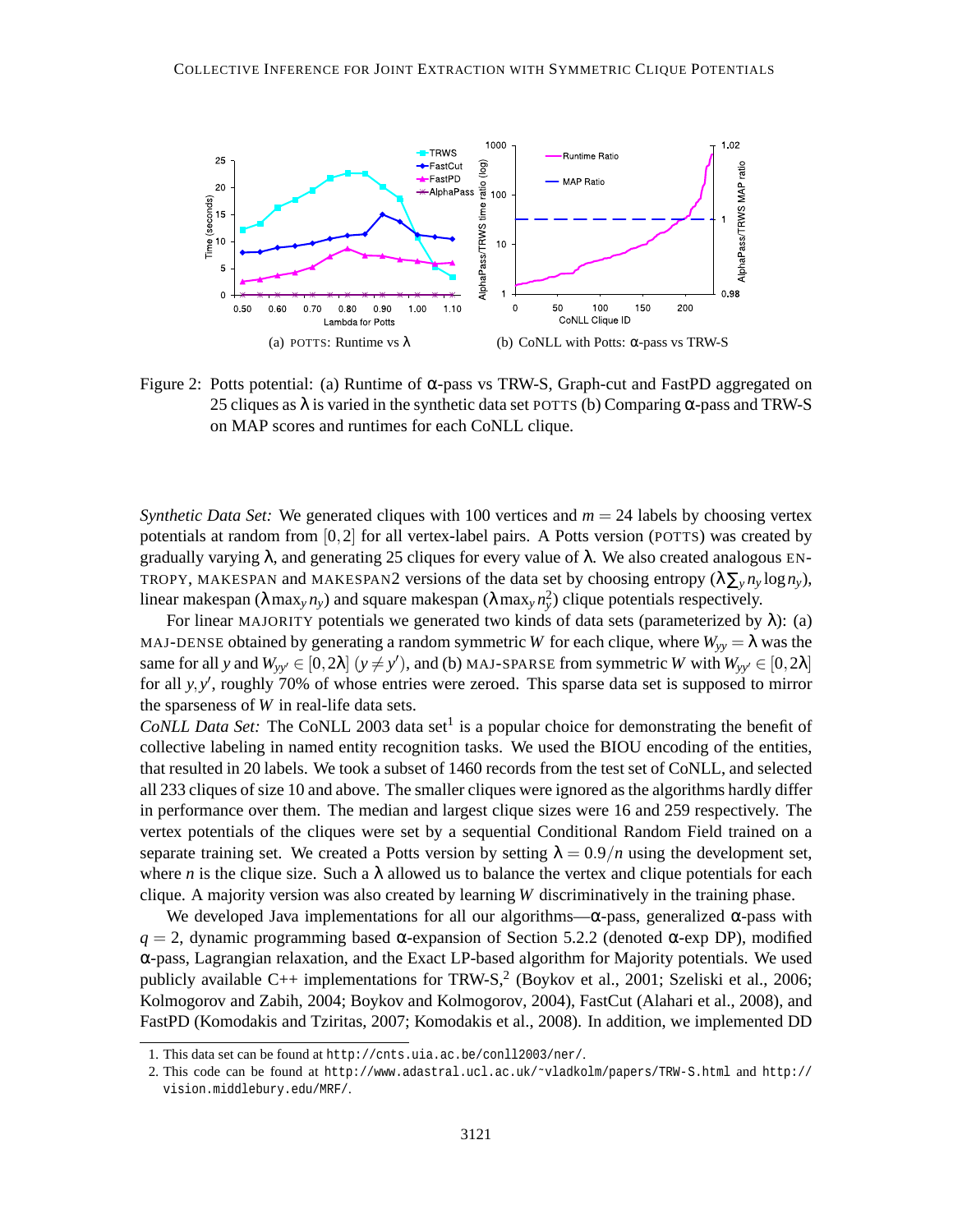25
20
15
10
5
0
Time (seconds)
0.50 0.60 0.70 0.80 0.90 1.00 1.10
Lambda for Potts
TRWS
FastCut
FastPD
AlphaPass

(a) POTTS: Runtime vs $\lambda$

1000
100
10
1
AlphaPass/TRWS time ratio (log)
0 50 100 150 200
CoNLL Clique ID
Runtime Ratio
MAP Ratio
1.02
1
0.98
AlphaPass/TRWS MAP ratio

(b) CoNLL with Potts: $\alpha$-pass vs TRW-S

Figure 2: Potts potential: (a) Runtime of $\alpha$-pass vs TRW-S, Graph-cut and FastPD aggregated on 25 cliques as $\lambda$ is varied in the synthetic data set POTTS (b) Comparing $\alpha$-pass and TRW-S on MAP scores and runtimes for each CoNLL clique.

*Synthetic Data Set:* We generated cliques with 100 vertices and $m = 24$ labels by choosing vertex potentials at random from $[0,2]$ for all vertex-label pairs. A Potts version (POTTS) was created by gradually varying $\lambda$, and generating 25 cliques for every value of $\lambda$. We also created analogous ENTROPY, MAKESPAN and MAKESPAN2 versions of the data set by choosing entropy ($\lambda \sum_y n_y \log n_y$), linear makespan ($\lambda \max_y n_y$) and square makespan ($\lambda \max_y n_y^2$) clique potentials respectively.

For linear MAJORITY potentials we generated two kinds of data sets (parameterized by $\lambda$): (a) MAJ-DENSE obtained by generating a random symmetric $W$ for each clique, where $W_{yy} = \lambda$ was the same for all $y$ and $W_{yy'} \in [0, 2\lambda]$ ($y \neq y'$), and (b) MAJ-SPARSE from symmetric $W$ with $W_{yy'} \in [0, 2\lambda]$ for all $y, y'$, roughly 70% of whose entries were zeroed. This sparse data set is supposed to mirror the sparseness of $W$ in real-life data sets.

*CoNLL Data Set:* The CoNLL 2003 data set[1] is a popular choice for demonstrating the benefit of collective labeling in named entity recognition tasks. We used the BIOU encoding of the entities, that resulted in 20 labels. We took a subset of 1460 records from the test set of CoNLL, and selected all 233 cliques of size 10 and above. The smaller cliques were ignored as the algorithms hardly differ in performance over them. The median and largest clique sizes were 16 and 259 respectively. The vertex potentials of the cliques were set by a sequential Conditional Random Field trained on a separate training set. We created a Potts version by setting $\lambda = 0.9/n$ using the development set, where $n$ is the clique size. Such a $\lambda$ allowed us to balance the vertex and clique potentials for each clique. A majority version was also created by learning $W$ discriminatively in the training phase.

We developed Java implementations for all our algorithms—$\alpha$-pass, generalized $\alpha$-pass with $q = 2$, dynamic programming based $\alpha$-expansion of Section 5.2.2 (denoted $\alpha$-exp DP), modified $\alpha$-pass, Lagrangian relaxation, and the Exact LP-based algorithm for Majority potentials. We used publicly available C++ implementations for TRW-S,[2] (Boykov et al., 2001; Szeliski et al., 2006; Kolmogorov and Zabih, 2004; Boykov and Kolmogorov, 2004), FastCut (Alahari et al., 2008), and FastPD (Komodakis and Tziritas, 2007; Komodakis et al., 2008). In addition, we implemented DD

1. This data set can be found at http://cnts.uia.ac.be/conll2003/ner/.
2. This code can be found at http://www.adastral.ucl.ac.uk/~vladkolm/papers/TRW-S.html and http://vision.middlebury.edu/MRF/.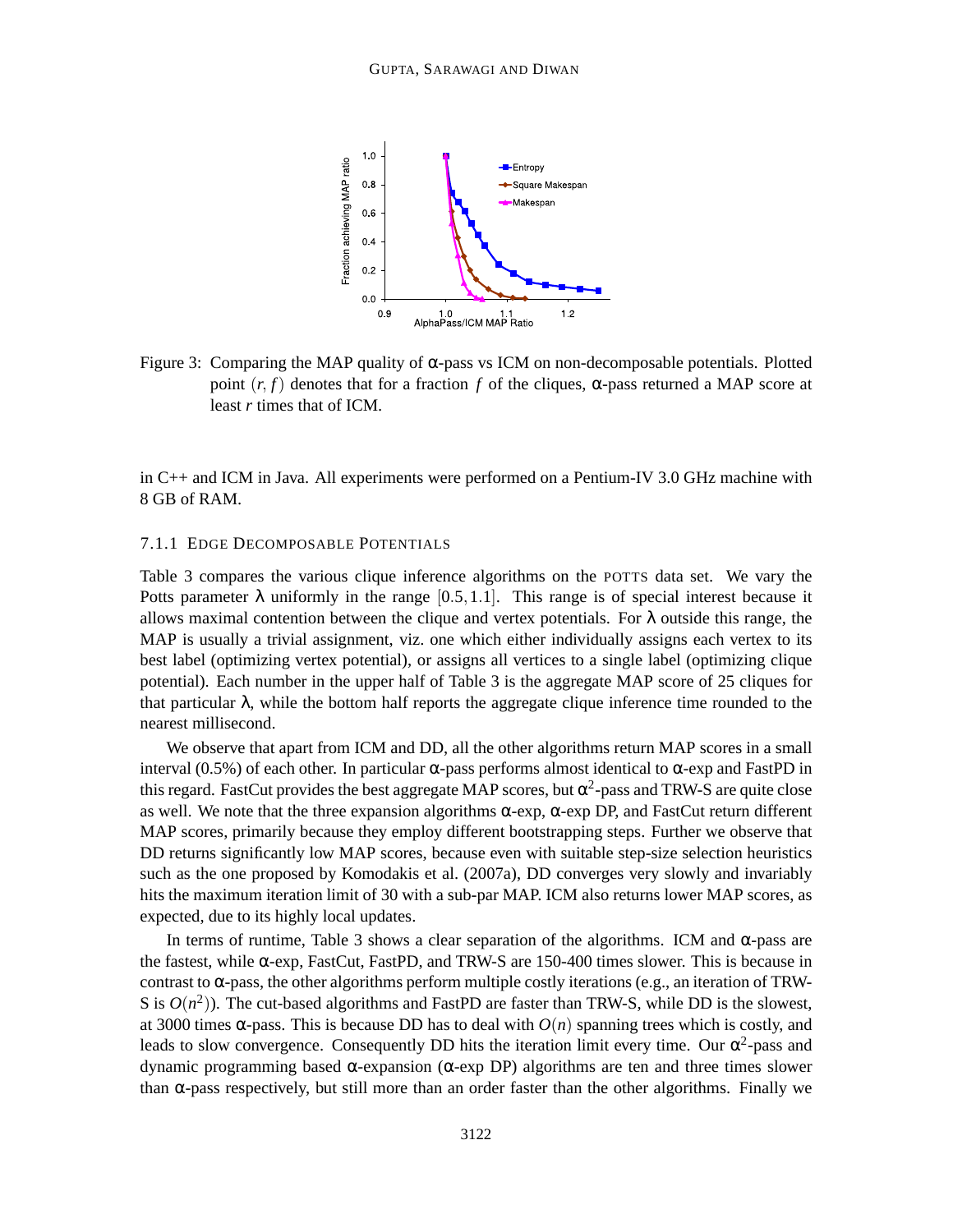1.0
0.8
0.6
0.4
0.2
0.0
Fraction achieving MAP ratio
0.9
1.0
1.1
1.2
AlphaPass/ICM MAP Ratio
Entropy
Square Makespan
Makespan

Figure 3: Comparing the MAP quality of $\alpha$-pass vs ICM on non-decomposable potentials. Plotted point $(r, f)$ denotes that for a fraction $f$ of the cliques, $\alpha$-pass returned a MAP score at least $r$ times that of ICM.

in C++ and ICM in Java. All experiments were performed on a Pentium-IV 3.0 GHz machine with 8 GB of RAM.

#### 7.1.1 Edge Decomposable Potentials

Table 3 compares the various clique inference algorithms on the POTTS data set. We vary the Potts parameter $\lambda$ uniformly in the range $[0.5, 1.1]$. This range is of special interest because it allows maximal contention between the clique and vertex potentials. For $\lambda$ outside this range, the MAP is usually a trivial assignment, viz. one which either individually assigns each vertex to its best label (optimizing vertex potential), or assigns all vertices to a single label (optimizing clique potential). Each number in the upper half of Table 3 is the aggregate MAP score of 25 cliques for that particular $\lambda$, while the bottom half reports the aggregate clique inference time rounded to the nearest millisecond.

We observe that apart from ICM and DD, all the other algorithms return MAP scores in a small interval (0.5%) of each other. In particular $\alpha$-pass performs almost identical to $\alpha$-exp and FastPD in this regard. FastCut provides the best aggregate MAP scores, but $\alpha^2$-pass and TRW-S are quite close as well. We note that the three expansion algorithms $\alpha$-exp, $\alpha$-exp DP, and FastCut return different MAP scores, primarily because they employ different bootstrapping steps. Further we observe that DD returns significantly low MAP scores, because even with suitable step-size selection heuristics such as the one proposed by Komodakis et al. (2007a), DD converges very slowly and invariably hits the maximum iteration limit of 30 with a sub-par MAP. ICM also returns lower MAP scores, as expected, due to its highly local updates.

In terms of runtime, Table 3 shows a clear separation of the algorithms. ICM and $\alpha$-pass are the fastest, while $\alpha$-exp, FastCut, FastPD, and TRW-S are 150-400 times slower. This is because in contrast to $\alpha$-pass, the other algorithms perform multiple costly iterations (e.g., an iteration of TRW-S is $O(n^2)$). The cut-based algorithms and FastPD are faster than TRW-S, while DD is the slowest, at 3000 times $\alpha$-pass. This is because DD has to deal with $O(n)$ spanning trees which is costly, and leads to slow convergence. Consequently DD hits the iteration limit every time. Our $\alpha^2$-pass and dynamic programming based $\alpha$-expansion ($\alpha$-exp DP) algorithms are ten and three times slower than $\alpha$-pass respectively, but still more than an order faster than the other algorithms. Finally we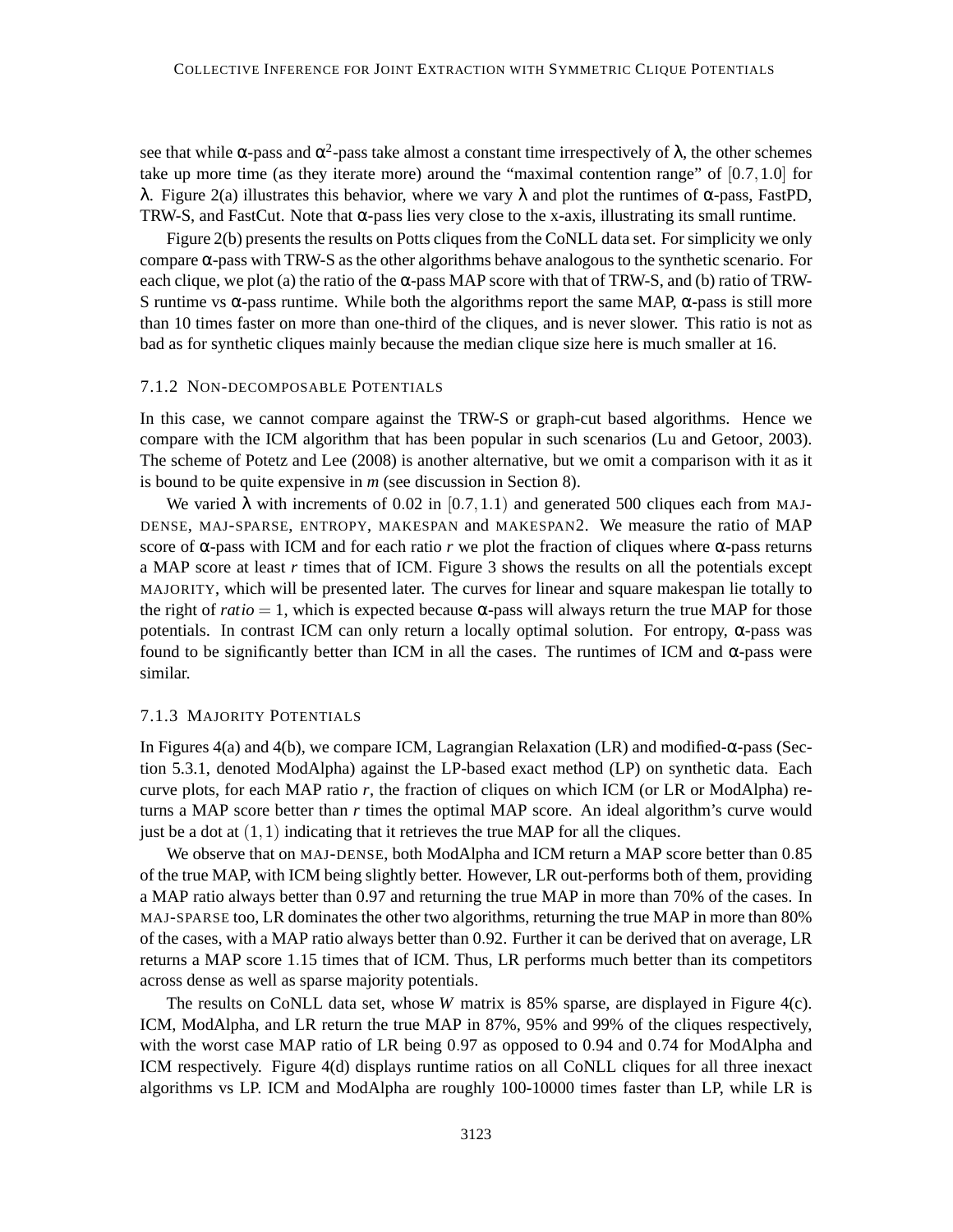see that while $\alpha$-pass and $\alpha^2$-pass take almost a constant time irrespectively of $\lambda$, the other schemes take up more time (as they iterate more) around the "maximal contention range" of $[0.7, 1.0]$ for $\lambda$. Figure 2(a) illustrates this behavior, where we vary $\lambda$ and plot the runtimes of $\alpha$-pass, FastPD, TRW-S, and FastCut. Note that $\alpha$-pass lies very close to the x-axis, illustrating its small runtime.

Figure 2(b) presents the results on Potts cliques from the CoNLL data set. For simplicity we only compare $\alpha$-pass with TRW-S as the other algorithms behave analogous to the synthetic scenario. For each clique, we plot (a) the ratio of the $\alpha$-pass MAP score with that of TRW-S, and (b) ratio of TRW-S runtime vs $\alpha$-pass runtime. While both the algorithms report the same MAP, $\alpha$-pass is still more than 10 times faster on more than one-third of the cliques, and is never slower. This ratio is not as bad as for synthetic cliques mainly because the median clique size here is much smaller at 16.

#### 7.1.2 Non-decomposable Potentials

In this case, we cannot compare against the TRW-S or graph-cut based algorithms. Hence we compare with the ICM algorithm that has been popular in such scenarios (Lu and Getoor, 2003). The scheme of Potetz and Lee (2008) is another alternative, but we omit a comparison with it as it is bound to be quite expensive in $m$ (see discussion in Section 8).

We varied $\lambda$ with increments of 0.02 in $[0.7, 1.1)$ and generated 500 cliques each from MAJ-DENSE, MAJ-SPARSE, ENTROPY, MAKESPAN and MAKESPAN2. We measure the ratio of MAP score of $\alpha$-pass with ICM and for each ratio $r$ we plot the fraction of cliques where $\alpha$-pass returns a MAP score at least $r$ times that of ICM. Figure 3 shows the results on all the potentials except MAJORITY, which will be presented later. The curves for linear and square makespan lie totally to the right of $ratio = 1$, which is expected because $\alpha$-pass will always return the true MAP for those potentials. In contrast ICM can only return a locally optimal solution. For entropy, $\alpha$-pass was found to be significantly better than ICM in all the cases. The runtimes of ICM and $\alpha$-pass were similar.

#### 7.1.3 Majority Potentials

In Figures 4(a) and 4(b), we compare ICM, Lagrangian Relaxation (LR) and modified-$\alpha$-pass (Section 5.3.1, denoted ModAlpha) against the LP-based exact method (LP) on synthetic data. Each curve plots, for each MAP ratio $r$, the fraction of cliques on which ICM (or LR or ModAlpha) returns a MAP score better than $r$ times the optimal MAP score. An ideal algorithm's curve would just be a dot at $(1, 1)$ indicating that it retrieves the true MAP for all the cliques.

We observe that on MAJ-DENSE, both ModAlpha and ICM return a MAP score better than 0.85 of the true MAP, with ICM being slightly better. However, LR out-performs both of them, providing a MAP ratio always better than 0.97 and returning the true MAP in more than 70% of the cases. In MAJ-SPARSE too, LR dominates the other two algorithms, returning the true MAP in more than 80% of the cases, with a MAP ratio always better than 0.92. Further it can be derived that on average, LR returns a MAP score 1.15 times that of ICM. Thus, LR performs much better than its competitors across dense as well as sparse majority potentials.

The results on CoNLL data set, whose $W$ matrix is 85% sparse, are displayed in Figure 4(c). ICM, ModAlpha, and LR return the true MAP in 87%, 95% and 99% of the cliques respectively, with the worst case MAP ratio of LR being 0.97 as opposed to 0.94 and 0.74 for ModAlpha and ICM respectively. Figure 4(d) displays runtime ratios on all CoNLL cliques for all three inexact algorithms vs LP. ICM and ModAlpha are roughly 100-10000 times faster than LP, while LR is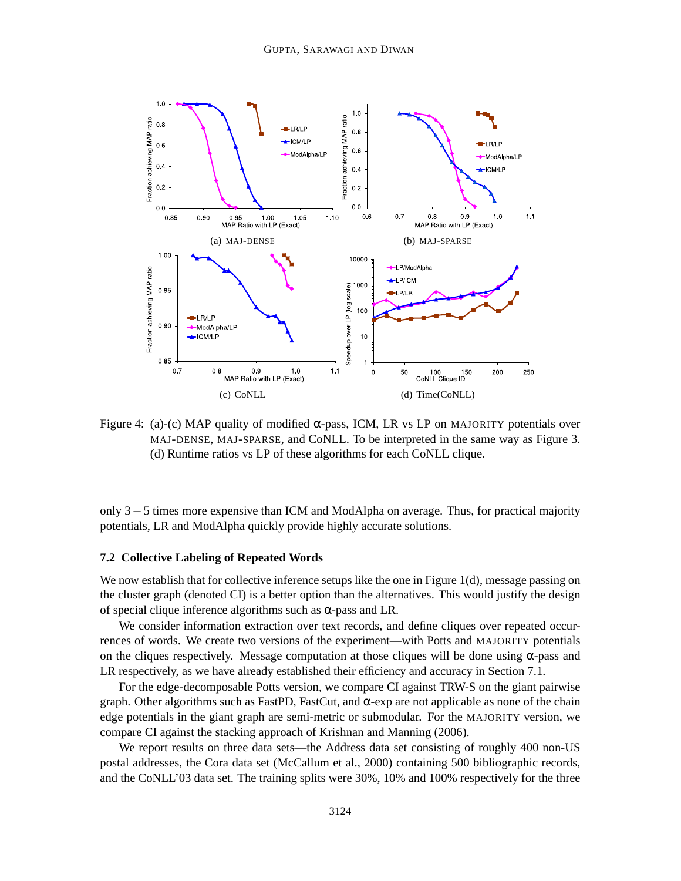(a) MAJ-DENSE

Fraction achieving MAP ratio
1.0
0.8
0.6
0.4
0.2
0.0
0.85 0.90 0.95 1.00 1.05 1.10
MAP Ratio with LP (Exact)
LR/LP
ICM/LP
ModAlpha/LP

(b) MAJ-SPARSE

Fraction achieving MAP ratio
1.0
0.8
0.6
0.4
0.2
0.0
0.6 0.7 0.8 0.9 1.0 1.1
MAP Ratio with LP (Exact)
LR/LP
ModAlpha/LP
ICM/LP

(c) CoNLL

Fraction achieving MAP ratio
1.00
0.95
0.90
0.85
0.7 0.8 0.9 1.0 1.1
MAP Ratio with LP (Exact)
LR/LP
ModAlpha/LP
ICM/LP

(d) Time(CoNLL)

Speedup over LP (log scale)
10000
1000
100
10
1
0 50 100 150 200 250
CoNLL Clique ID
LP/ModAlpha
LP/ICM
LP/LR

Figure 4: (a)-(c) MAP quality of modified α-pass, ICM, LR vs LP on MAJORITY potentials over MAJ-DENSE, MAJ-SPARSE, and CoNLL. To be interpreted in the same way as Figure 3. (d) Runtime ratios vs LP of these algorithms for each CoNLL clique.

only 3 – 5 times more expensive than ICM and ModAlpha on average. Thus, for practical majority potentials, LR and ModAlpha quickly provide highly accurate solutions.

### 7.2 Collective Labeling of Repeated Words

We now establish that for collective inference setups like the one in Figure 1(d), message passing on the cluster graph (denoted CI) is a better option than the alternatives. This would justify the design of special clique inference algorithms such as α-pass and LR.

We consider information extraction over text records, and define cliques over repeated occurrences of words. We create two versions of the experiment—with Potts and MAJORITY potentials on the cliques respectively. Message computation at those cliques will be done using α-pass and LR respectively, as we have already established their efficiency and accuracy in Section 7.1.

For the edge-decomposable Potts version, we compare CI against TRW-S on the giant pairwise graph. Other algorithms such as FastPD, FastCut, and α-exp are not applicable as none of the chain edge potentials in the giant graph are semi-metric or submodular. For the MAJORITY version, we compare CI against the stacking approach of Krishnan and Manning (2006).

We report results on three data sets—the Address data set consisting of roughly 400 non-US postal addresses, the Cora data set (McCallum et al., 2000) containing 500 bibliographic records, and the CoNLL'03 data set. The training splits were 30%, 10% and 100% respectively for the three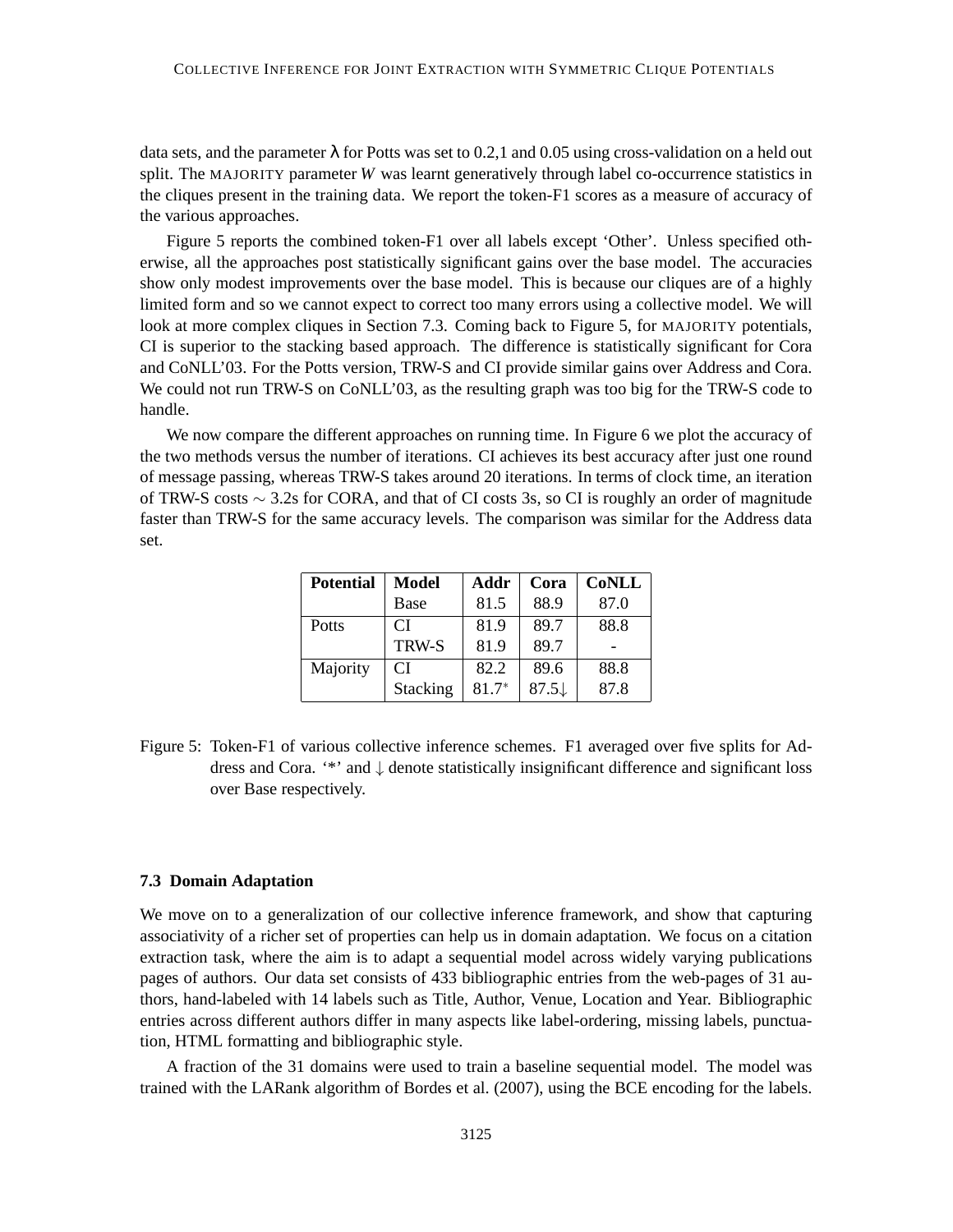data sets, and the parameter $\lambda$ for Potts was set to 0.2,1 and 0.05 using cross-validation on a held out split. The MAJORITY parameter $W$ was learnt generatively through label co-occurrence statistics in the cliques present in the training data. We report the token-F1 scores as a measure of accuracy of the various approaches.

Figure 5 reports the combined token-F1 over all labels except 'Other'. Unless specified otherwise, all the approaches post statistically significant gains over the base model. The accuracies show only modest improvements over the base model. This is because our cliques are of a highly limited form and so we cannot expect to correct too many errors using a collective model. We will look at more complex cliques in Section 7.3. Coming back to Figure 5, for MAJORITY potentials, CI is superior to the stacking based approach. The difference is statistically significant for Cora and CoNLL'03. For the Potts version, TRW-S and CI provide similar gains over Address and Cora. We could not run TRW-S on CoNLL'03, as the resulting graph was too big for the TRW-S code to handle.

We now compare the different approaches on running time. In Figure 6 we plot the accuracy of the two methods versus the number of iterations. CI achieves its best accuracy after just one round of message passing, whereas TRW-S takes around 20 iterations. In terms of clock time, an iteration of TRW-S costs $\sim$ 3.2s for CORA, and that of CI costs 3s, so CI is roughly an order of magnitude faster than TRW-S for the same accuracy levels. The comparison was similar for the Address data set.

| Potential | Model | Addr | Cora | CoNLL |
|---|---|---|---|---|
| | Base | 81.5 | 88.9 | 87.0 |
| Potts | CI | 81.9 | 89.7 | 88.8 |
| | TRW-S | 81.9 | 89.7 | - |
| Majority | CI | 82.2 | 89.6 | 88.8 |
| | Stacking | $81.7^{*}$ | $87.5\downarrow$ | 87.8 |

Figure 5: Token-F1 of various collective inference schemes. F1 averaged over five splits for Address and Cora. '*' and $\downarrow$ denote statistically insignificant difference and significant loss over Base respectively.

### 7.3 Domain Adaptation

We move on to a generalization of our collective inference framework, and show that capturing associativity of a richer set of properties can help us in domain adaptation. We focus on a citation extraction task, where the aim is to adapt a sequential model across widely varying publications pages of authors. Our data set consists of 433 bibliographic entries from the web-pages of 31 authors, hand-labeled with 14 labels such as Title, Author, Venue, Location and Year. Bibliographic entries across different authors differ in many aspects like label-ordering, missing labels, punctuation, HTML formatting and bibliographic style.

A fraction of the 31 domains were used to train a baseline sequential model. The model was trained with the LARank algorithm of Bordes et al. (2007), using the BCE encoding for the labels.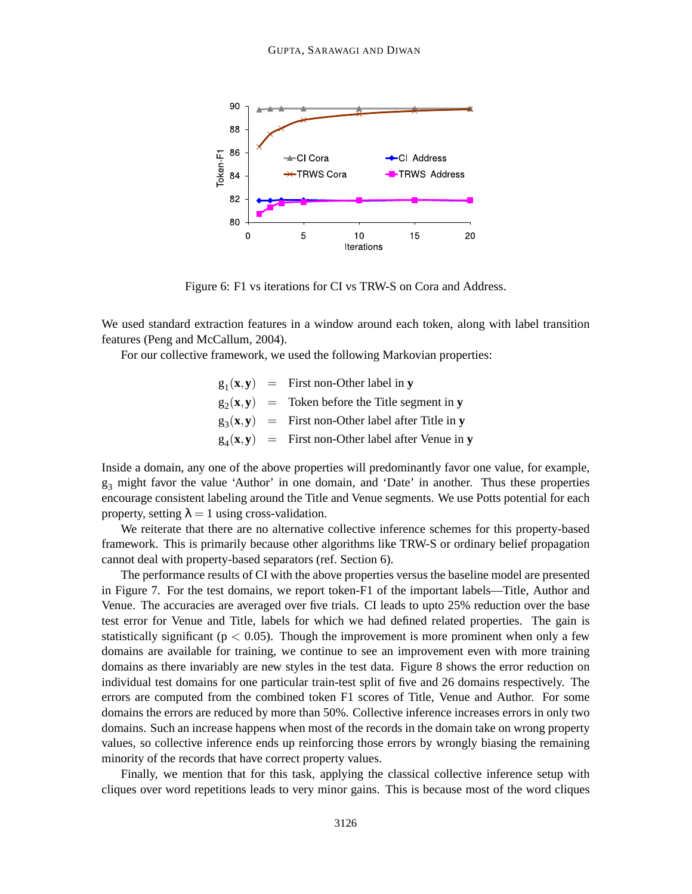90
88
86
84
82
80
Token-F1
0
5
10
15
20
Iterations
CI Cora
TRWS Cora
CI Address
TRWS Address

Figure 6: F1 vs iterations for CI vs TRW-S on Cora and Address.

We used standard extraction features in a window around each token, along with label transition features (Peng and McCallum, 2004).

For our collective framework, we used the following Markovian properties:

$$
\begin{aligned}
g_1(\mathbf{x},\mathbf{y}) &= \text{First non-Other label in } \mathbf{y} \\
g_2(\mathbf{x},\mathbf{y}) &= \text{Token before the Title segment in } \mathbf{y} \\
g_3(\mathbf{x},\mathbf{y}) &= \text{First non-Other label after Title in } \mathbf{y} \\
g_4(\mathbf{x},\mathbf{y}) &= \text{First non-Other label after Venue in } \mathbf{y}
\end{aligned}
$$

Inside a domain, any one of the above properties will predominantly favor one value, for example, $g_3$ might favor the value 'Author' in one domain, and 'Date' in another. Thus these properties encourage consistent labeling around the Title and Venue segments. We use Potts potential for each property, setting $\lambda = 1$ using cross-validation.

We reiterate that there are no alternative collective inference schemes for this property-based framework. This is primarily because other algorithms like TRW-S or ordinary belief propagation cannot deal with property-based separators (ref. Section 6).

The performance results of CI with the above properties versus the baseline model are presented in Figure 7. For the test domains, we report token-F1 of the important labels—Title, Author and Venue. The accuracies are averaged over five trials. CI leads to upto 25% reduction over the base test error for Venue and Title, labels for which we had defined related properties. The gain is statistically significant ($p < 0.05$). Though the improvement is more prominent when only a few domains are available for training, we continue to see an improvement even with more training domains as there invariably are new styles in the test data. Figure 8 shows the error reduction on individual test domains for one particular train-test split of five and 26 domains respectively. The errors are computed from the combined token F1 scores of Title, Venue and Author. For some domains the errors are reduced by more than 50%. Collective inference increases errors in only two domains. Such an increase happens when most of the records in the domain take on wrong property values, so collective inference ends up reinforcing those errors by wrongly biasing the remaining minority of the records that have correct property values.

Finally, we mention that for this task, applying the classical collective inference setup with cliques over word repetitions leads to very minor gains. This is because most of the word cliques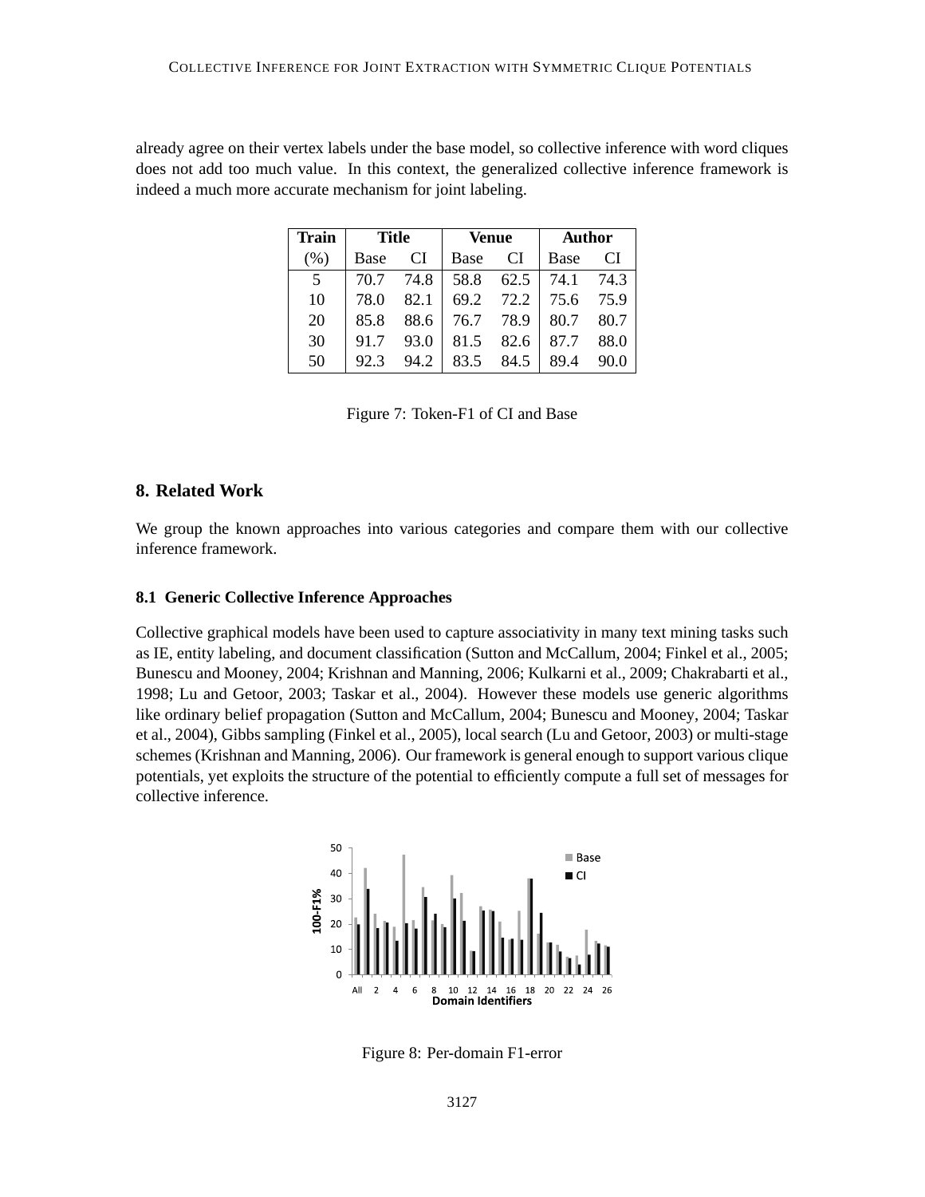already agree on their vertex labels under the base model, so collective inference with word cliques does not add too much value. In this context, the generalized collective inference framework is indeed a much more accurate mechanism for joint labeling.

| Train | Title | | Venue | | Author | |
|---|---|---|---|---|---|---|
| (%) | Base | CI | Base | CI | Base | CI |
| 5 | 70.7 | 74.8 | 58.8 | 62.5 | 74.1 | 74.3 |
| 10 | 78.0 | 82.1 | 69.2 | 72.2 | 75.6 | 75.9 |
| 20 | 85.8 | 88.6 | 76.7 | 78.9 | 80.7 | 80.7 |
| 30 | 91.7 | 93.0 | 81.5 | 82.6 | 87.7 | 88.0 |
| 50 | 92.3 | 94.2 | 83.5 | 84.5 | 89.4 | 90.0 |

Figure 7: Token-F1 of CI and Base

## 8. Related Work

We group the known approaches into various categories and compare them with our collective inference framework.

### 8.1 Generic Collective Inference Approaches

Collective graphical models have been used to capture associativity in many text mining tasks such as IE, entity labeling, and document classification (Sutton and McCallum, 2004; Finkel et al., 2005; Bunescu and Mooney, 2004; Krishnan and Manning, 2006; Kulkarni et al., 2009; Chakrabarti et al., 1998; Lu and Getoor, 2003; Taskar et al., 2004). However these models use generic algorithms like ordinary belief propagation (Sutton and McCallum, 2004; Bunescu and Mooney, 2004; Taskar et al., 2004), Gibbs sampling (Finkel et al., 2005), local search (Lu and Getoor, 2003) or multi-stage schemes (Krishnan and Manning, 2006). Our framework is general enough to support various clique potentials, yet exploits the structure of the potential to efficiently compute a full set of messages for collective inference.

50
40
30
20
10
0
100-F1%
Base
CI
All 2 4 6 8 10 12 14 16 18 20 22 24 26
Domain Identifiers

Figure 8: Per-domain F1-error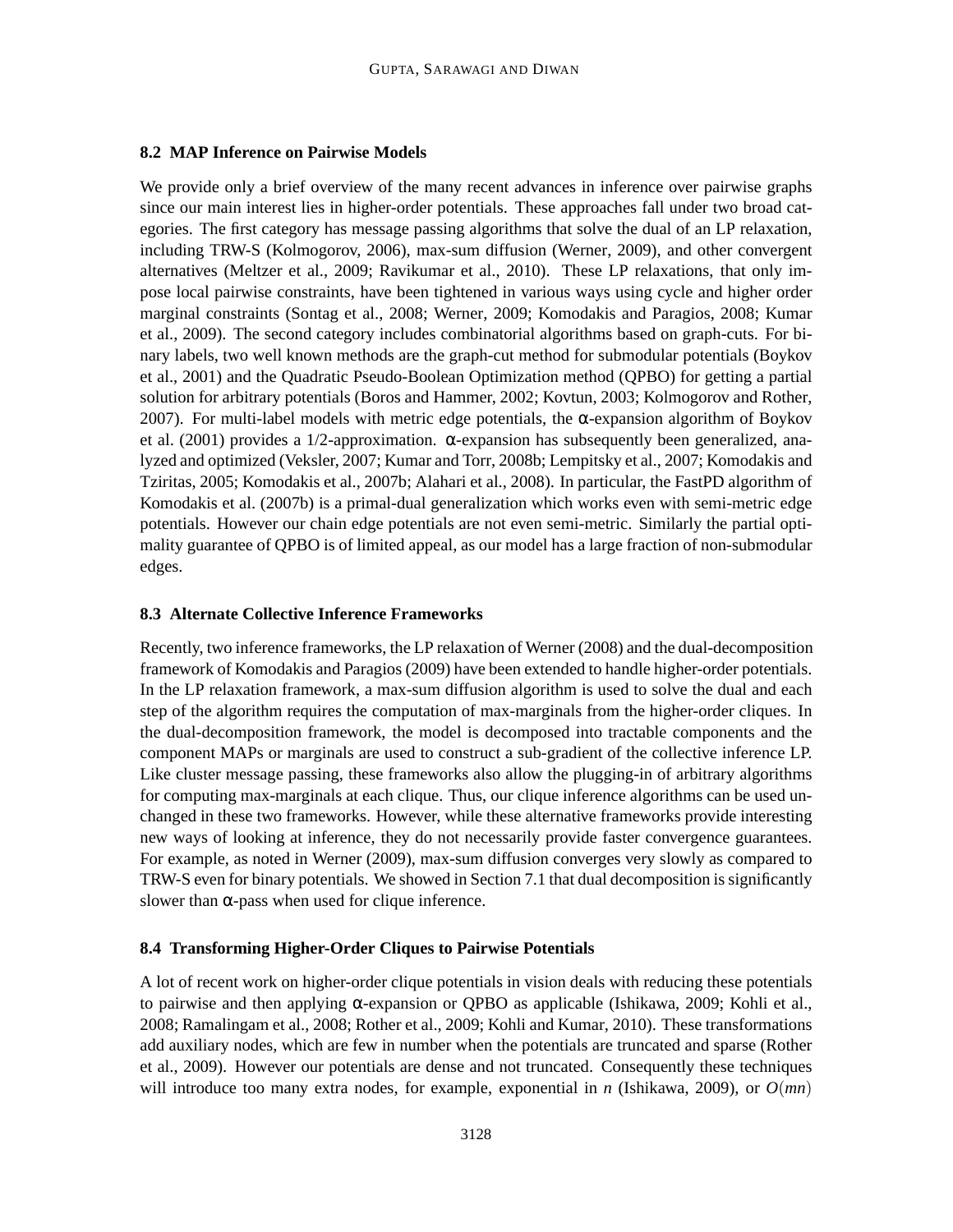### 8.2 MAP Inference on Pairwise Models

We provide only a brief overview of the many recent advances in inference over pairwise graphs since our main interest lies in higher-order potentials. These approaches fall under two broad categories. The first category has message passing algorithms that solve the dual of an LP relaxation, including TRW-S (Kolmogorov, 2006), max-sum diffusion (Werner, 2009), and other convergent alternatives (Meltzer et al., 2009; Ravikumar et al., 2010). These LP relaxations, that only impose local pairwise constraints, have been tightened in various ways using cycle and higher order marginal constraints (Sontag et al., 2008; Werner, 2009; Komodakis and Paragios, 2008; Kumar et al., 2009). The second category includes combinatorial algorithms based on graph-cuts. For binary labels, two well known methods are the graph-cut method for submodular potentials (Boykov et al., 2001) and the Quadratic Pseudo-Boolean Optimization method (QPBO) for getting a partial solution for arbitrary potentials (Boros and Hammer, 2002; Kovtun, 2003; Kolmogorov and Rother, 2007). For multi-label models with metric edge potentials, the $\alpha$-expansion algorithm of Boykov et al. (2001) provides a 1/2-approximation. $\alpha$-expansion has subsequently been generalized, analyzed and optimized (Veksler, 2007; Kumar and Torr, 2008b; Lempitsky et al., 2007; Komodakis and Tziritas, 2005; Komodakis et al., 2007b; Alahari et al., 2008). In particular, the FastPD algorithm of Komodakis et al. (2007b) is a primal-dual generalization which works even with semi-metric edge potentials. However our chain edge potentials are not even semi-metric. Similarly the partial optimality guarantee of QPBO is of limited appeal, as our model has a large fraction of non-submodular edges.

### 8.3 Alternate Collective Inference Frameworks

Recently, two inference frameworks, the LP relaxation of Werner (2008) and the dual-decomposition framework of Komodakis and Paragios (2009) have been extended to handle higher-order potentials. In the LP relaxation framework, a max-sum diffusion algorithm is used to solve the dual and each step of the algorithm requires the computation of max-marginals from the higher-order cliques. In the dual-decomposition framework, the model is decomposed into tractable components and the component MAPs or marginals are used to construct a sub-gradient of the collective inference LP. Like cluster message passing, these frameworks also allow the plugging-in of arbitrary algorithms for computing max-marginals at each clique. Thus, our clique inference algorithms can be used unchanged in these two frameworks. However, while these alternative frameworks provide interesting new ways of looking at inference, they do not necessarily provide faster convergence guarantees. For example, as noted in Werner (2009), max-sum diffusion converges very slowly as compared to TRW-S even for binary potentials. We showed in Section 7.1 that dual decomposition is significantly slower than $\alpha$-pass when used for clique inference.

### 8.4 Transforming Higher-Order Cliques to Pairwise Potentials

A lot of recent work on higher-order clique potentials in vision deals with reducing these potentials to pairwise and then applying $\alpha$-expansion or QPBO as applicable (Ishikawa, 2009; Kohli et al., 2008; Ramalingam et al., 2008; Rother et al., 2009; Kohli and Kumar, 2010). These transformations add auxiliary nodes, which are few in number when the potentials are truncated and sparse (Rother et al., 2009). However our potentials are dense and not truncated. Consequently these techniques will introduce too many extra nodes, for example, exponential in $n$ (Ishikawa, 2009), or $O(mn)$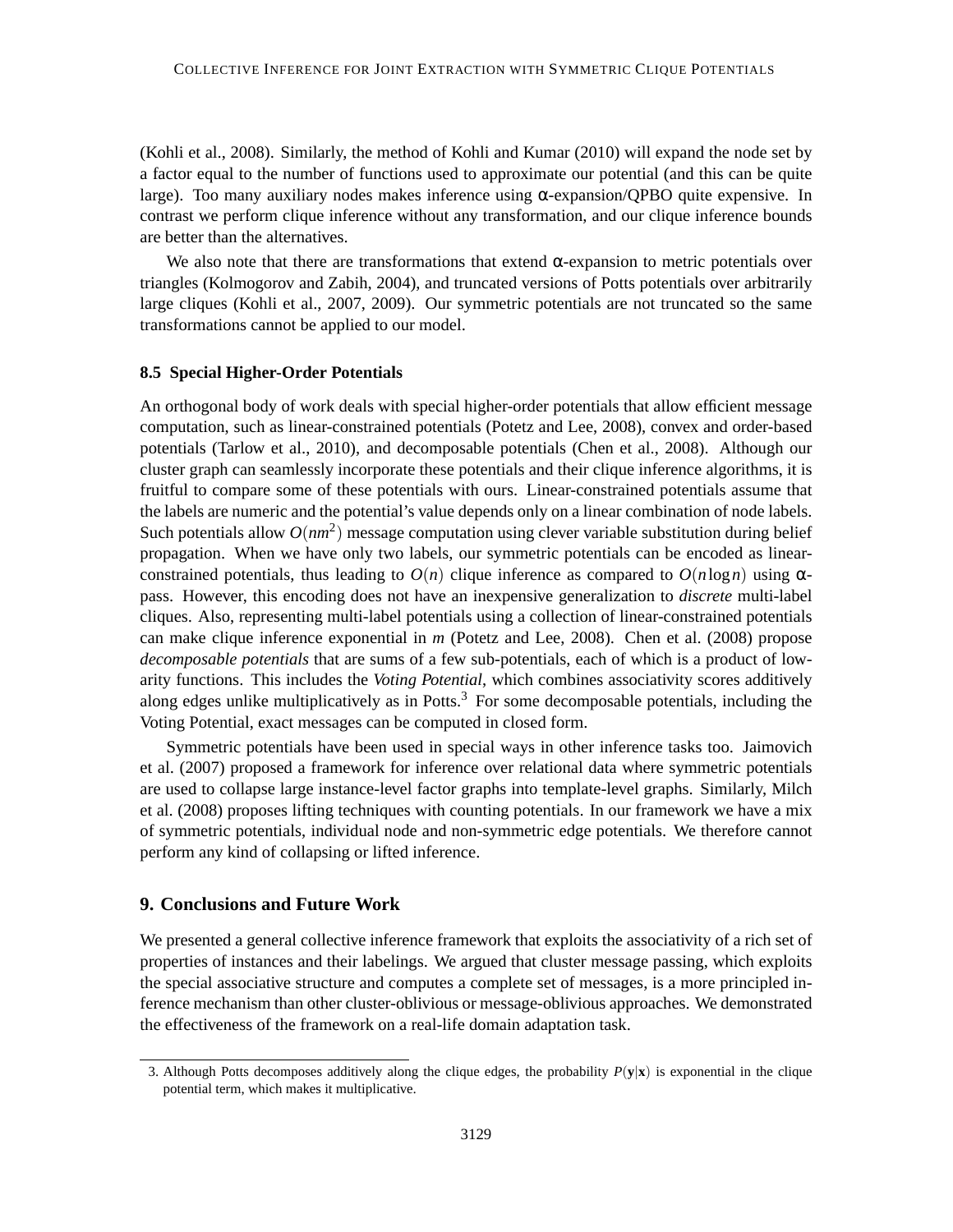(Kohli et al., 2008). Similarly, the method of Kohli and Kumar (2010) will expand the node set by a factor equal to the number of functions used to approximate our potential (and this can be quite large). Too many auxiliary nodes makes inference using α-expansion/QPBO quite expensive. In contrast we perform clique inference without any transformation, and our clique inference bounds are better than the alternatives.

We also note that there are transformations that extend α-expansion to metric potentials over triangles (Kolmogorov and Zabih, 2004), and truncated versions of Potts potentials over arbitrarily large cliques (Kohli et al., 2007, 2009). Our symmetric potentials are not truncated so the same transformations cannot be applied to our model.

### 8.5 Special Higher-Order Potentials

An orthogonal body of work deals with special higher-order potentials that allow efficient message computation, such as linear-constrained potentials (Potetz and Lee, 2008), convex and order-based potentials (Tarlow et al., 2010), and decomposable potentials (Chen et al., 2008). Although our cluster graph can seamlessly incorporate these potentials and their clique inference algorithms, it is fruitful to compare some of these potentials with ours. Linear-constrained potentials assume that the labels are numeric and the potential's value depends only on a linear combination of node labels. Such potentials allow $O(nm^2)$ message computation using clever variable substitution during belief propagation. When we have only two labels, our symmetric potentials can be encoded as linear-constrained potentials, thus leading to $O(n)$ clique inference as compared to $O(n\log n)$ using α-pass. However, this encoding does not have an inexpensive generalization to *discrete* multi-label cliques. Also, representing multi-label potentials using a collection of linear-constrained potentials can make clique inference exponential in $m$ (Potetz and Lee, 2008). Chen et al. (2008) propose *decomposable potentials* that are sums of a few sub-potentials, each of which is a product of low-arity functions. This includes the *Voting Potential*, which combines associativity scores additively along edges unlike multiplicatively as in Potts.[3] For some decomposable potentials, including the Voting Potential, exact messages can be computed in closed form.

Symmetric potentials have been used in special ways in other inference tasks too. Jaimovich et al. (2007) proposed a framework for inference over relational data where symmetric potentials are used to collapse large instance-level factor graphs into template-level graphs. Similarly, Milch et al. (2008) proposes lifting techniques with counting potentials. In our framework we have a mix of symmetric potentials, individual node and non-symmetric edge potentials. We therefore cannot perform any kind of collapsing or lifted inference.

## 9. Conclusions and Future Work

We presented a general collective inference framework that exploits the associativity of a rich set of properties of instances and their labelings. We argued that cluster message passing, which exploits the special associative structure and computes a complete set of messages, is a more principled inference mechanism than other cluster-oblivious or message-oblivious approaches. We demonstrated the effectiveness of the framework on a real-life domain adaptation task.

3. Although Potts decomposes additively along the clique edges, the probability $P(\mathbf{y}|\mathbf{x})$ is exponential in the clique potential term, which makes it multiplicative.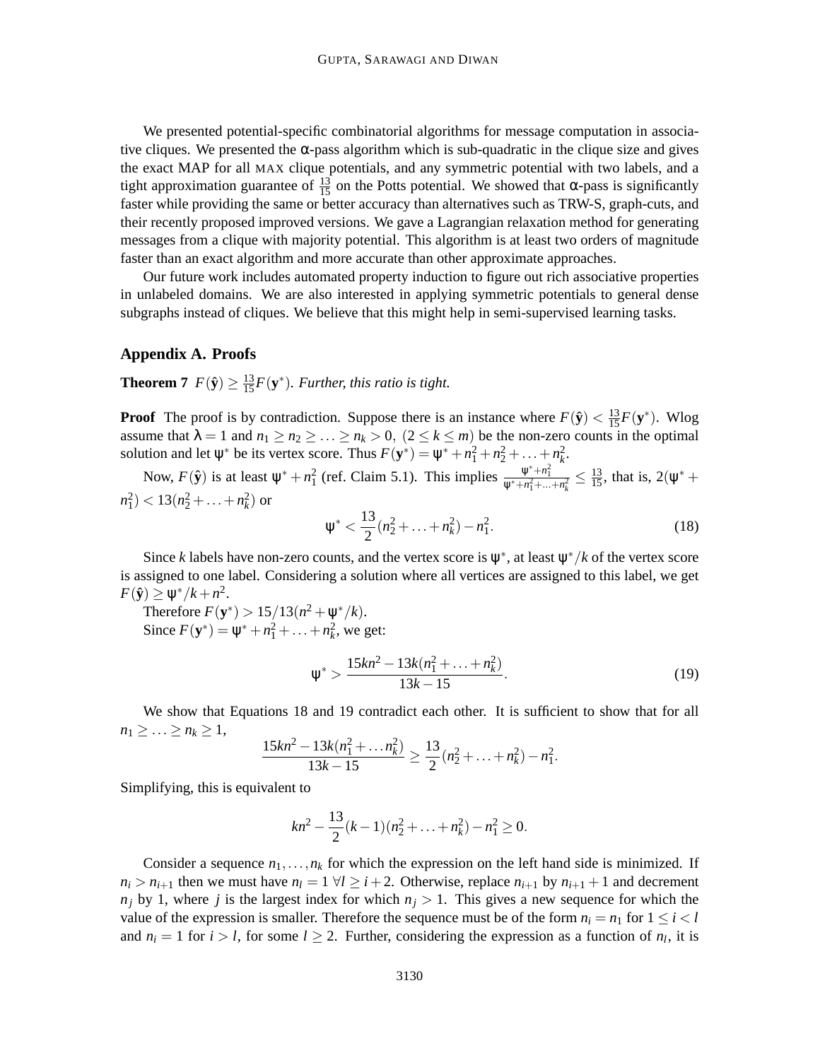We presented potential-specific combinatorial algorithms for message computation in associative cliques. We presented the $\alpha$-pass algorithm which is sub-quadratic in the clique size and gives the exact MAP for all MAX clique potentials, and any symmetric potential with two labels, and a tight approximation guarantee of $\frac{13}{15}$ on the Potts potential. We showed that $\alpha$-pass is significantly faster while providing the same or better accuracy than alternatives such as TRW-S, graph-cuts, and their recently proposed improved versions. We gave a Lagrangian relaxation method for generating messages from a clique with majority potential. This algorithm is at least two orders of magnitude faster than an exact algorithm and more accurate than other approximate approaches.

Our future work includes automated property induction to figure out rich associative properties in unlabeled domains. We are also interested in applying symmetric potentials to general dense subgraphs instead of cliques. We believe that this might help in semi-supervised learning tasks.

## Appendix A. Proofs

**Theorem 7** $F(\hat{\mathbf{y}}) \geq \frac{13}{15}F(\mathbf{y}^*)$. *Further, this ratio is tight.*

**Proof** The proof is by contradiction. Suppose there is an instance where $F(\hat{\mathbf{y}}) < \frac{13}{15}F(\mathbf{y}^*)$. Wlog assume that $\lambda = 1$ and $n_1 \geq n_2 \geq \ldots \geq n_k > 0,\ (2 \leq k \leq m)$ be the non-zero counts in the optimal solution and let $\psi^*$ be its vertex score. Thus $F(\mathbf{y}^*) = \psi^* + n_1^2 + n_2^2 + \ldots + n_k^2$.

Now, $F(\hat{\mathbf{y}})$ is at least $\psi^* + n_1^2$ (ref. Claim 5.1). This implies $\frac{\psi^* + n_1^2}{\psi^* + n_1^2 + \ldots + n_k^2} \leq \frac{13}{15}$, that is, $2(\psi^* + n_1^2) < 13(n_2^2 + \ldots + n_k^2)$ or

$$\psi^* < \frac{13}{2}(n_2^2 + \ldots + n_k^2) - n_1^2. \tag{18}$$

Since $k$ labels have non-zero counts, and the vertex score is $\psi^*$, at least $\psi^*/k$ of the vertex score is assigned to one label. Considering a solution where all vertices are assigned to this label, we get $F(\hat{\mathbf{y}}) \geq \psi^*/k + n^2$.

Therefore $F(\mathbf{y}^*) > 15/13(n^2 + \psi^*/k)$.

Since $F(\mathbf{y}^*) = \psi^* + n_1^2 + \ldots + n_k^2$, we get:

$$\psi^* > \frac{15kn^2 - 13k(n_1^2 + \ldots + n_k^2)}{13k - 15}. \tag{19}$$

We show that Equations 18 and 19 contradict each other. It is sufficient to show that for all $n_1 \geq \ldots \geq n_k \geq 1$,

$$\frac{15kn^2 - 13k(n_1^2 + \ldots n_k^2)}{13k - 15} \geq \frac{13}{2}(n_2^2 + \ldots + n_k^2) - n_1^2.$$

Simplifying, this is equivalent to

$$kn^2 - \frac{13}{2}(k-1)(n_2^2 + \ldots + n_k^2) - n_1^2 \geq 0.$$

Consider a sequence $n_1, \ldots, n_k$ for which the expression on the left hand side is minimized. If $n_i > n_{i+1}$ then we must have $n_l = 1\ \forall l \geq i+2$. Otherwise, replace $n_{i+1}$ by $n_{i+1}+1$ and decrement $n_j$ by 1, where $j$ is the largest index for which $n_j > 1$. This gives a new sequence for which the value of the expression is smaller. Therefore the sequence must be of the form $n_i = n_1$ for $1 \leq i < l$ and $n_i = 1$ for $i > l$, for some $l \geq 2$. Further, considering the expression as a function of $n_l$, it is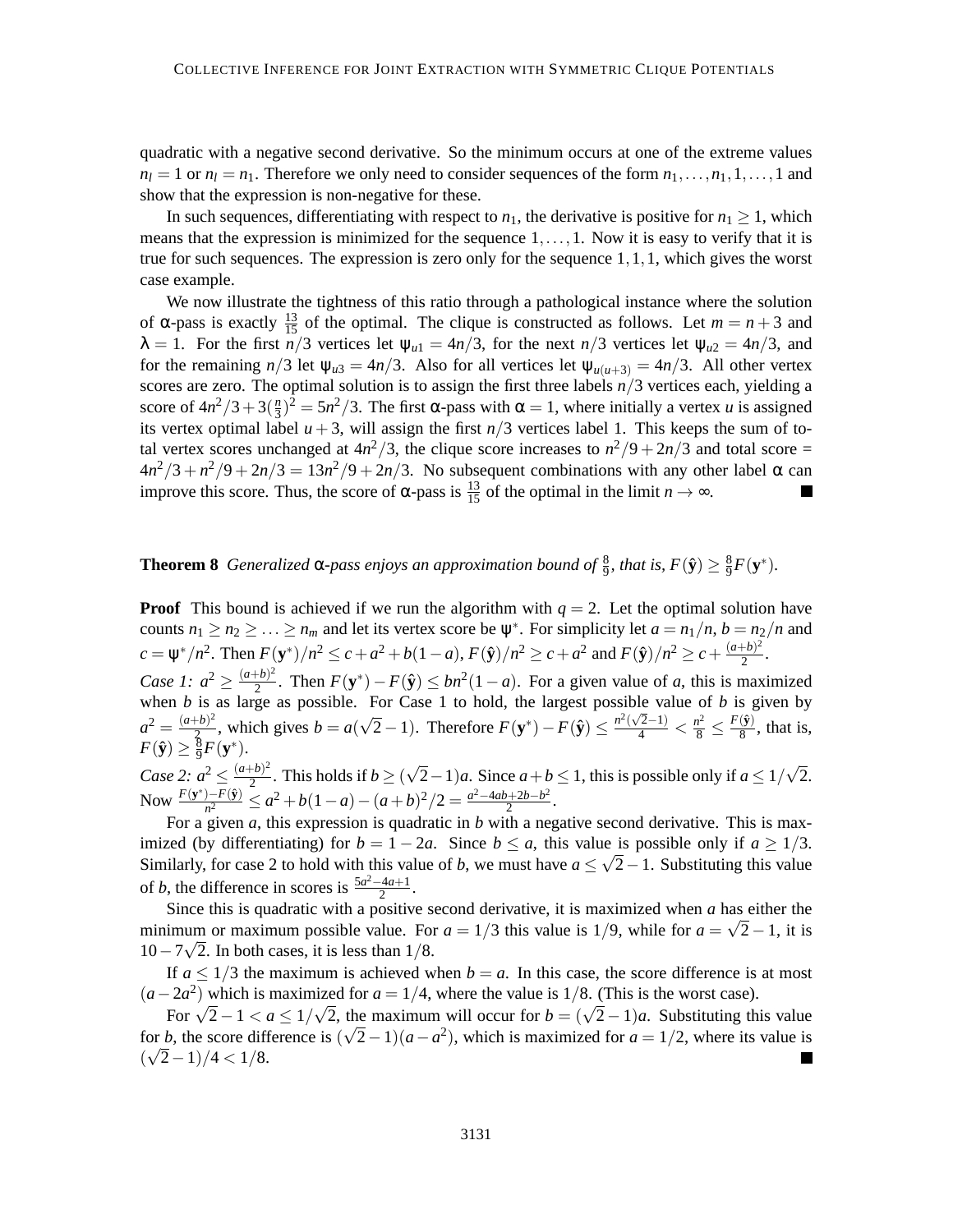quadratic with a negative second derivative. So the minimum occurs at one of the extreme values $n_l = 1$ or $n_l = n_1$. Therefore we only need to consider sequences of the form $n_1, \ldots, n_1, 1, \ldots, 1$ and show that the expression is non-negative for these.

In such sequences, differentiating with respect to $n_1$, the derivative is positive for $n_1 \geq 1$, which means that the expression is minimized for the sequence $1, \ldots, 1$. Now it is easy to verify that it is true for such sequences. The expression is zero only for the sequence $1, 1, 1$, which gives the worst case example.

We now illustrate the tightness of this ratio through a pathological instance where the solution of $\alpha$-pass is exactly $\frac{13}{15}$ of the optimal. The clique is constructed as follows. Let $m = n + 3$ and $\lambda = 1$. For the first $n/3$ vertices let $\psi_{u1} = 4n/3$, for the next $n/3$ vertices let $\psi_{u2} = 4n/3$, and for the remaining $n/3$ let $\psi_{u3} = 4n/3$. Also for all vertices let $\psi_{u(u+3)} = 4n/3$. All other vertex scores are zero. The optimal solution is to assign the first three labels $n/3$ vertices each, yielding a score of $4n^2/3 + 3(\frac{n}{3})^2 = 5n^2/3$. The first $\alpha$-pass with $\alpha = 1$, where initially a vertex $u$ is assigned its vertex optimal label $u + 3$, will assign the first $n/3$ vertices label 1. This keeps the sum of total vertex scores unchanged at $4n^2/3$, the clique score increases to $n^2/9 + 2n/3$ and total score = $4n^2/3 + n^2/9 + 2n/3 = 13n^2/9 + 2n/3$. No subsequent combinations with any other label $\alpha$ can improve this score. Thus, the score of $\alpha$-pass is $\frac{13}{15}$ of the optimal in the limit $n \to \infty$. ∎

**Theorem 8** *Generalized $\alpha$-pass enjoys an approximation bound of $\frac{8}{9}$, that is, $F(\hat{\mathbf{y}}) \geq \frac{8}{9} F(\mathbf{y}^*)$.*

**Proof** This bound is achieved if we run the algorithm with $q = 2$. Let the optimal solution have counts $n_1 \geq n_2 \geq \ldots \geq n_m$ and let its vertex score be $\psi^*$. For simplicity let $a = n_1/n$, $b = n_2/n$ and $c = \psi^*/n^2$. Then $F(\mathbf{y}^*)/n^2 \leq c + a^2 + b(1-a)$, $F(\hat{\mathbf{y}})/n^2 \geq c + a^2$ and $F(\hat{\mathbf{y}})/n^2 \geq c + \frac{(a+b)^2}{2}$.

*Case 1:* $a^2 \geq \frac{(a+b)^2}{2}$. Then $F(\mathbf{y}^*) - F(\hat{\mathbf{y}}) \leq bn^2(1-a)$. For a given value of $a$, this is maximized when $b$ is as large as possible. For Case 1 to hold, the largest possible value of $b$ is given by $a^2 = \frac{(a+b)^2}{2}$, which gives $b = a(\sqrt{2}-1)$. Therefore $F(\mathbf{y}^*) - F(\hat{\mathbf{y}}) \leq \frac{n^2(\sqrt{2}-1)}{4} < \frac{n^2}{8} \leq \frac{F(\hat{\mathbf{y}})}{8}$, that is, $F(\hat{\mathbf{y}}) \geq \frac{8}{9} F(\mathbf{y}^*)$.

*Case 2:* $a^2 \leq \frac{(a+b)^2}{2}$. This holds if $b \geq (\sqrt{2}-1)a$. Since $a + b \leq 1$, this is possible only if $a \leq 1/\sqrt{2}$. Now $\frac{F(\mathbf{y}^*) - F(\hat{\mathbf{y}})}{n^2} \leq a^2 + b(1-a) - (a+b)^2/2 = \frac{a^2 - 4ab + 2b - b^2}{2}$.

For a given $a$, this expression is quadratic in $b$ with a negative second derivative. This is maximized (by differentiating) for $b = 1 - 2a$. Since $b \leq a$, this value is possible only if $a \geq 1/3$. Similarly, for case 2 to hold with this value of $b$, we must have $a \leq \sqrt{2} - 1$. Substituting this value of $b$, the difference in scores is $\frac{5a^2 - 4a + 1}{2}$.

Since this is quadratic with a positive second derivative, it is maximized when $a$ has either the minimum or maximum possible value. For $a = 1/3$ this value is $1/9$, while for $a = \sqrt{2} - 1$, it is $10 - 7\sqrt{2}$. In both cases, it is less than $1/8$.

If $a \leq 1/3$ the maximum is achieved when $b = a$. In this case, the score difference is at most $(a - 2a^2)$ which is maximized for $a = 1/4$, where the value is $1/8$. (This is the worst case).

For $\sqrt{2} - 1 < a \leq 1/\sqrt{2}$, the maximum will occur for $b = (\sqrt{2}-1)a$. Substituting this value for $b$, the score difference is $(\sqrt{2}-1)(a - a^2)$, which is maximized for $a = 1/2$, where its value is $(\sqrt{2}-1)/4 < 1/8$. ∎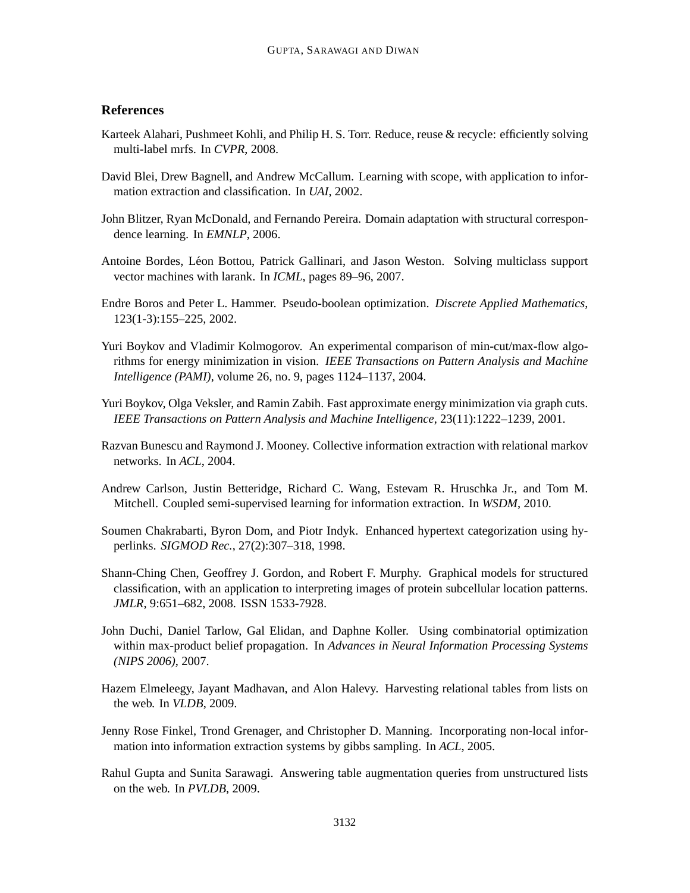## References

Karteek Alahari, Pushmeet Kohli, and Philip H. S. Torr. Reduce, reuse & recycle: efficiently solving multi-label mrfs. In *CVPR*, 2008.

David Blei, Drew Bagnell, and Andrew McCallum. Learning with scope, with application to information extraction and classification. In *UAI*, 2002.

John Blitzer, Ryan McDonald, and Fernando Pereira. Domain adaptation with structural correspondence learning. In *EMNLP*, 2006.

Antoine Bordes, Léon Bottou, Patrick Gallinari, and Jason Weston. Solving multiclass support vector machines with larank. In *ICML*, pages 89–96, 2007.

Endre Boros and Peter L. Hammer. Pseudo-boolean optimization. *Discrete Applied Mathematics*, 123(1-3):155–225, 2002.

Yuri Boykov and Vladimir Kolmogorov. An experimental comparison of min-cut/max-flow algorithms for energy minimization in vision. *IEEE Transactions on Pattern Analysis and Machine Intelligence (PAMI)*, volume 26, no. 9, pages 1124–1137, 2004.

Yuri Boykov, Olga Veksler, and Ramin Zabih. Fast approximate energy minimization via graph cuts. *IEEE Transactions on Pattern Analysis and Machine Intelligence*, 23(11):1222–1239, 2001.

Razvan Bunescu and Raymond J. Mooney. Collective information extraction with relational markov networks. In *ACL*, 2004.

Andrew Carlson, Justin Betteridge, Richard C. Wang, Estevam R. Hruschka Jr., and Tom M. Mitchell. Coupled semi-supervised learning for information extraction. In *WSDM*, 2010.

Soumen Chakrabarti, Byron Dom, and Piotr Indyk. Enhanced hypertext categorization using hyperlinks. *SIGMOD Rec.*, 27(2):307–318, 1998.

Shann-Ching Chen, Geoffrey J. Gordon, and Robert F. Murphy. Graphical models for structured classification, with an application to interpreting images of protein subcellular location patterns. *JMLR*, 9:651–682, 2008. ISSN 1533-7928.

John Duchi, Daniel Tarlow, Gal Elidan, and Daphne Koller. Using combinatorial optimization within max-product belief propagation. In *Advances in Neural Information Processing Systems (NIPS 2006)*, 2007.

Hazem Elmeleegy, Jayant Madhavan, and Alon Halevy. Harvesting relational tables from lists on the web. In *VLDB*, 2009.

Jenny Rose Finkel, Trond Grenager, and Christopher D. Manning. Incorporating non-local information into information extraction systems by gibbs sampling. In *ACL*, 2005.

Rahul Gupta and Sunita Sarawagi. Answering table augmentation queries from unstructured lists on the web. In *PVLDB*, 2009.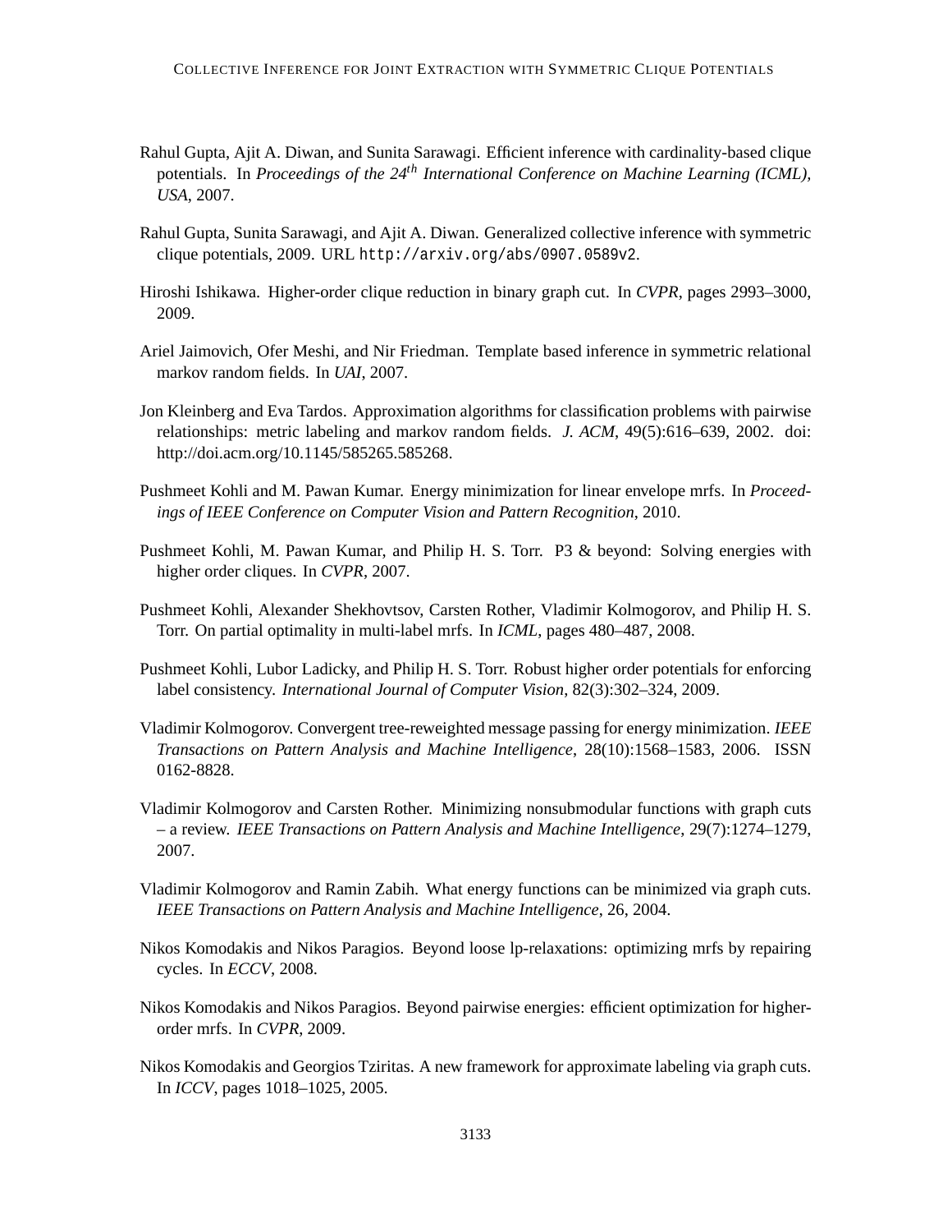Rahul Gupta, Ajit A. Diwan, and Sunita Sarawagi. Efficient inference with cardinality-based clique potentials. In *Proceedings of the 24$^{th}$ International Conference on Machine Learning (ICML), USA*, 2007.

Rahul Gupta, Sunita Sarawagi, and Ajit A. Diwan. Generalized collective inference with symmetric clique potentials, 2009. URL `http://arxiv.org/abs/0907.0589v2`.

Hiroshi Ishikawa. Higher-order clique reduction in binary graph cut. In *CVPR*, pages 2993–3000, 2009.

Ariel Jaimovich, Ofer Meshi, and Nir Friedman. Template based inference in symmetric relational markov random fields. In *UAI*, 2007.

Jon Kleinberg and Eva Tardos. Approximation algorithms for classification problems with pairwise relationships: metric labeling and markov random fields. *J. ACM*, 49(5):616–639, 2002. doi: http://doi.acm.org/10.1145/585265.585268.

Pushmeet Kohli and M. Pawan Kumar. Energy minimization for linear envelope mrfs. In *Proceedings of IEEE Conference on Computer Vision and Pattern Recognition*, 2010.

Pushmeet Kohli, M. Pawan Kumar, and Philip H. S. Torr. P3 & beyond: Solving energies with higher order cliques. In *CVPR*, 2007.

Pushmeet Kohli, Alexander Shekhovtsov, Carsten Rother, Vladimir Kolmogorov, and Philip H. S. Torr. On partial optimality in multi-label mrfs. In *ICML*, pages 480–487, 2008.

Pushmeet Kohli, Lubor Ladicky, and Philip H. S. Torr. Robust higher order potentials for enforcing label consistency. *International Journal of Computer Vision*, 82(3):302–324, 2009.

Vladimir Kolmogorov. Convergent tree-reweighted message passing for energy minimization. *IEEE Transactions on Pattern Analysis and Machine Intelligence*, 28(10):1568–1583, 2006. ISSN 0162-8828.

Vladimir Kolmogorov and Carsten Rother. Minimizing nonsubmodular functions with graph cuts – a review. *IEEE Transactions on Pattern Analysis and Machine Intelligence*, 29(7):1274–1279, 2007.

Vladimir Kolmogorov and Ramin Zabih. What energy functions can be minimized via graph cuts. *IEEE Transactions on Pattern Analysis and Machine Intelligence*, 26, 2004.

Nikos Komodakis and Nikos Paragios. Beyond loose lp-relaxations: optimizing mrfs by repairing cycles. In *ECCV*, 2008.

Nikos Komodakis and Nikos Paragios. Beyond pairwise energies: efficient optimization for higher-order mrfs. In *CVPR*, 2009.

Nikos Komodakis and Georgios Tziritas. A new framework for approximate labeling via graph cuts. In *ICCV*, pages 1018–1025, 2005.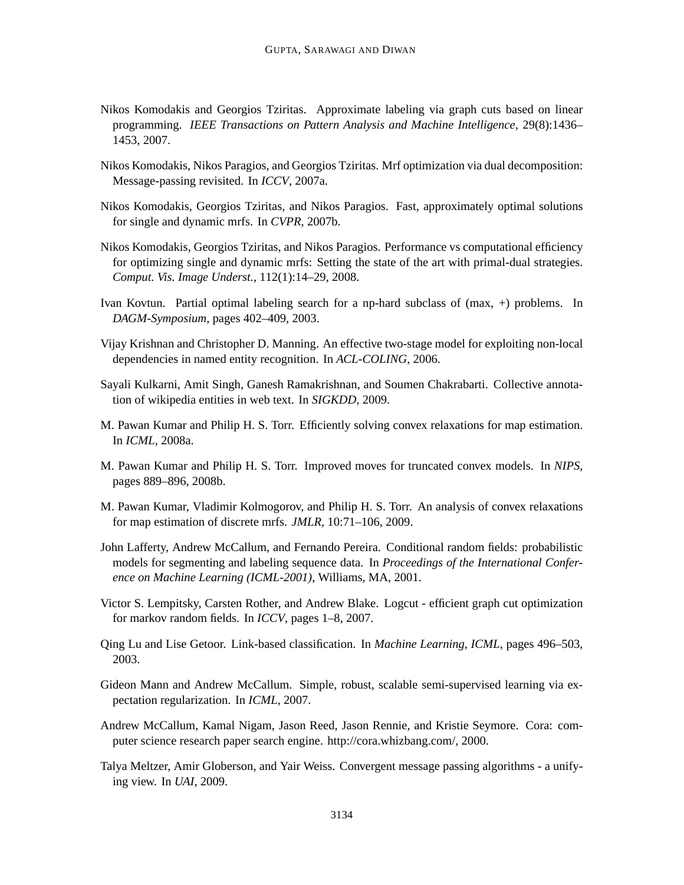Nikos Komodakis and Georgios Tziritas. Approximate labeling via graph cuts based on linear programming. *IEEE Transactions on Pattern Analysis and Machine Intelligence*, 29(8):1436–1453, 2007.

Nikos Komodakis, Nikos Paragios, and Georgios Tziritas. Mrf optimization via dual decomposition: Message-passing revisited. In *ICCV*, 2007a.

Nikos Komodakis, Georgios Tziritas, and Nikos Paragios. Fast, approximately optimal solutions for single and dynamic mrfs. In *CVPR*, 2007b.

Nikos Komodakis, Georgios Tziritas, and Nikos Paragios. Performance vs computational efficiency for optimizing single and dynamic mrfs: Setting the state of the art with primal-dual strategies. *Comput. Vis. Image Underst.*, 112(1):14–29, 2008.

Ivan Kovtun. Partial optimal labeling search for a np-hard subclass of (max, +) problems. In *DAGM-Symposium*, pages 402–409, 2003.

Vijay Krishnan and Christopher D. Manning. An effective two-stage model for exploiting non-local dependencies in named entity recognition. In *ACL-COLING*, 2006.

Sayali Kulkarni, Amit Singh, Ganesh Ramakrishnan, and Soumen Chakrabarti. Collective annotation of wikipedia entities in web text. In *SIGKDD*, 2009.

M. Pawan Kumar and Philip H. S. Torr. Efficiently solving convex relaxations for map estimation. In *ICML*, 2008a.

M. Pawan Kumar and Philip H. S. Torr. Improved moves for truncated convex models. In *NIPS*, pages 889–896, 2008b.

M. Pawan Kumar, Vladimir Kolmogorov, and Philip H. S. Torr. An analysis of convex relaxations for map estimation of discrete mrfs. *JMLR*, 10:71–106, 2009.

John Lafferty, Andrew McCallum, and Fernando Pereira. Conditional random fields: probabilistic models for segmenting and labeling sequence data. In *Proceedings of the International Conference on Machine Learning (ICML-2001)*, Williams, MA, 2001.

Victor S. Lempitsky, Carsten Rother, and Andrew Blake. Logcut - efficient graph cut optimization for markov random fields. In *ICCV*, pages 1–8, 2007.

Qing Lu and Lise Getoor. Link-based classification. In *Machine Learning, ICML*, pages 496–503, 2003.

Gideon Mann and Andrew McCallum. Simple, robust, scalable semi-supervised learning via expectation regularization. In *ICML*, 2007.

Andrew McCallum, Kamal Nigam, Jason Reed, Jason Rennie, and Kristie Seymore. Cora: computer science research paper search engine. http://cora.whizbang.com/, 2000.

Talya Meltzer, Amir Globerson, and Yair Weiss. Convergent message passing algorithms - a unifying view. In *UAI*, 2009.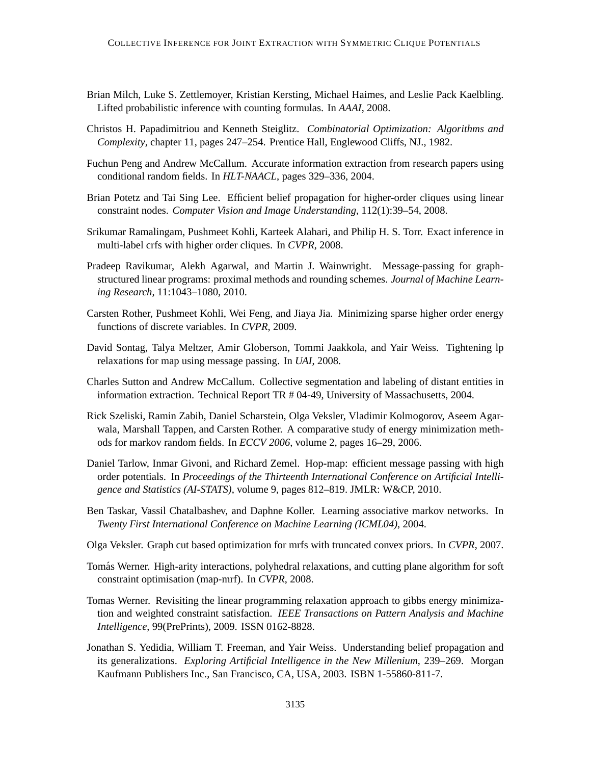Brian Milch, Luke S. Zettlemoyer, Kristian Kersting, Michael Haimes, and Leslie Pack Kaelbling. Lifted probabilistic inference with counting formulas. In *AAAI*, 2008.

Christos H. Papadimitriou and Kenneth Steiglitz. *Combinatorial Optimization: Algorithms and Complexity*, chapter 11, pages 247–254. Prentice Hall, Englewood Cliffs, NJ., 1982.

Fuchun Peng and Andrew McCallum. Accurate information extraction from research papers using conditional random fields. In *HLT-NAACL*, pages 329–336, 2004.

Brian Potetz and Tai Sing Lee. Efficient belief propagation for higher-order cliques using linear constraint nodes. *Computer Vision and Image Understanding*, 112(1):39–54, 2008.

Srikumar Ramalingam, Pushmeet Kohli, Karteek Alahari, and Philip H. S. Torr. Exact inference in multi-label crfs with higher order cliques. In *CVPR*, 2008.

Pradeep Ravikumar, Alekh Agarwal, and Martin J. Wainwright. Message-passing for graph-structured linear programs: proximal methods and rounding schemes. *Journal of Machine Learning Research*, 11:1043–1080, 2010.

Carsten Rother, Pushmeet Kohli, Wei Feng, and Jiaya Jia. Minimizing sparse higher order energy functions of discrete variables. In *CVPR*, 2009.

David Sontag, Talya Meltzer, Amir Globerson, Tommi Jaakkola, and Yair Weiss. Tightening lp relaxations for map using message passing. In *UAI*, 2008.

Charles Sutton and Andrew McCallum. Collective segmentation and labeling of distant entities in information extraction. Technical Report TR # 04-49, University of Massachusetts, 2004.

Rick Szeliski, Ramin Zabih, Daniel Scharstein, Olga Veksler, Vladimir Kolmogorov, Aseem Agarwala, Marshall Tappen, and Carsten Rother. A comparative study of energy minimization methods for markov random fields. In *ECCV 2006*, volume 2, pages 16–29, 2006.

Daniel Tarlow, Inmar Givoni, and Richard Zemel. Hop-map: efficient message passing with high order potentials. In *Proceedings of the Thirteenth International Conference on Artificial Intelligence and Statistics (AI-STATS)*, volume 9, pages 812–819. JMLR: W&CP, 2010.

Ben Taskar, Vassil Chatalbashev, and Daphne Koller. Learning associative markov networks. In *Twenty First International Conference on Machine Learning (ICML04)*, 2004.

Olga Veksler. Graph cut based optimization for mrfs with truncated convex priors. In *CVPR*, 2007.

Tomás Werner. High-arity interactions, polyhedral relaxations, and cutting plane algorithm for soft constraint optimisation (map-mrf). In *CVPR*, 2008.

Tomas Werner. Revisiting the linear programming relaxation approach to gibbs energy minimization and weighted constraint satisfaction. *IEEE Transactions on Pattern Analysis and Machine Intelligence*, 99(PrePrints), 2009. ISSN 0162-8828.

Jonathan S. Yedidia, William T. Freeman, and Yair Weiss. Understanding belief propagation and its generalizations. *Exploring Artificial Intelligence in the New Millenium*, 239–269. Morgan Kaufmann Publishers Inc., San Francisco, CA, USA, 2003. ISBN 1-55860-811-7.